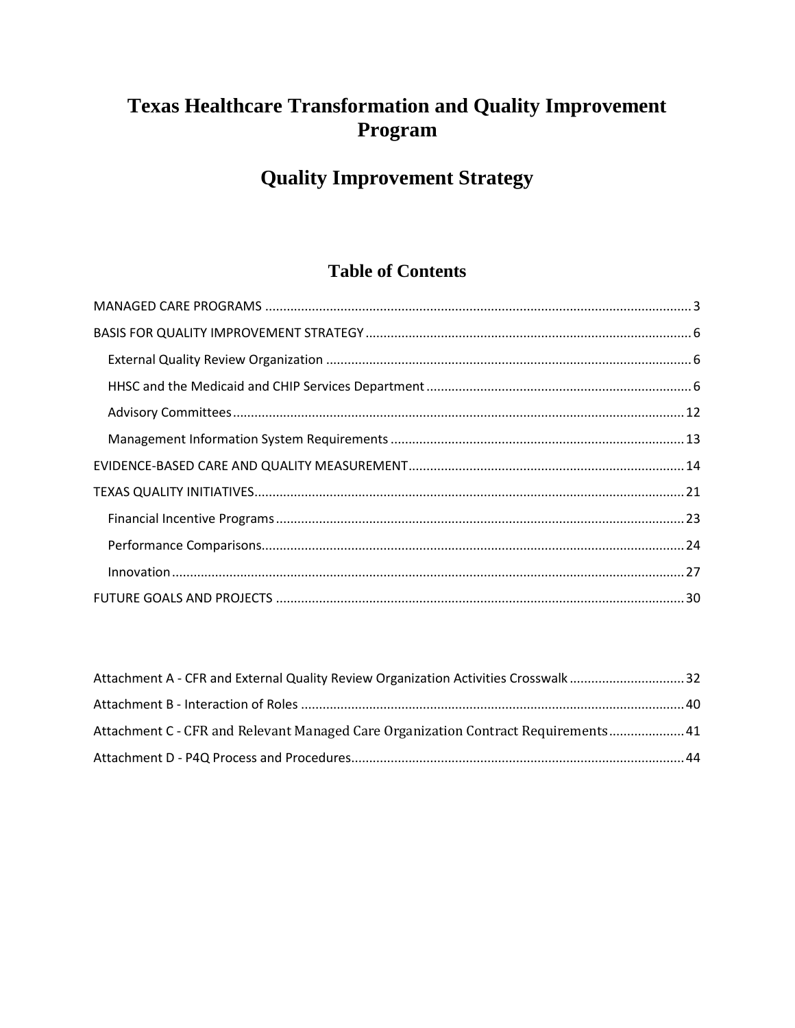# Texas Healthcare Transformation and Quality Improvement Program

# Quality Improvement Strategy

## Table of Contents

MANAGED CARE PROGRAMS ..... 3

BASIS FOR QUALITY IMPROVEMENT STRATEGY ..... 6

- External Quality Review Organization ..... 6
- HHSC and the Medicaid and CHIP Services Department ..... 6
- Advisory Committees ..... 12
- Management Information System Requirements ..... 13

EVIDENCE-BASED CARE AND QUALITY MEASUREMENT ..... 14

TEXAS QUALITY INITIATIVES ..... 21

- Financial Incentive Programs ..... 23
- Performance Comparisons ..... 24
- Innovation ..... 27

FUTURE GOALS AND PROJECTS ..... 30

Attachment A - CFR and External Quality Review Organization Activities Crosswalk ..... 32

Attachment B - Interaction of Roles ..... 40

Attachment C - CFR and Relevant Managed Care Organization Contract Requirements ..... 41

Attachment D - P4Q Process and Procedures ..... 44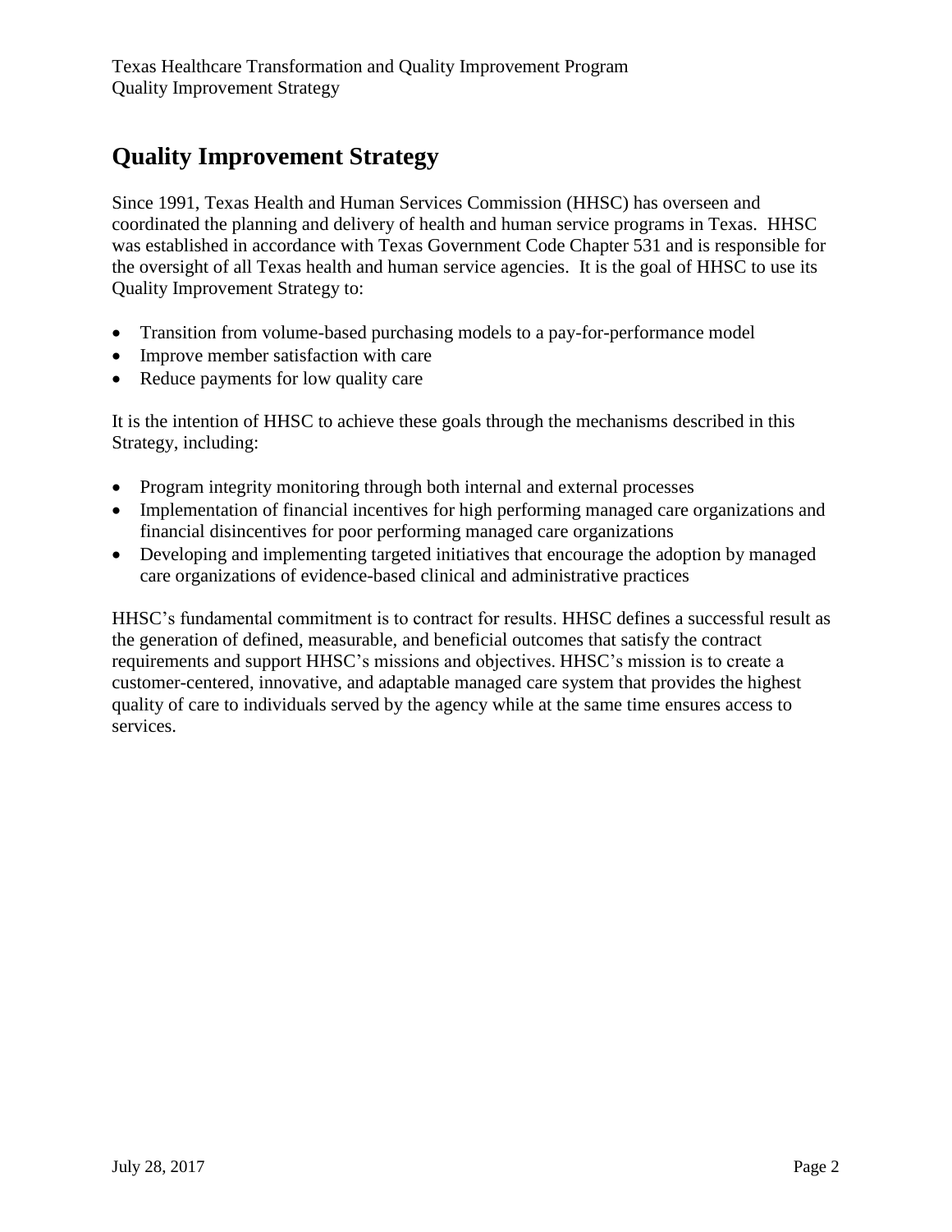# Quality Improvement Strategy

Since 1991, Texas Health and Human Services Commission (HHSC) has overseen and coordinated the planning and delivery of health and human service programs in Texas. HHSC was established in accordance with Texas Government Code Chapter 531 and is responsible for the oversight of all Texas health and human service agencies. It is the goal of HHSC to use its Quality Improvement Strategy to:

- Transition from volume-based purchasing models to a pay-for-performance model
- Improve member satisfaction with care
- Reduce payments for low quality care

It is the intention of HHSC to achieve these goals through the mechanisms described in this Strategy, including:

- Program integrity monitoring through both internal and external processes
- Implementation of financial incentives for high performing managed care organizations and financial disincentives for poor performing managed care organizations
- Developing and implementing targeted initiatives that encourage the adoption by managed care organizations of evidence-based clinical and administrative practices

HHSC's fundamental commitment is to contract for results. HHSC defines a successful result as the generation of defined, measurable, and beneficial outcomes that satisfy the contract requirements and support HHSC's missions and objectives. HHSC's mission is to create a customer-centered, innovative, and adaptable managed care system that provides the highest quality of care to individuals served by the agency while at the same time ensures access to services.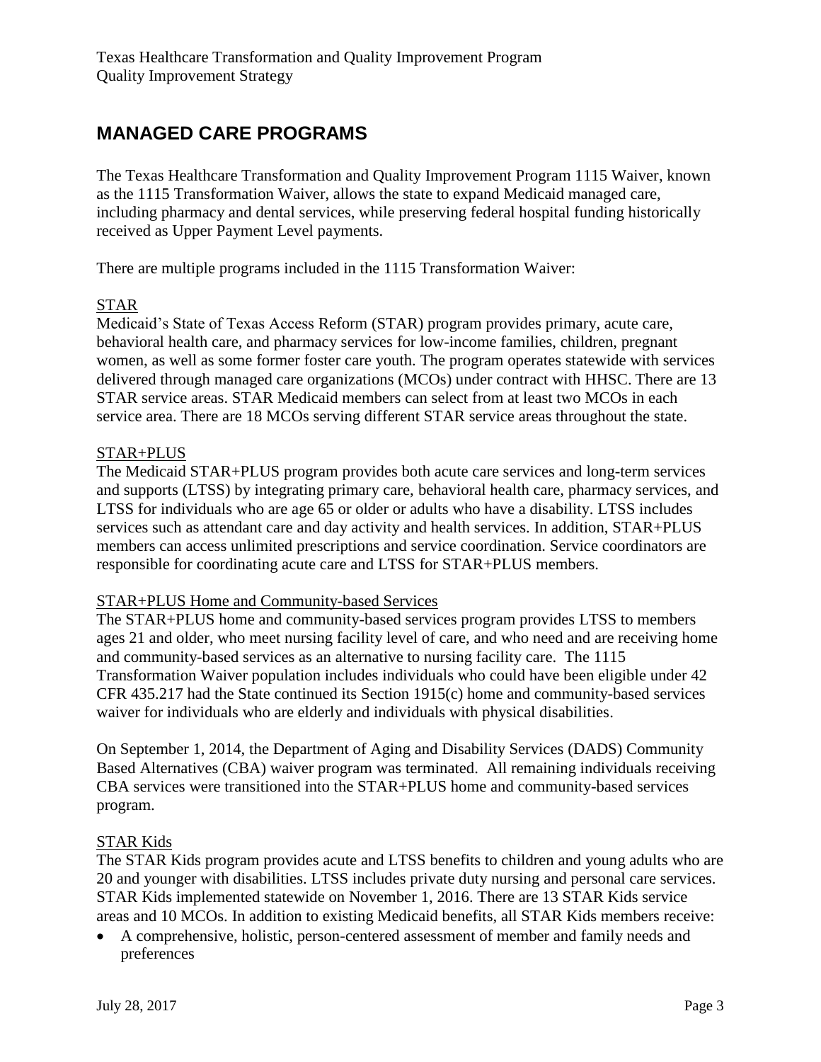## MANAGED CARE PROGRAMS

The Texas Healthcare Transformation and Quality Improvement Program 1115 Waiver, known as the 1115 Transformation Waiver, allows the state to expand Medicaid managed care, including pharmacy and dental services, while preserving federal hospital funding historically received as Upper Payment Level payments.

There are multiple programs included in the 1115 Transformation Waiver:

### STAR

Medicaid's State of Texas Access Reform (STAR) program provides primary, acute care, behavioral health care, and pharmacy services for low-income families, children, pregnant women, as well as some former foster care youth. The program operates statewide with services delivered through managed care organizations (MCOs) under contract with HHSC. There are 13 STAR service areas. STAR Medicaid members can select from at least two MCOs in each service area. There are 18 MCOs serving different STAR service areas throughout the state.

### STAR+PLUS

The Medicaid STAR+PLUS program provides both acute care services and long-term services and supports (LTSS) by integrating primary care, behavioral health care, pharmacy services, and LTSS for individuals who are age 65 or older or adults who have a disability. LTSS includes services such as attendant care and day activity and health services. In addition, STAR+PLUS members can access unlimited prescriptions and service coordination. Service coordinators are responsible for coordinating acute care and LTSS for STAR+PLUS members.

### STAR+PLUS Home and Community-based Services

The STAR+PLUS home and community-based services program provides LTSS to members ages 21 and older, who meet nursing facility level of care, and who need and are receiving home and community-based services as an alternative to nursing facility care. The 1115 Transformation Waiver population includes individuals who could have been eligible under 42 CFR 435.217 had the State continued its Section 1915(c) home and community-based services waiver for individuals who are elderly and individuals with physical disabilities.

On September 1, 2014, the Department of Aging and Disability Services (DADS) Community Based Alternatives (CBA) waiver program was terminated. All remaining individuals receiving CBA services were transitioned into the STAR+PLUS home and community-based services program.

### STAR Kids

The STAR Kids program provides acute and LTSS benefits to children and young adults who are 20 and younger with disabilities. LTSS includes private duty nursing and personal care services. STAR Kids implemented statewide on November 1, 2016. There are 13 STAR Kids service areas and 10 MCOs. In addition to existing Medicaid benefits, all STAR Kids members receive:

- A comprehensive, holistic, person-centered assessment of member and family needs and preferences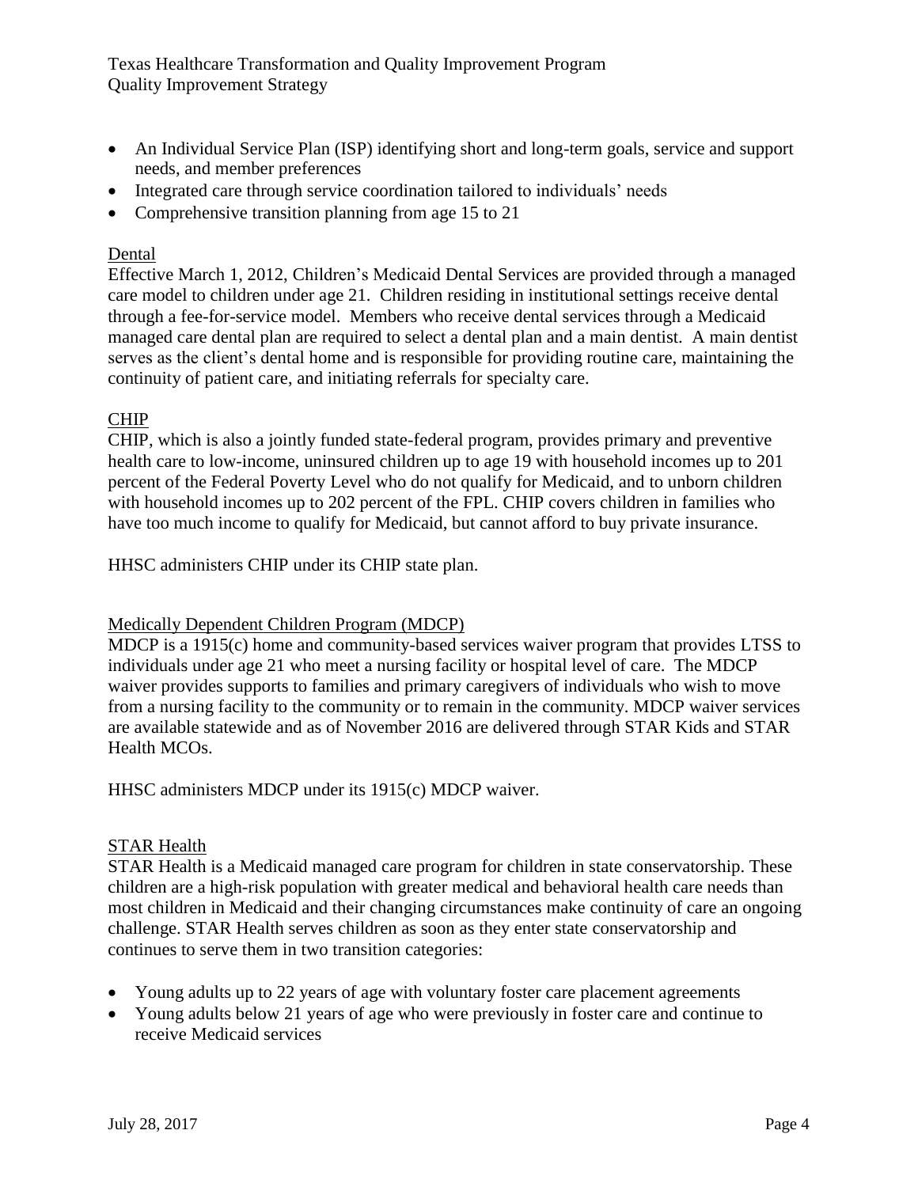- An Individual Service Plan (ISP) identifying short and long-term goals, service and support needs, and member preferences
- Integrated care through service coordination tailored to individuals' needs
- Comprehensive transition planning from age 15 to 21

## Dental

Effective March 1, 2012, Children's Medicaid Dental Services are provided through a managed care model to children under age 21. Children residing in institutional settings receive dental through a fee-for-service model. Members who receive dental services through a Medicaid managed care dental plan are required to select a dental plan and a main dentist. A main dentist serves as the client's dental home and is responsible for providing routine care, maintaining the continuity of patient care, and initiating referrals for specialty care.

## CHIP

CHIP, which is also a jointly funded state-federal program, provides primary and preventive health care to low-income, uninsured children up to age 19 with household incomes up to 201 percent of the Federal Poverty Level who do not qualify for Medicaid, and to unborn children with household incomes up to 202 percent of the FPL. CHIP covers children in families who have too much income to qualify for Medicaid, but cannot afford to buy private insurance.

HHSC administers CHIP under its CHIP state plan.

## Medically Dependent Children Program (MDCP)

MDCP is a 1915(c) home and community-based services waiver program that provides LTSS to individuals under age 21 who meet a nursing facility or hospital level of care. The MDCP waiver provides supports to families and primary caregivers of individuals who wish to move from a nursing facility to the community or to remain in the community. MDCP waiver services are available statewide and as of November 2016 are delivered through STAR Kids and STAR Health MCOs.

HHSC administers MDCP under its 1915(c) MDCP waiver.

## STAR Health

STAR Health is a Medicaid managed care program for children in state conservatorship. These children are a high-risk population with greater medical and behavioral health care needs than most children in Medicaid and their changing circumstances make continuity of care an ongoing challenge. STAR Health serves children as soon as they enter state conservatorship and continues to serve them in two transition categories:

- Young adults up to 22 years of age with voluntary foster care placement agreements
- Young adults below 21 years of age who were previously in foster care and continue to receive Medicaid services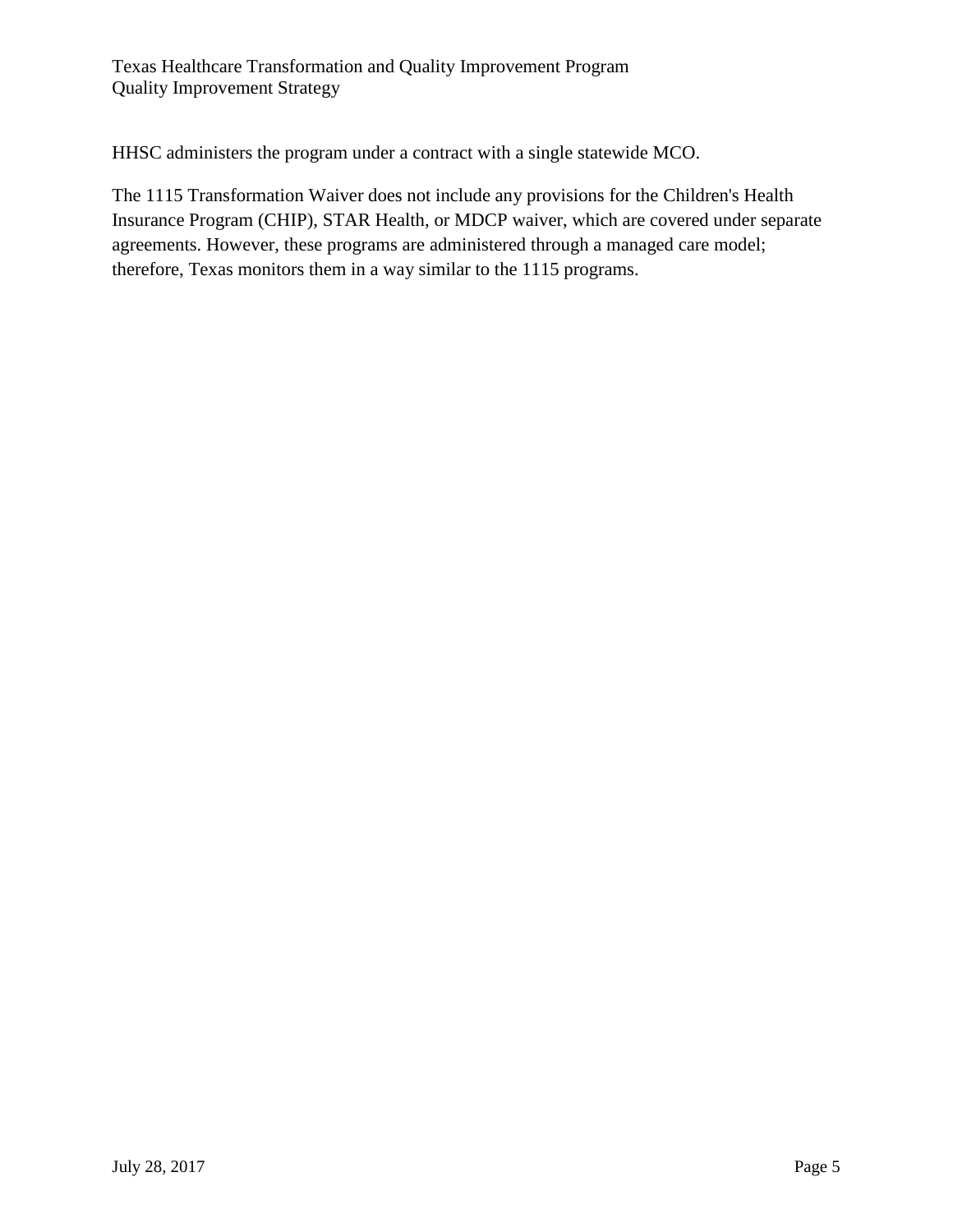HHSC administers the program under a contract with a single statewide MCO.

The 1115 Transformation Waiver does not include any provisions for the Children's Health Insurance Program (CHIP), STAR Health, or MDCP waiver, which are covered under separate agreements. However, these programs are administered through a managed care model; therefore, Texas monitors them in a way similar to the 1115 programs.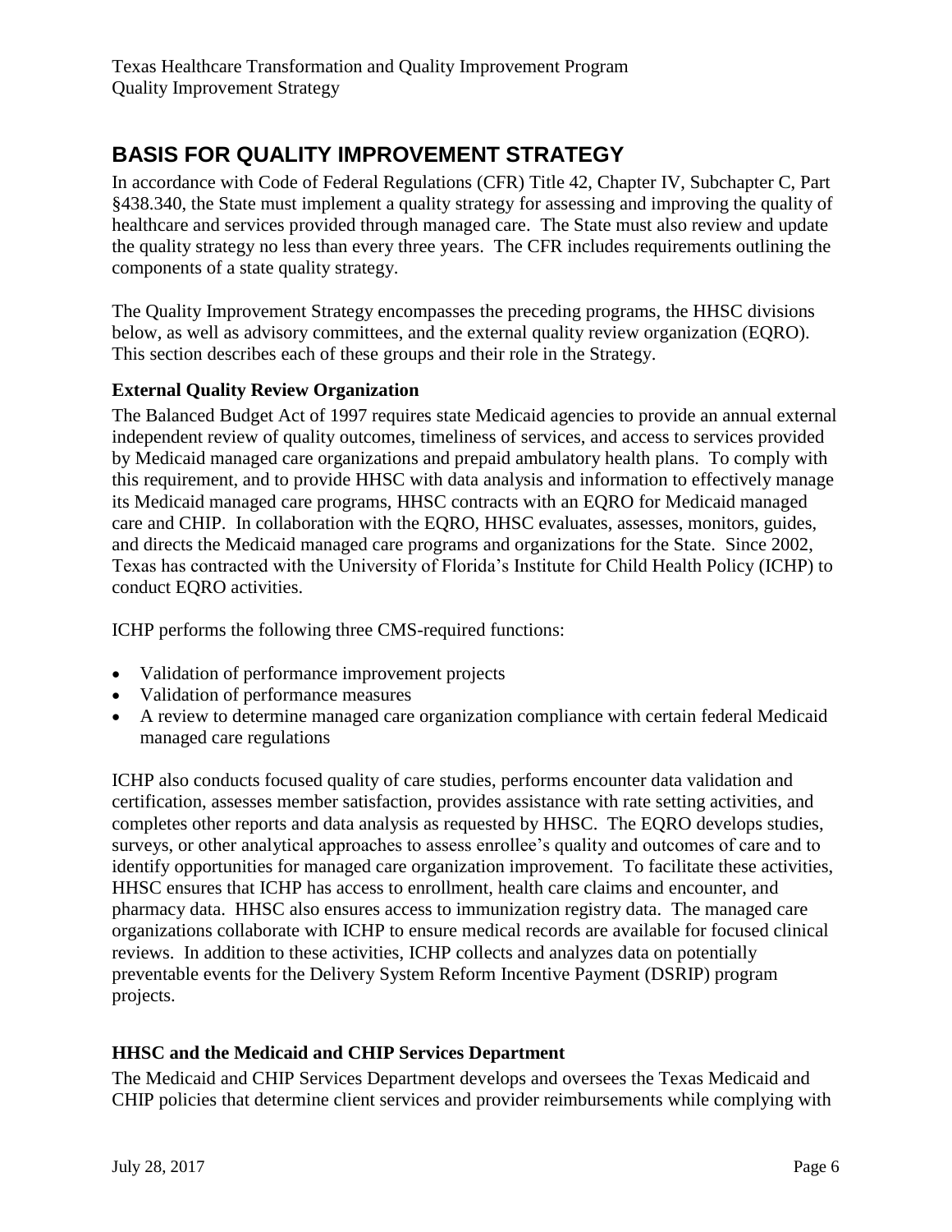# BASIS FOR QUALITY IMPROVEMENT STRATEGY

In accordance with Code of Federal Regulations (CFR) Title 42, Chapter IV, Subchapter C, Part §438.340, the State must implement a quality strategy for assessing and improving the quality of healthcare and services provided through managed care. The State must also review and update the quality strategy no less than every three years. The CFR includes requirements outlining the components of a state quality strategy.

The Quality Improvement Strategy encompasses the preceding programs, the HHSC divisions below, as well as advisory committees, and the external quality review organization (EQRO). This section describes each of these groups and their role in the Strategy.

### External Quality Review Organization

The Balanced Budget Act of 1997 requires state Medicaid agencies to provide an annual external independent review of quality outcomes, timeliness of services, and access to services provided by Medicaid managed care organizations and prepaid ambulatory health plans. To comply with this requirement, and to provide HHSC with data analysis and information to effectively manage its Medicaid managed care programs, HHSC contracts with an EQRO for Medicaid managed care and CHIP. In collaboration with the EQRO, HHSC evaluates, assesses, monitors, guides, and directs the Medicaid managed care programs and organizations for the State. Since 2002, Texas has contracted with the University of Florida's Institute for Child Health Policy (ICHP) to conduct EQRO activities.

ICHP performs the following three CMS-required functions:

- Validation of performance improvement projects
- Validation of performance measures
- A review to determine managed care organization compliance with certain federal Medicaid managed care regulations

ICHP also conducts focused quality of care studies, performs encounter data validation and certification, assesses member satisfaction, provides assistance with rate setting activities, and completes other reports and data analysis as requested by HHSC. The EQRO develops studies, surveys, or other analytical approaches to assess enrollee's quality and outcomes of care and to identify opportunities for managed care organization improvement. To facilitate these activities, HHSC ensures that ICHP has access to enrollment, health care claims and encounter, and pharmacy data. HHSC also ensures access to immunization registry data. The managed care organizations collaborate with ICHP to ensure medical records are available for focused clinical reviews. In addition to these activities, ICHP collects and analyzes data on potentially preventable events for the Delivery System Reform Incentive Payment (DSRIP) program projects.

### HHSC and the Medicaid and CHIP Services Department

The Medicaid and CHIP Services Department develops and oversees the Texas Medicaid and CHIP policies that determine client services and provider reimbursements while complying with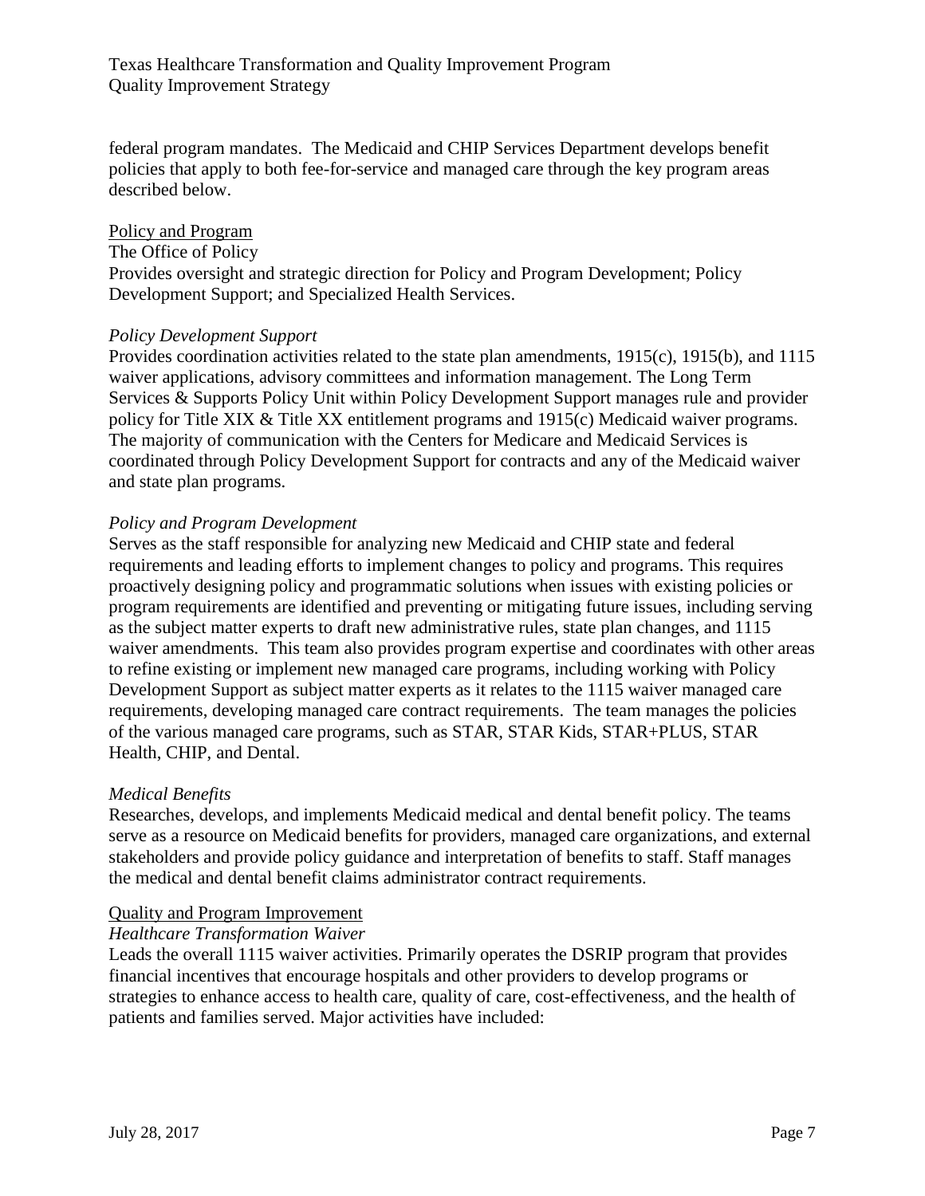federal program mandates. The Medicaid and CHIP Services Department develops benefit policies that apply to both fee-for-service and managed care through the key program areas described below.

<u>Policy and Program</u>

The Office of Policy

Provides oversight and strategic direction for Policy and Program Development; Policy Development Support; and Specialized Health Services.

*Policy Development Support*

Provides coordination activities related to the state plan amendments, 1915(c), 1915(b), and 1115 waiver applications, advisory committees and information management. The Long Term Services & Supports Policy Unit within Policy Development Support manages rule and provider policy for Title XIX & Title XX entitlement programs and 1915(c) Medicaid waiver programs. The majority of communication with the Centers for Medicare and Medicaid Services is coordinated through Policy Development Support for contracts and any of the Medicaid waiver and state plan programs.

*Policy and Program Development*

Serves as the staff responsible for analyzing new Medicaid and CHIP state and federal requirements and leading efforts to implement changes to policy and programs. This requires proactively designing policy and programmatic solutions when issues with existing policies or program requirements are identified and preventing or mitigating future issues, including serving as the subject matter experts to draft new administrative rules, state plan changes, and 1115 waiver amendments. This team also provides program expertise and coordinates with other areas to refine existing or implement new managed care programs, including working with Policy Development Support as subject matter experts as it relates to the 1115 waiver managed care requirements, developing managed care contract requirements. The team manages the policies of the various managed care programs, such as STAR, STAR Kids, STAR+PLUS, STAR Health, CHIP, and Dental.

*Medical Benefits*

Researches, develops, and implements Medicaid medical and dental benefit policy. The teams serve as a resource on Medicaid benefits for providers, managed care organizations, and external stakeholders and provide policy guidance and interpretation of benefits to staff. Staff manages the medical and dental benefit claims administrator contract requirements.

<u>Quality and Program Improvement</u>

*Healthcare Transformation Waiver*

Leads the overall 1115 waiver activities. Primarily operates the DSRIP program that provides financial incentives that encourage hospitals and other providers to develop programs or strategies to enhance access to health care, quality of care, cost-effectiveness, and the health of patients and families served. Major activities have included: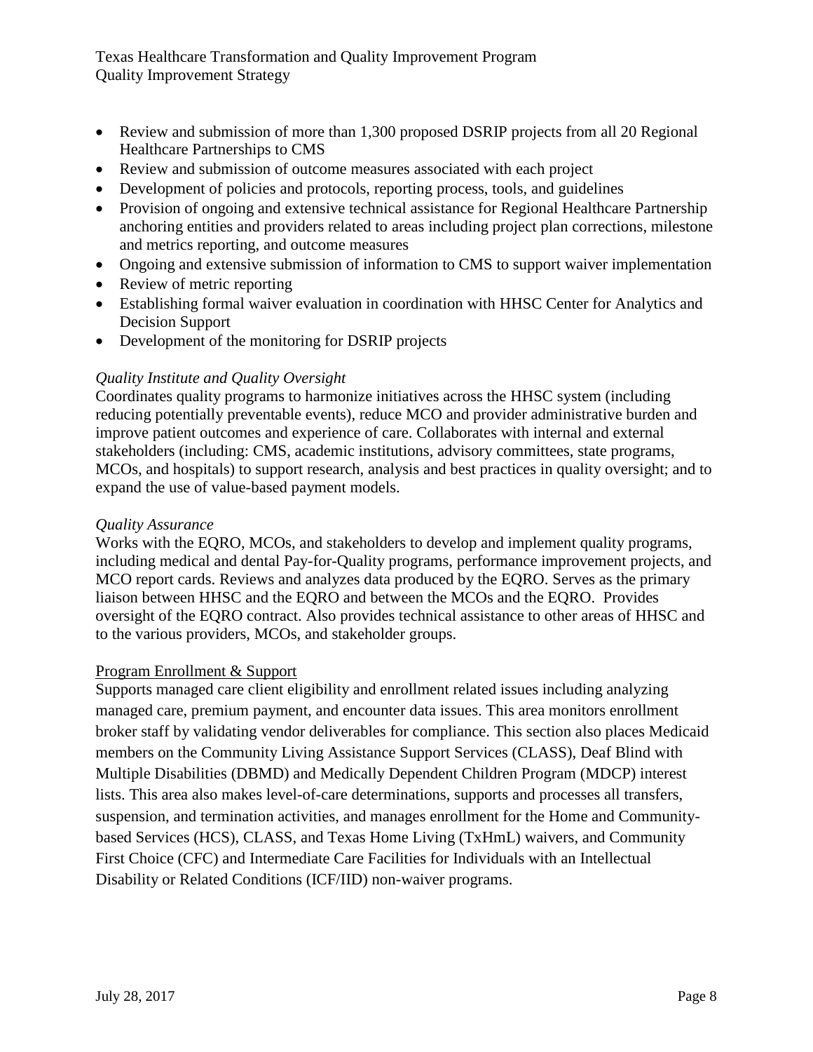- Review and submission of more than 1,300 proposed DSRIP projects from all 20 Regional Healthcare Partnerships to CMS
- Review and submission of outcome measures associated with each project
- Development of policies and protocols, reporting process, tools, and guidelines
- Provision of ongoing and extensive technical assistance for Regional Healthcare Partnership anchoring entities and providers related to areas including project plan corrections, milestone and metrics reporting, and outcome measures
- Ongoing and extensive submission of information to CMS to support waiver implementation
- Review of metric reporting
- Establishing formal waiver evaluation in coordination with HHSC Center for Analytics and Decision Support
- Development of the monitoring for DSRIP projects

*Quality Institute and Quality Oversight*
Coordinates quality programs to harmonize initiatives across the HHSC system (including reducing potentially preventable events), reduce MCO and provider administrative burden and improve patient outcomes and experience of care. Collaborates with internal and external stakeholders (including: CMS, academic institutions, advisory committees, state programs, MCOs, and hospitals) to support research, analysis and best practices in quality oversight; and to expand the use of value-based payment models.

*Quality Assurance*
Works with the EQRO, MCOs, and stakeholders to develop and implement quality programs, including medical and dental Pay-for-Quality programs, performance improvement projects, and MCO report cards. Reviews and analyzes data produced by the EQRO. Serves as the primary liaison between HHSC and the EQRO and between the MCOs and the EQRO. Provides oversight of the EQRO contract. Also provides technical assistance to other areas of HHSC and to the various providers, MCOs, and stakeholder groups.

<u>Program Enrollment & Support</u>
Supports managed care client eligibility and enrollment related issues including analyzing managed care, premium payment, and encounter data issues. This area monitors enrollment broker staff by validating vendor deliverables for compliance. This section also places Medicaid members on the Community Living Assistance Support Services (CLASS), Deaf Blind with Multiple Disabilities (DBMD) and Medically Dependent Children Program (MDCP) interest lists. This area also makes level-of-care determinations, supports and processes all transfers, suspension, and termination activities, and manages enrollment for the Home and Community-based Services (HCS), CLASS, and Texas Home Living (TxHmL) waivers, and Community First Choice (CFC) and Intermediate Care Facilities for Individuals with an Intellectual Disability or Related Conditions (ICF/IID) non-waiver programs.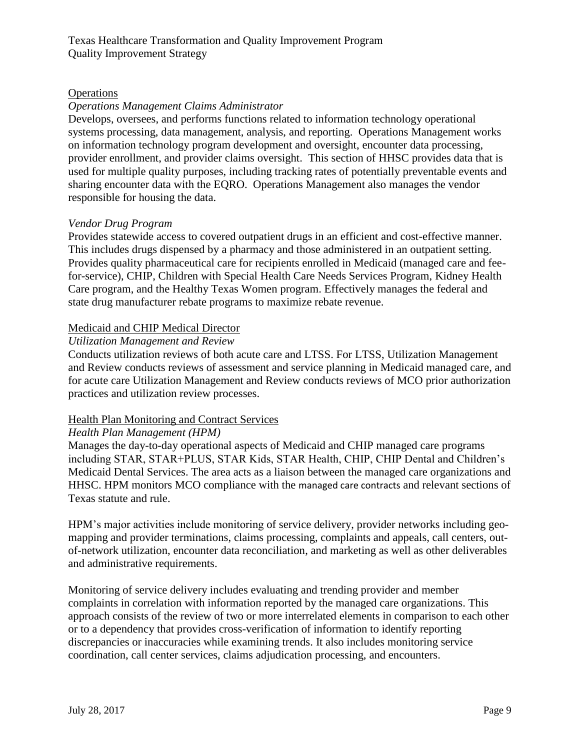## Operations

### *Operations Management Claims Administrator*

Develops, oversees, and performs functions related to information technology operational systems processing, data management, analysis, and reporting. Operations Management works on information technology program development and oversight, encounter data processing, provider enrollment, and provider claims oversight. This section of HHSC provides data that is used for multiple quality purposes, including tracking rates of potentially preventable events and sharing encounter data with the EQRO. Operations Management also manages the vendor responsible for housing the data.

### *Vendor Drug Program*

Provides statewide access to covered outpatient drugs in an efficient and cost-effective manner. This includes drugs dispensed by a pharmacy and those administered in an outpatient setting. Provides quality pharmaceutical care for recipients enrolled in Medicaid (managed care and fee-for-service), CHIP, Children with Special Health Care Needs Services Program, Kidney Health Care program, and the Healthy Texas Women program. Effectively manages the federal and state drug manufacturer rebate programs to maximize rebate revenue.

## Medicaid and CHIP Medical Director

### *Utilization Management and Review*

Conducts utilization reviews of both acute care and LTSS. For LTSS, Utilization Management and Review conducts reviews of assessment and service planning in Medicaid managed care, and for acute care Utilization Management and Review conducts reviews of MCO prior authorization practices and utilization review processes.

## Health Plan Monitoring and Contract Services

### *Health Plan Management (HPM)*

Manages the day-to-day operational aspects of Medicaid and CHIP managed care programs including STAR, STAR+PLUS, STAR Kids, STAR Health, CHIP, CHIP Dental and Children's Medicaid Dental Services. The area acts as a liaison between the managed care organizations and HHSC. HPM monitors MCO compliance with the managed care contracts and relevant sections of Texas statute and rule.

HPM's major activities include monitoring of service delivery, provider networks including geo-mapping and provider terminations, claims processing, complaints and appeals, call centers, out-of-network utilization, encounter data reconciliation, and marketing as well as other deliverables and administrative requirements.

Monitoring of service delivery includes evaluating and trending provider and member complaints in correlation with information reported by the managed care organizations. This approach consists of the review of two or more interrelated elements in comparison to each other or to a dependency that provides cross-verification of information to identify reporting discrepancies or inaccuracies while examining trends. It also includes monitoring service coordination, call center services, claims adjudication processing, and encounters.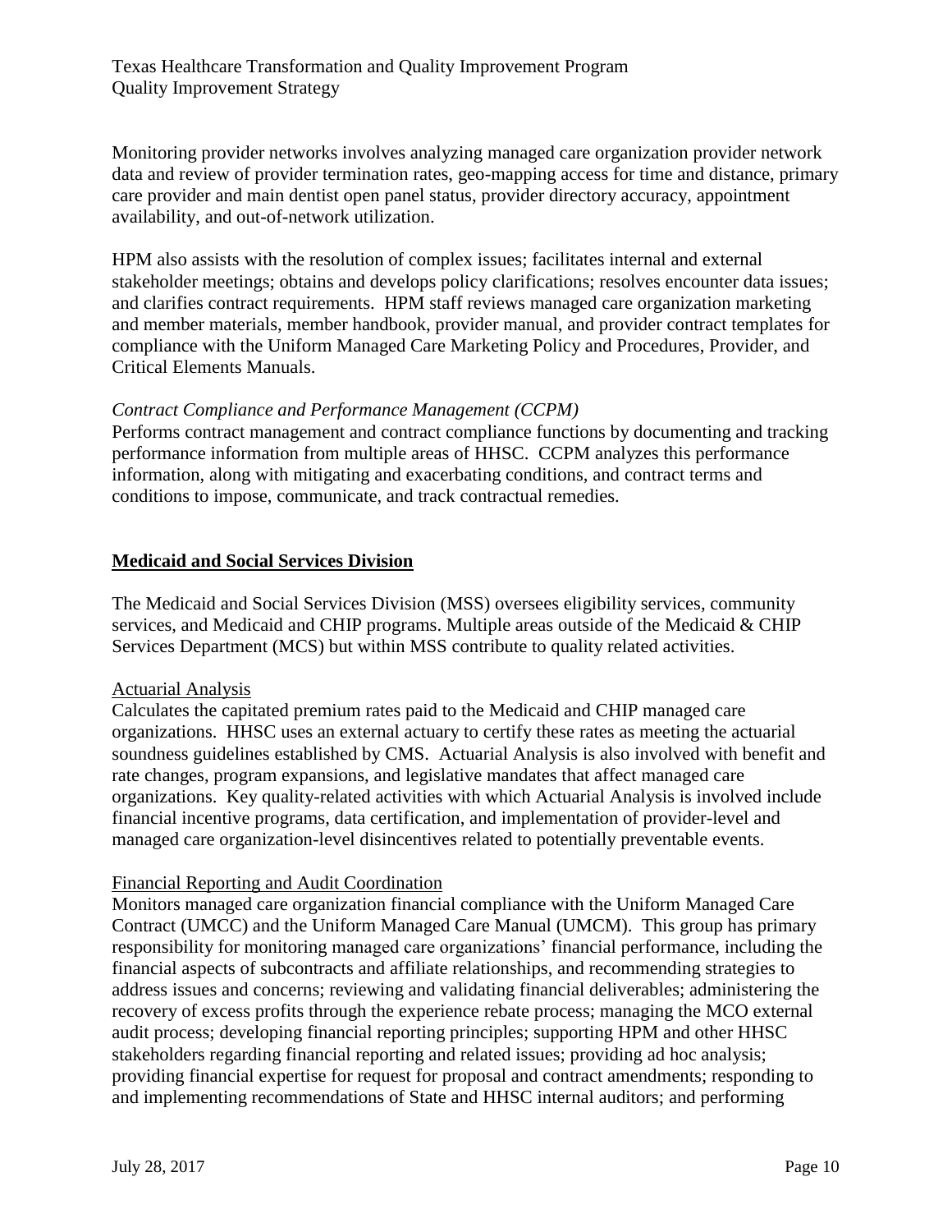Monitoring provider networks involves analyzing managed care organization provider network data and review of provider termination rates, geo-mapping access for time and distance, primary care provider and main dentist open panel status, provider directory accuracy, appointment availability, and out-of-network utilization.

HPM also assists with the resolution of complex issues; facilitates internal and external stakeholder meetings; obtains and develops policy clarifications; resolves encounter data issues; and clarifies contract requirements. HPM staff reviews managed care organization marketing and member materials, member handbook, provider manual, and provider contract templates for compliance with the Uniform Managed Care Marketing Policy and Procedures, Provider, and Critical Elements Manuals.

*Contract Compliance and Performance Management (CCPM)*

Performs contract management and contract compliance functions by documenting and tracking performance information from multiple areas of HHSC. CCPM analyzes this performance information, along with mitigating and exacerbating conditions, and contract terms and conditions to impose, communicate, and track contractual remedies.

## Medicaid and Social Services Division

The Medicaid and Social Services Division (MSS) oversees eligibility services, community services, and Medicaid and CHIP programs. Multiple areas outside of the Medicaid & CHIP Services Department (MCS) but within MSS contribute to quality related activities.

### Actuarial Analysis

Calculates the capitated premium rates paid to the Medicaid and CHIP managed care organizations. HHSC uses an external actuary to certify these rates as meeting the actuarial soundness guidelines established by CMS. Actuarial Analysis is also involved with benefit and rate changes, program expansions, and legislative mandates that affect managed care organizations. Key quality-related activities with which Actuarial Analysis is involved include financial incentive programs, data certification, and implementation of provider-level and managed care organization-level disincentives related to potentially preventable events.

### Financial Reporting and Audit Coordination

Monitors managed care organization financial compliance with the Uniform Managed Care Contract (UMCC) and the Uniform Managed Care Manual (UMCM). This group has primary responsibility for monitoring managed care organizations' financial performance, including the financial aspects of subcontracts and affiliate relationships, and recommending strategies to address issues and concerns; reviewing and validating financial deliverables; administering the recovery of excess profits through the experience rebate process; managing the MCO external audit process; developing financial reporting principles; supporting HPM and other HHSC stakeholders regarding financial reporting and related issues; providing ad hoc analysis; providing financial expertise for request for proposal and contract amendments; responding to and implementing recommendations of State and HHSC internal auditors; and performing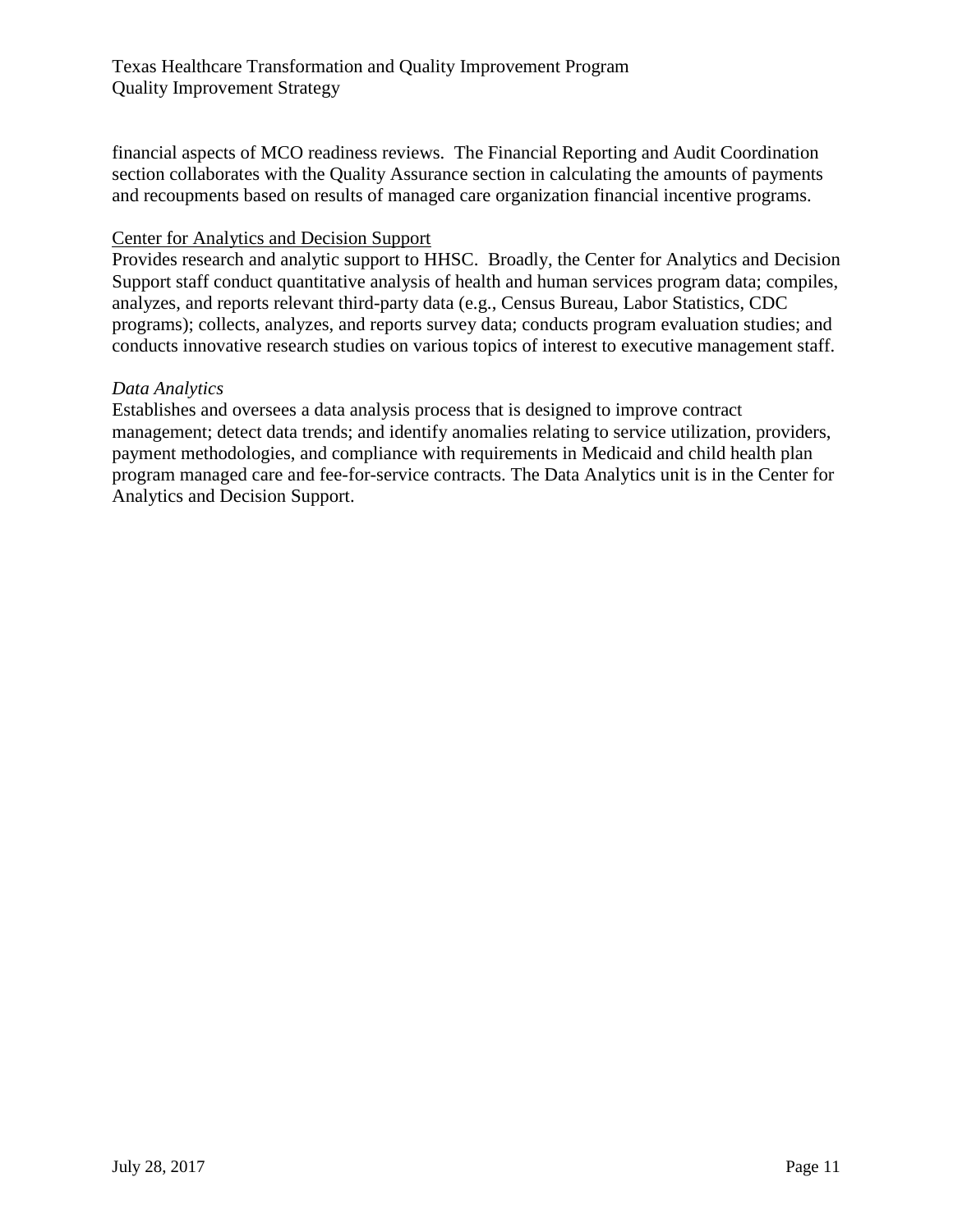financial aspects of MCO readiness reviews. The Financial Reporting and Audit Coordination section collaborates with the Quality Assurance section in calculating the amounts of payments and recoupments based on results of managed care organization financial incentive programs.

<u>Center for Analytics and Decision Support</u>

Provides research and analytic support to HHSC. Broadly, the Center for Analytics and Decision Support staff conduct quantitative analysis of health and human services program data; compiles, analyzes, and reports relevant third-party data (e.g., Census Bureau, Labor Statistics, CDC programs); collects, analyzes, and reports survey data; conducts program evaluation studies; and conducts innovative research studies on various topics of interest to executive management staff.

*Data Analytics*

Establishes and oversees a data analysis process that is designed to improve contract management; detect data trends; and identify anomalies relating to service utilization, providers, payment methodologies, and compliance with requirements in Medicaid and child health plan program managed care and fee-for-service contracts. The Data Analytics unit is in the Center for Analytics and Decision Support.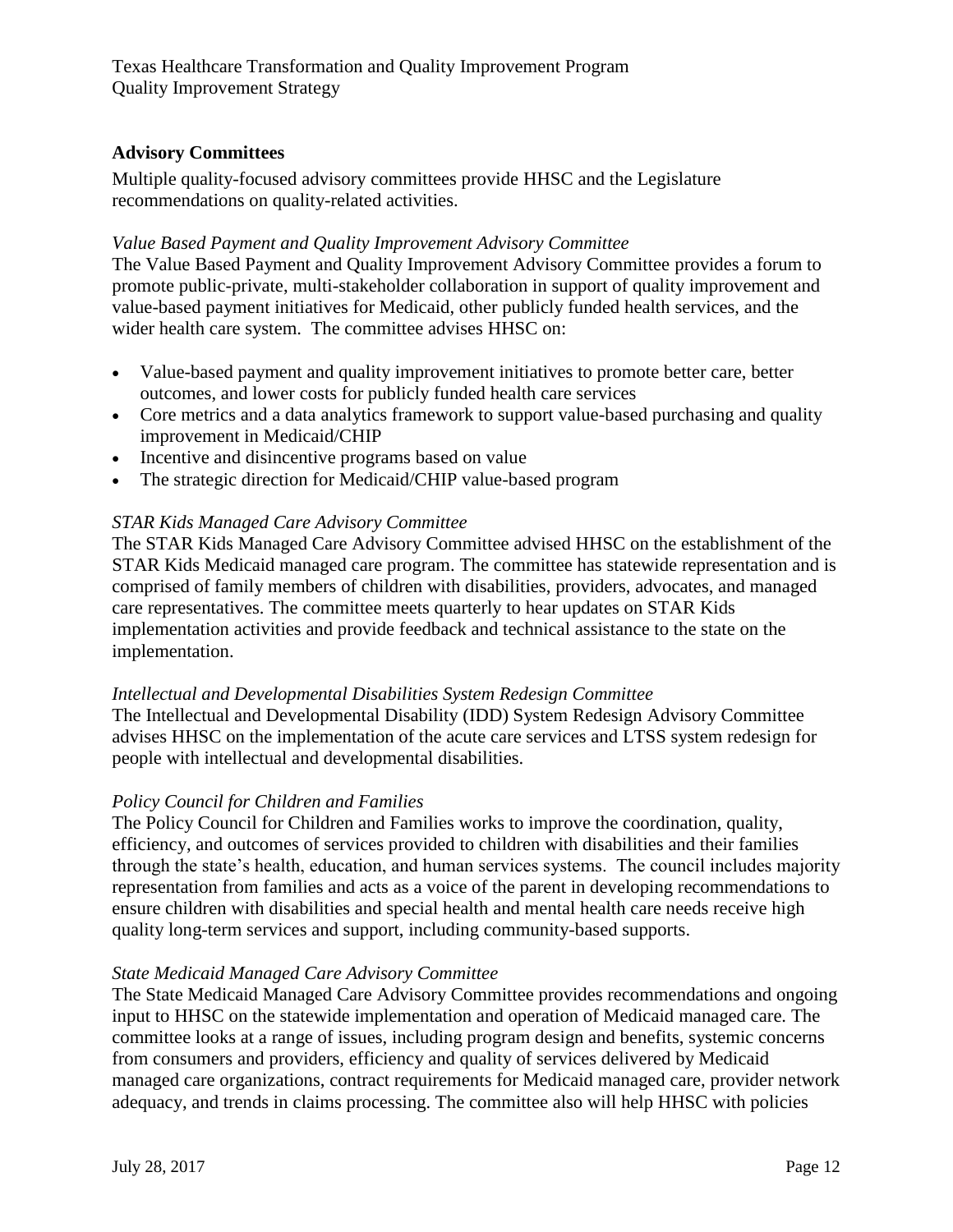## Advisory Committees

Multiple quality-focused advisory committees provide HHSC and the Legislature recommendations on quality-related activities.

*Value Based Payment and Quality Improvement Advisory Committee*

The Value Based Payment and Quality Improvement Advisory Committee provides a forum to promote public-private, multi-stakeholder collaboration in support of quality improvement and value-based payment initiatives for Medicaid, other publicly funded health services, and the wider health care system. The committee advises HHSC on:

- Value-based payment and quality improvement initiatives to promote better care, better outcomes, and lower costs for publicly funded health care services
- Core metrics and a data analytics framework to support value-based purchasing and quality improvement in Medicaid/CHIP
- Incentive and disincentive programs based on value
- The strategic direction for Medicaid/CHIP value-based program

*STAR Kids Managed Care Advisory Committee*

The STAR Kids Managed Care Advisory Committee advised HHSC on the establishment of the STAR Kids Medicaid managed care program. The committee has statewide representation and is comprised of family members of children with disabilities, providers, advocates, and managed care representatives. The committee meets quarterly to hear updates on STAR Kids implementation activities and provide feedback and technical assistance to the state on the implementation.

*Intellectual and Developmental Disabilities System Redesign Committee*

The Intellectual and Developmental Disability (IDD) System Redesign Advisory Committee advises HHSC on the implementation of the acute care services and LTSS system redesign for people with intellectual and developmental disabilities.

*Policy Council for Children and Families*

The Policy Council for Children and Families works to improve the coordination, quality, efficiency, and outcomes of services provided to children with disabilities and their families through the state's health, education, and human services systems. The council includes majority representation from families and acts as a voice of the parent in developing recommendations to ensure children with disabilities and special health and mental health care needs receive high quality long-term services and support, including community-based supports.

*State Medicaid Managed Care Advisory Committee*

The State Medicaid Managed Care Advisory Committee provides recommendations and ongoing input to HHSC on the statewide implementation and operation of Medicaid managed care. The committee looks at a range of issues, including program design and benefits, systemic concerns from consumers and providers, efficiency and quality of services delivered by Medicaid managed care organizations, contract requirements for Medicaid managed care, provider network adequacy, and trends in claims processing. The committee also will help HHSC with policies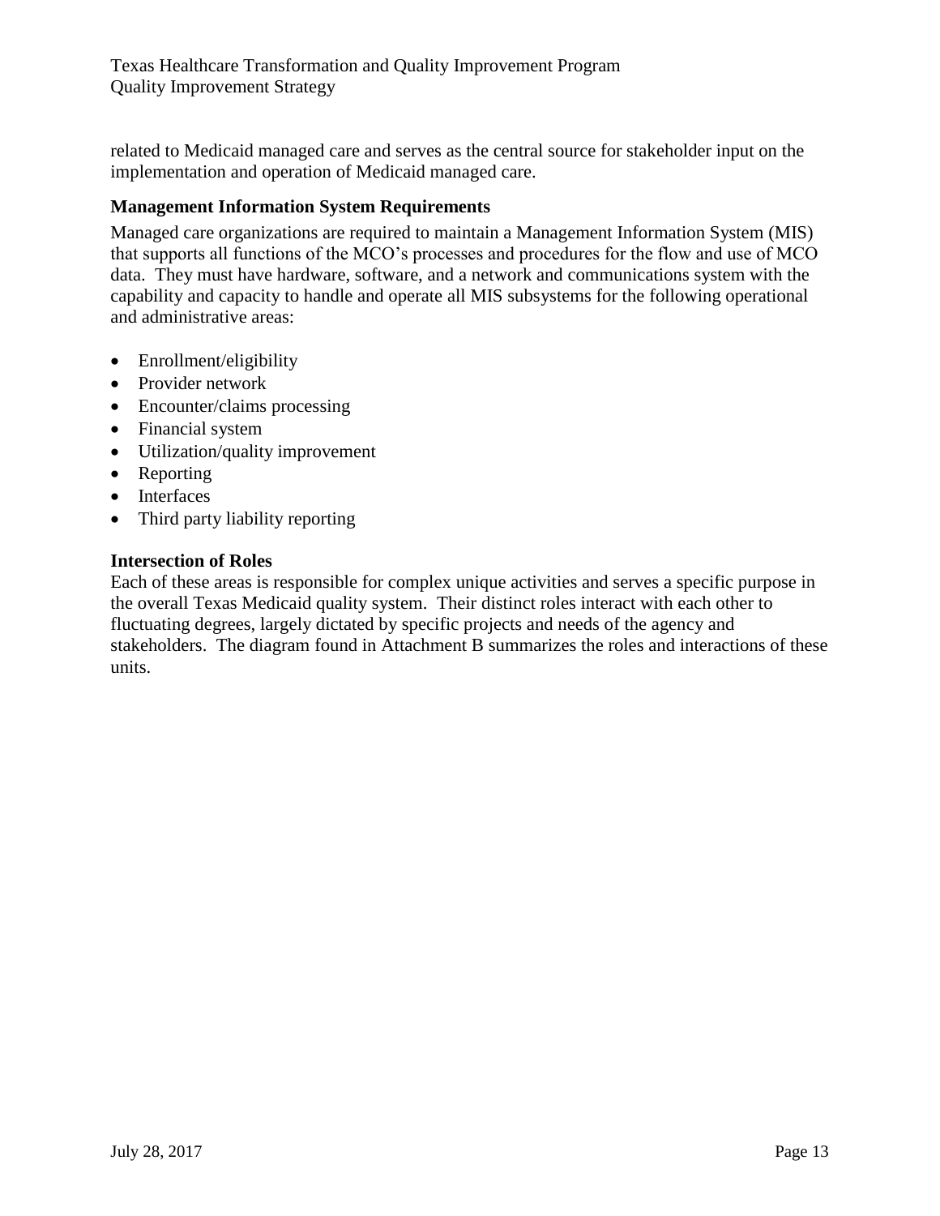related to Medicaid managed care and serves as the central source for stakeholder input on the implementation and operation of Medicaid managed care.

### Management Information System Requirements

Managed care organizations are required to maintain a Management Information System (MIS) that supports all functions of the MCO's processes and procedures for the flow and use of MCO data. They must have hardware, software, and a network and communications system with the capability and capacity to handle and operate all MIS subsystems for the following operational and administrative areas:

- Enrollment/eligibility
- Provider network
- Encounter/claims processing
- Financial system
- Utilization/quality improvement
- Reporting
- Interfaces
- Third party liability reporting

### Intersection of Roles

Each of these areas is responsible for complex unique activities and serves a specific purpose in the overall Texas Medicaid quality system. Their distinct roles interact with each other to fluctuating degrees, largely dictated by specific projects and needs of the agency and stakeholders. The diagram found in Attachment B summarizes the roles and interactions of these units.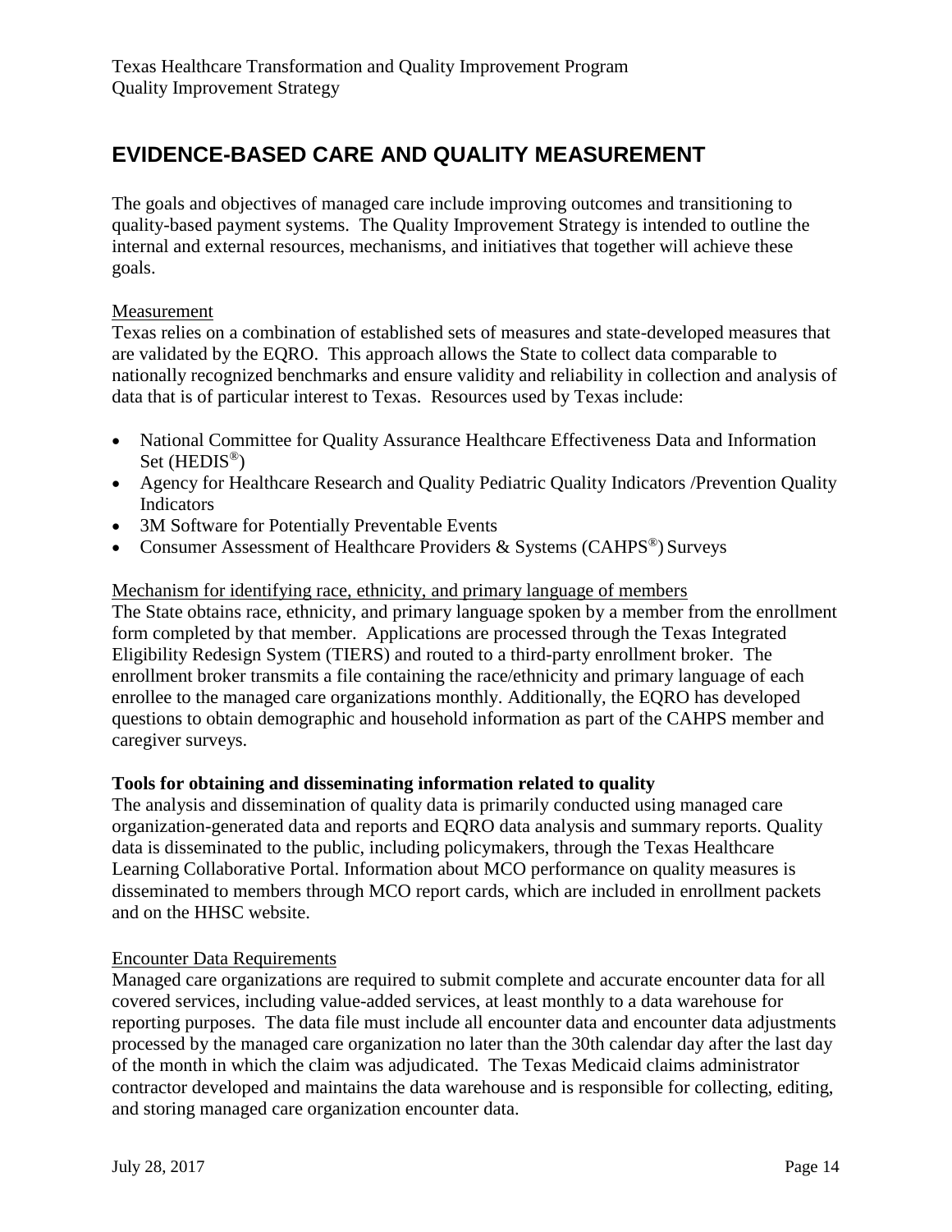# EVIDENCE-BASED CARE AND QUALITY MEASUREMENT

The goals and objectives of managed care include improving outcomes and transitioning to quality-based payment systems. The Quality Improvement Strategy is intended to outline the internal and external resources, mechanisms, and initiatives that together will achieve these goals.

<u>Measurement</u>

Texas relies on a combination of established sets of measures and state-developed measures that are validated by the EQRO. This approach allows the State to collect data comparable to nationally recognized benchmarks and ensure validity and reliability in collection and analysis of data that is of particular interest to Texas. Resources used by Texas include:

- National Committee for Quality Assurance Healthcare Effectiveness Data and Information Set (HEDIS®)
- Agency for Healthcare Research and Quality Pediatric Quality Indicators /Prevention Quality Indicators
- 3M Software for Potentially Preventable Events
- Consumer Assessment of Healthcare Providers & Systems (CAHPS®) Surveys

<u>Mechanism for identifying race, ethnicity, and primary language of members</u>

The State obtains race, ethnicity, and primary language spoken by a member from the enrollment form completed by that member. Applications are processed through the Texas Integrated Eligibility Redesign System (TIERS) and routed to a third-party enrollment broker. The enrollment broker transmits a file containing the race/ethnicity and primary language of each enrollee to the managed care organizations monthly. Additionally, the EQRO has developed questions to obtain demographic and household information as part of the CAHPS member and caregiver surveys.

**Tools for obtaining and disseminating information related to quality**

The analysis and dissemination of quality data is primarily conducted using managed care organization-generated data and reports and EQRO data analysis and summary reports. Quality data is disseminated to the public, including policymakers, through the Texas Healthcare Learning Collaborative Portal. Information about MCO performance on quality measures is disseminated to members through MCO report cards, which are included in enrollment packets and on the HHSC website.

<u>Encounter Data Requirements</u>

Managed care organizations are required to submit complete and accurate encounter data for all covered services, including value-added services, at least monthly to a data warehouse for reporting purposes. The data file must include all encounter data and encounter data adjustments processed by the managed care organization no later than the 30th calendar day after the last day of the month in which the claim was adjudicated. The Texas Medicaid claims administrator contractor developed and maintains the data warehouse and is responsible for collecting, editing, and storing managed care organization encounter data.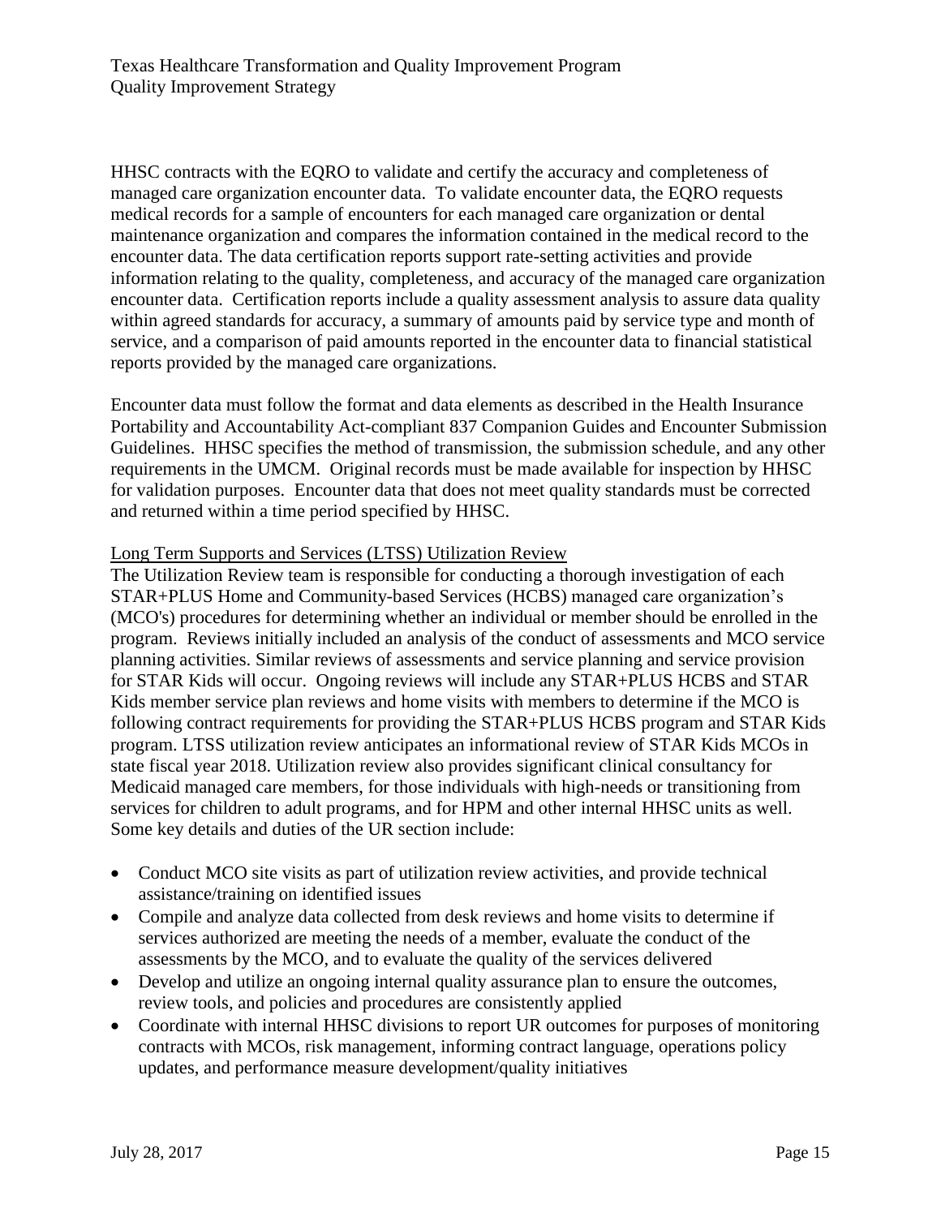HHSC contracts with the EQRO to validate and certify the accuracy and completeness of managed care organization encounter data. To validate encounter data, the EQRO requests medical records for a sample of encounters for each managed care organization or dental maintenance organization and compares the information contained in the medical record to the encounter data. The data certification reports support rate-setting activities and provide information relating to the quality, completeness, and accuracy of the managed care organization encounter data. Certification reports include a quality assessment analysis to assure data quality within agreed standards for accuracy, a summary of amounts paid by service type and month of service, and a comparison of paid amounts reported in the encounter data to financial statistical reports provided by the managed care organizations.

Encounter data must follow the format and data elements as described in the Health Insurance Portability and Accountability Act-compliant 837 Companion Guides and Encounter Submission Guidelines. HHSC specifies the method of transmission, the submission schedule, and any other requirements in the UMCM. Original records must be made available for inspection by HHSC for validation purposes. Encounter data that does not meet quality standards must be corrected and returned within a time period specified by HHSC.

Long Term Supports and Services (LTSS) Utilization Review

The Utilization Review team is responsible for conducting a thorough investigation of each STAR+PLUS Home and Community-based Services (HCBS) managed care organization's (MCO's) procedures for determining whether an individual or member should be enrolled in the program. Reviews initially included an analysis of the conduct of assessments and MCO service planning activities. Similar reviews of assessments and service planning and service provision for STAR Kids will occur. Ongoing reviews will include any STAR+PLUS HCBS and STAR Kids member service plan reviews and home visits with members to determine if the MCO is following contract requirements for providing the STAR+PLUS HCBS program and STAR Kids program. LTSS utilization review anticipates an informational review of STAR Kids MCOs in state fiscal year 2018. Utilization review also provides significant clinical consultancy for Medicaid managed care members, for those individuals with high-needs or transitioning from services for children to adult programs, and for HPM and other internal HHSC units as well. Some key details and duties of the UR section include:

- Conduct MCO site visits as part of utilization review activities, and provide technical assistance/training on identified issues
- Compile and analyze data collected from desk reviews and home visits to determine if services authorized are meeting the needs of a member, evaluate the conduct of the assessments by the MCO, and to evaluate the quality of the services delivered
- Develop and utilize an ongoing internal quality assurance plan to ensure the outcomes, review tools, and policies and procedures are consistently applied
- Coordinate with internal HHSC divisions to report UR outcomes for purposes of monitoring contracts with MCOs, risk management, informing contract language, operations policy updates, and performance measure development/quality initiatives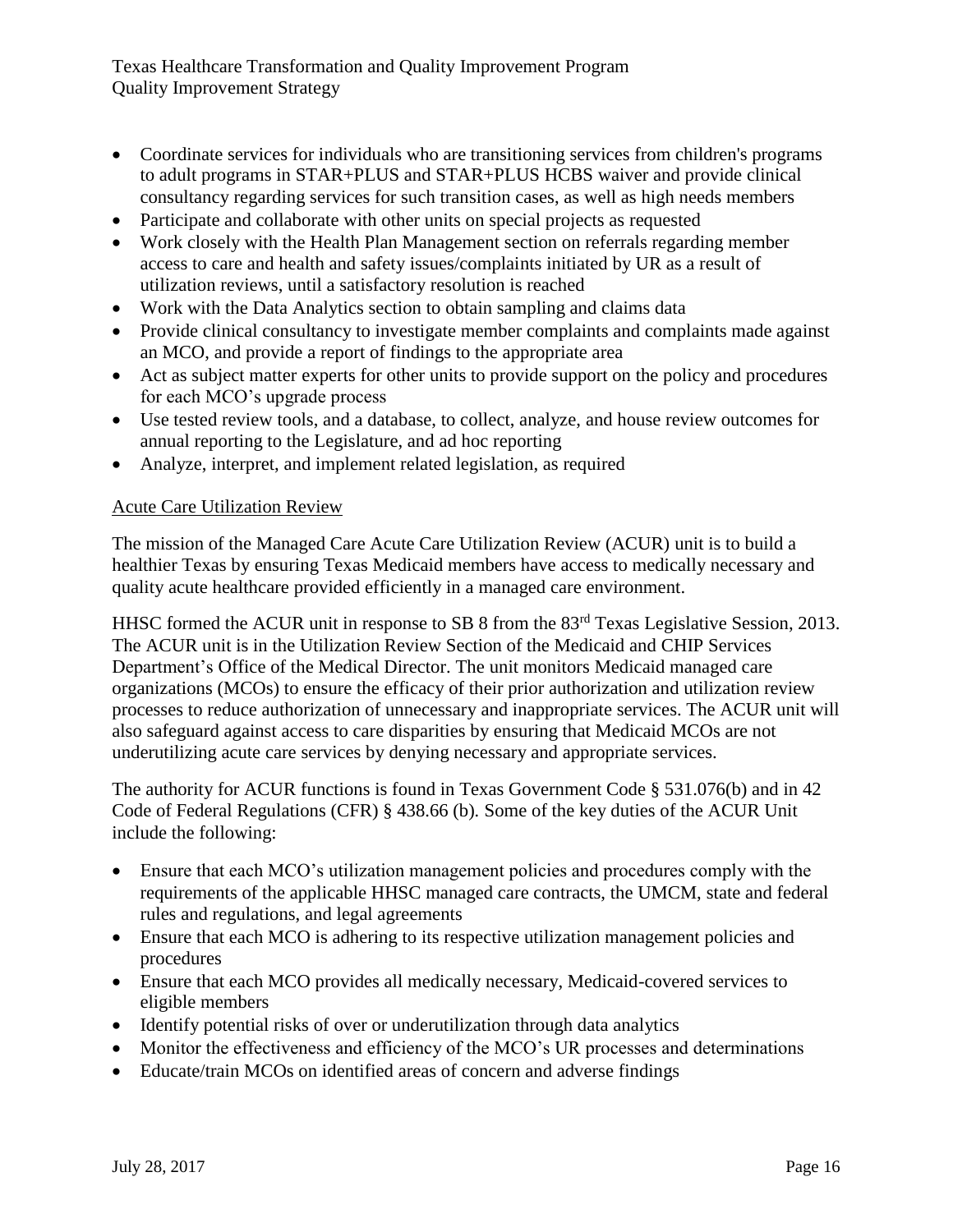- Coordinate services for individuals who are transitioning services from children's programs to adult programs in STAR+PLUS and STAR+PLUS HCBS waiver and provide clinical consultancy regarding services for such transition cases, as well as high needs members
- Participate and collaborate with other units on special projects as requested
- Work closely with the Health Plan Management section on referrals regarding member access to care and health and safety issues/complaints initiated by UR as a result of utilization reviews, until a satisfactory resolution is reached
- Work with the Data Analytics section to obtain sampling and claims data
- Provide clinical consultancy to investigate member complaints and complaints made against an MCO, and provide a report of findings to the appropriate area
- Act as subject matter experts for other units to provide support on the policy and procedures for each MCO's upgrade process
- Use tested review tools, and a database, to collect, analyze, and house review outcomes for annual reporting to the Legislature, and ad hoc reporting
- Analyze, interpret, and implement related legislation, as required

### Acute Care Utilization Review

The mission of the Managed Care Acute Care Utilization Review (ACUR) unit is to build a healthier Texas by ensuring Texas Medicaid members have access to medically necessary and quality acute healthcare provided efficiently in a managed care environment.

HHSC formed the ACUR unit in response to SB 8 from the 83rd Texas Legislative Session, 2013. The ACUR unit is in the Utilization Review Section of the Medicaid and CHIP Services Department's Office of the Medical Director. The unit monitors Medicaid managed care organizations (MCOs) to ensure the efficacy of their prior authorization and utilization review processes to reduce authorization of unnecessary and inappropriate services. The ACUR unit will also safeguard against access to care disparities by ensuring that Medicaid MCOs are not underutilizing acute care services by denying necessary and appropriate services.

The authority for ACUR functions is found in Texas Government Code § 531.076(b) and in 42 Code of Federal Regulations (CFR) § 438.66 (b). Some of the key duties of the ACUR Unit include the following:

- Ensure that each MCO's utilization management policies and procedures comply with the requirements of the applicable HHSC managed care contracts, the UMCM, state and federal rules and regulations, and legal agreements
- Ensure that each MCO is adhering to its respective utilization management policies and procedures
- Ensure that each MCO provides all medically necessary, Medicaid-covered services to eligible members
- Identify potential risks of over or underutilization through data analytics
- Monitor the effectiveness and efficiency of the MCO's UR processes and determinations
- Educate/train MCOs on identified areas of concern and adverse findings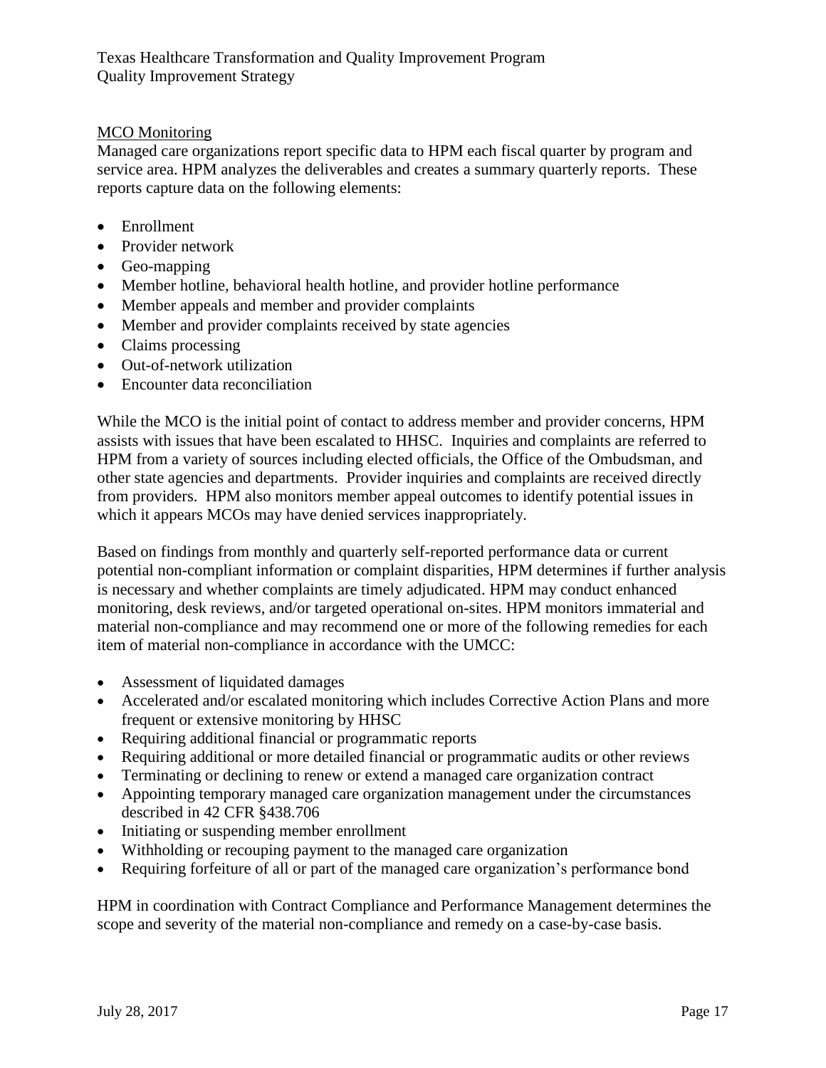MCO Monitoring

Managed care organizations report specific data to HPM each fiscal quarter by program and service area. HPM analyzes the deliverables and creates a summary quarterly reports. These reports capture data on the following elements:

- Enrollment
- Provider network
- Geo-mapping
- Member hotline, behavioral health hotline, and provider hotline performance
- Member appeals and member and provider complaints
- Member and provider complaints received by state agencies
- Claims processing
- Out-of-network utilization
- Encounter data reconciliation

While the MCO is the initial point of contact to address member and provider concerns, HPM assists with issues that have been escalated to HHSC. Inquiries and complaints are referred to HPM from a variety of sources including elected officials, the Office of the Ombudsman, and other state agencies and departments. Provider inquiries and complaints are received directly from providers. HPM also monitors member appeal outcomes to identify potential issues in which it appears MCOs may have denied services inappropriately.

Based on findings from monthly and quarterly self-reported performance data or current potential non-compliant information or complaint disparities, HPM determines if further analysis is necessary and whether complaints are timely adjudicated. HPM may conduct enhanced monitoring, desk reviews, and/or targeted operational on-sites. HPM monitors immaterial and material non-compliance and may recommend one or more of the following remedies for each item of material non-compliance in accordance with the UMCC:

- Assessment of liquidated damages
- Accelerated and/or escalated monitoring which includes Corrective Action Plans and more frequent or extensive monitoring by HHSC
- Requiring additional financial or programmatic reports
- Requiring additional or more detailed financial or programmatic audits or other reviews
- Terminating or declining to renew or extend a managed care organization contract
- Appointing temporary managed care organization management under the circumstances described in 42 CFR §438.706
- Initiating or suspending member enrollment
- Withholding or recouping payment to the managed care organization
- Requiring forfeiture of all or part of the managed care organization's performance bond

HPM in coordination with Contract Compliance and Performance Management determines the scope and severity of the material non-compliance and remedy on a case-by-case basis.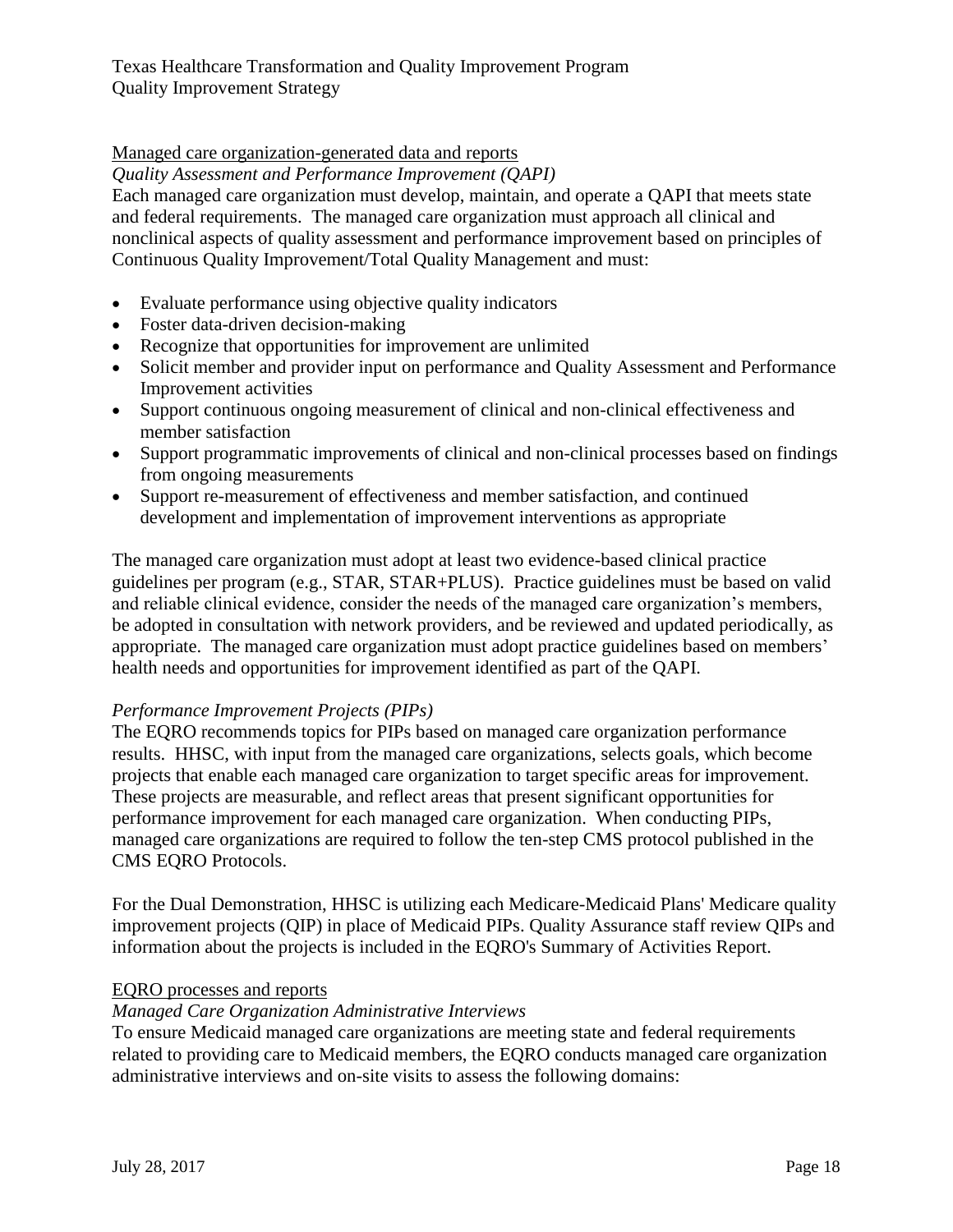Managed care organization-generated data and reports

*Quality Assessment and Performance Improvement (QAPI)*

Each managed care organization must develop, maintain, and operate a QAPI that meets state and federal requirements. The managed care organization must approach all clinical and nonclinical aspects of quality assessment and performance improvement based on principles of Continuous Quality Improvement/Total Quality Management and must:

- Evaluate performance using objective quality indicators
- Foster data-driven decision-making
- Recognize that opportunities for improvement are unlimited
- Solicit member and provider input on performance and Quality Assessment and Performance Improvement activities
- Support continuous ongoing measurement of clinical and non-clinical effectiveness and member satisfaction
- Support programmatic improvements of clinical and non-clinical processes based on findings from ongoing measurements
- Support re-measurement of effectiveness and member satisfaction, and continued development and implementation of improvement interventions as appropriate

The managed care organization must adopt at least two evidence-based clinical practice guidelines per program (e.g., STAR, STAR+PLUS). Practice guidelines must be based on valid and reliable clinical evidence, consider the needs of the managed care organization's members, be adopted in consultation with network providers, and be reviewed and updated periodically, as appropriate. The managed care organization must adopt practice guidelines based on members' health needs and opportunities for improvement identified as part of the QAPI.

*Performance Improvement Projects (PIPs)*

The EQRO recommends topics for PIPs based on managed care organization performance results. HHSC, with input from the managed care organizations, selects goals, which become projects that enable each managed care organization to target specific areas for improvement. These projects are measurable, and reflect areas that present significant opportunities for performance improvement for each managed care organization. When conducting PIPs, managed care organizations are required to follow the ten-step CMS protocol published in the CMS EQRO Protocols.

For the Dual Demonstration, HHSC is utilizing each Medicare-Medicaid Plans' Medicare quality improvement projects (QIP) in place of Medicaid PIPs. Quality Assurance staff review QIPs and information about the projects is included in the EQRO's Summary of Activities Report.

EQRO processes and reports

*Managed Care Organization Administrative Interviews*

To ensure Medicaid managed care organizations are meeting state and federal requirements related to providing care to Medicaid members, the EQRO conducts managed care organization administrative interviews and on-site visits to assess the following domains: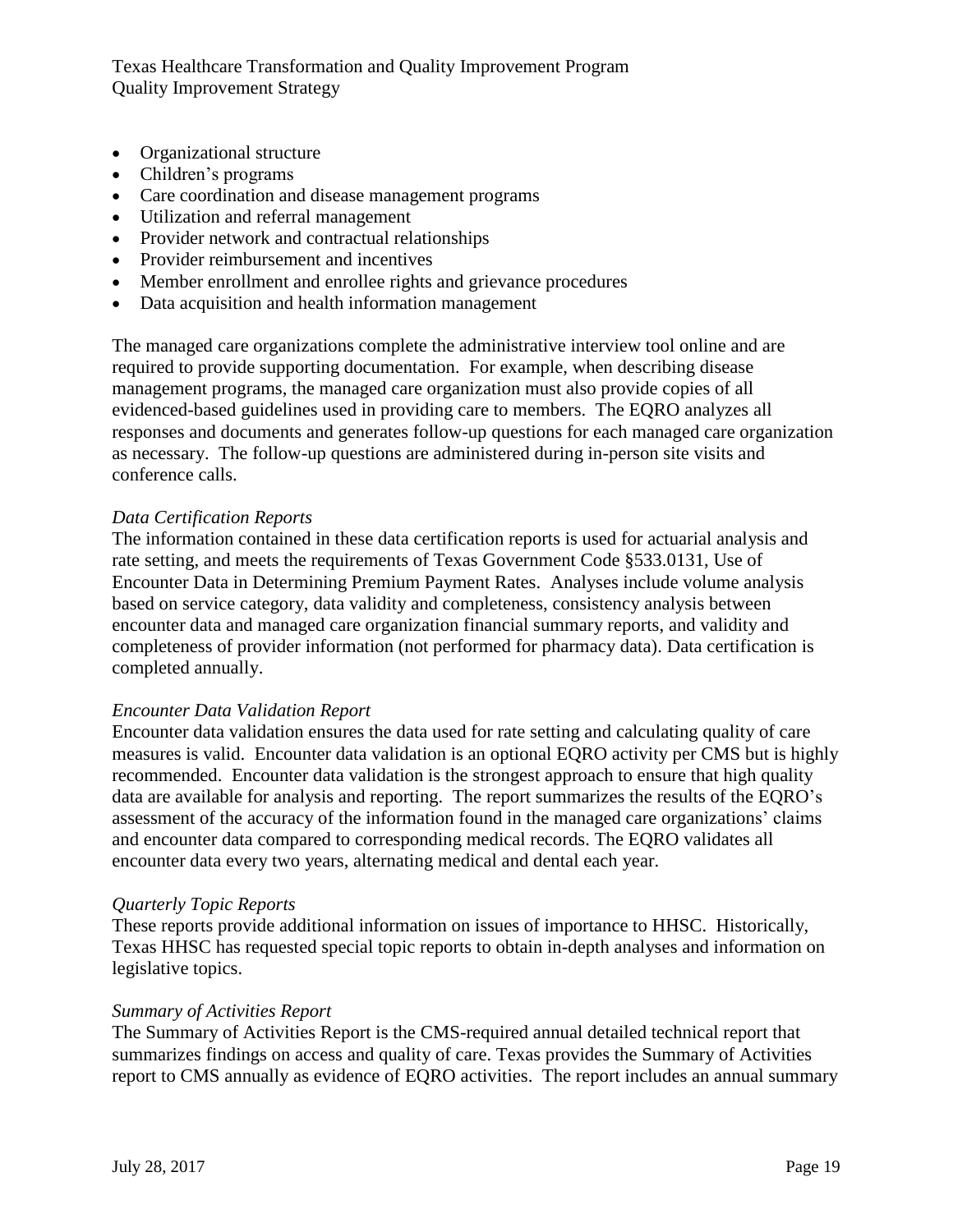- Organizational structure
- Children's programs
- Care coordination and disease management programs
- Utilization and referral management
- Provider network and contractual relationships
- Provider reimbursement and incentives
- Member enrollment and enrollee rights and grievance procedures
- Data acquisition and health information management

The managed care organizations complete the administrative interview tool online and are required to provide supporting documentation. For example, when describing disease management programs, the managed care organization must also provide copies of all evidenced-based guidelines used in providing care to members. The EQRO analyzes all responses and documents and generates follow-up questions for each managed care organization as necessary. The follow-up questions are administered during in-person site visits and conference calls.

*Data Certification Reports*

The information contained in these data certification reports is used for actuarial analysis and rate setting, and meets the requirements of Texas Government Code §533.0131, Use of Encounter Data in Determining Premium Payment Rates. Analyses include volume analysis based on service category, data validity and completeness, consistency analysis between encounter data and managed care organization financial summary reports, and validity and completeness of provider information (not performed for pharmacy data). Data certification is completed annually.

*Encounter Data Validation Report*

Encounter data validation ensures the data used for rate setting and calculating quality of care measures is valid. Encounter data validation is an optional EQRO activity per CMS but is highly recommended. Encounter data validation is the strongest approach to ensure that high quality data are available for analysis and reporting. The report summarizes the results of the EQRO's assessment of the accuracy of the information found in the managed care organizations' claims and encounter data compared to corresponding medical records. The EQRO validates all encounter data every two years, alternating medical and dental each year.

*Quarterly Topic Reports*

These reports provide additional information on issues of importance to HHSC. Historically, Texas HHSC has requested special topic reports to obtain in-depth analyses and information on legislative topics.

*Summary of Activities Report*

The Summary of Activities Report is the CMS-required annual detailed technical report that summarizes findings on access and quality of care. Texas provides the Summary of Activities report to CMS annually as evidence of EQRO activities. The report includes an annual summary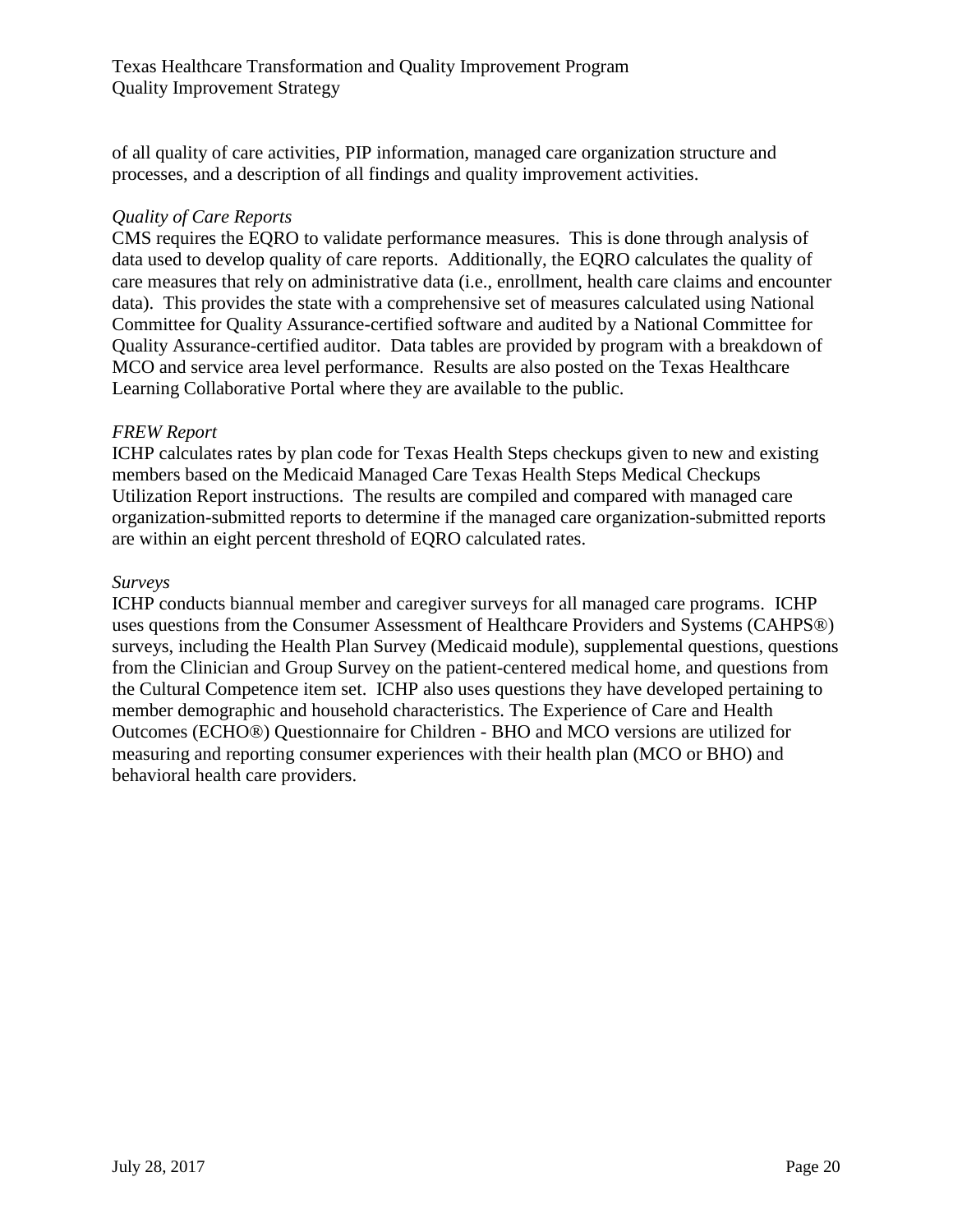of all quality of care activities, PIP information, managed care organization structure and processes, and a description of all findings and quality improvement activities.

*Quality of Care Reports*

CMS requires the EQRO to validate performance measures. This is done through analysis of data used to develop quality of care reports. Additionally, the EQRO calculates the quality of care measures that rely on administrative data (i.e., enrollment, health care claims and encounter data). This provides the state with a comprehensive set of measures calculated using National Committee for Quality Assurance-certified software and audited by a National Committee for Quality Assurance-certified auditor. Data tables are provided by program with a breakdown of MCO and service area level performance. Results are also posted on the Texas Healthcare Learning Collaborative Portal where they are available to the public.

*FREW Report*

ICHP calculates rates by plan code for Texas Health Steps checkups given to new and existing members based on the Medicaid Managed Care Texas Health Steps Medical Checkups Utilization Report instructions. The results are compiled and compared with managed care organization-submitted reports to determine if the managed care organization-submitted reports are within an eight percent threshold of EQRO calculated rates.

*Surveys*

ICHP conducts biannual member and caregiver surveys for all managed care programs. ICHP uses questions from the Consumer Assessment of Healthcare Providers and Systems (CAHPS®) surveys, including the Health Plan Survey (Medicaid module), supplemental questions, questions from the Clinician and Group Survey on the patient-centered medical home, and questions from the Cultural Competence item set. ICHP also uses questions they have developed pertaining to member demographic and household characteristics. The Experience of Care and Health Outcomes (ECHO®) Questionnaire for Children - BHO and MCO versions are utilized for measuring and reporting consumer experiences with their health plan (MCO or BHO) and behavioral health care providers.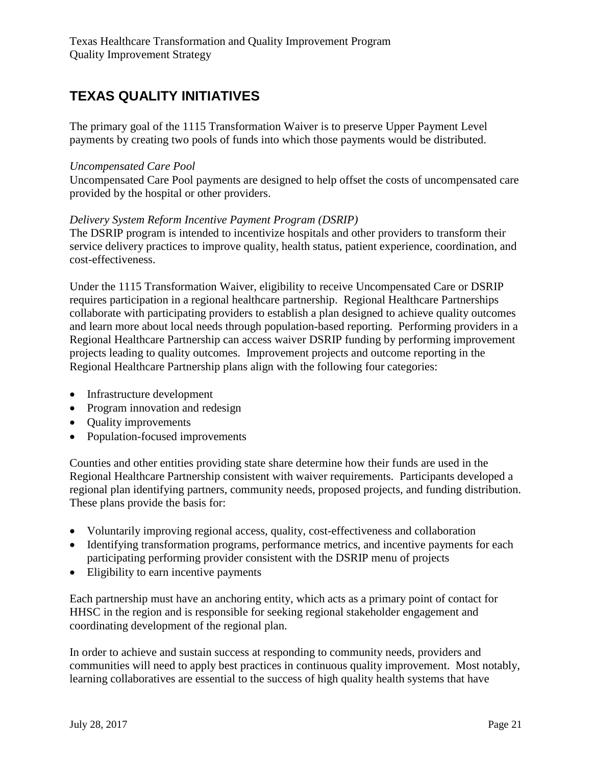## TEXAS QUALITY INITIATIVES

The primary goal of the 1115 Transformation Waiver is to preserve Upper Payment Level payments by creating two pools of funds into which those payments would be distributed.

*Uncompensated Care Pool*
Uncompensated Care Pool payments are designed to help offset the costs of uncompensated care provided by the hospital or other providers.

*Delivery System Reform Incentive Payment Program (DSRIP)*
The DSRIP program is intended to incentivize hospitals and other providers to transform their service delivery practices to improve quality, health status, patient experience, coordination, and cost-effectiveness.

Under the 1115 Transformation Waiver, eligibility to receive Uncompensated Care or DSRIP requires participation in a regional healthcare partnership. Regional Healthcare Partnerships collaborate with participating providers to establish a plan designed to achieve quality outcomes and learn more about local needs through population-based reporting. Performing providers in a Regional Healthcare Partnership can access waiver DSRIP funding by performing improvement projects leading to quality outcomes. Improvement projects and outcome reporting in the Regional Healthcare Partnership plans align with the following four categories:

- Infrastructure development
- Program innovation and redesign
- Quality improvements
- Population-focused improvements

Counties and other entities providing state share determine how their funds are used in the Regional Healthcare Partnership consistent with waiver requirements. Participants developed a regional plan identifying partners, community needs, proposed projects, and funding distribution. These plans provide the basis for:

- Voluntarily improving regional access, quality, cost-effectiveness and collaboration
- Identifying transformation programs, performance metrics, and incentive payments for each participating performing provider consistent with the DSRIP menu of projects
- Eligibility to earn incentive payments

Each partnership must have an anchoring entity, which acts as a primary point of contact for HHSC in the region and is responsible for seeking regional stakeholder engagement and coordinating development of the regional plan.

In order to achieve and sustain success at responding to community needs, providers and communities will need to apply best practices in continuous quality improvement. Most notably, learning collaboratives are essential to the success of high quality health systems that have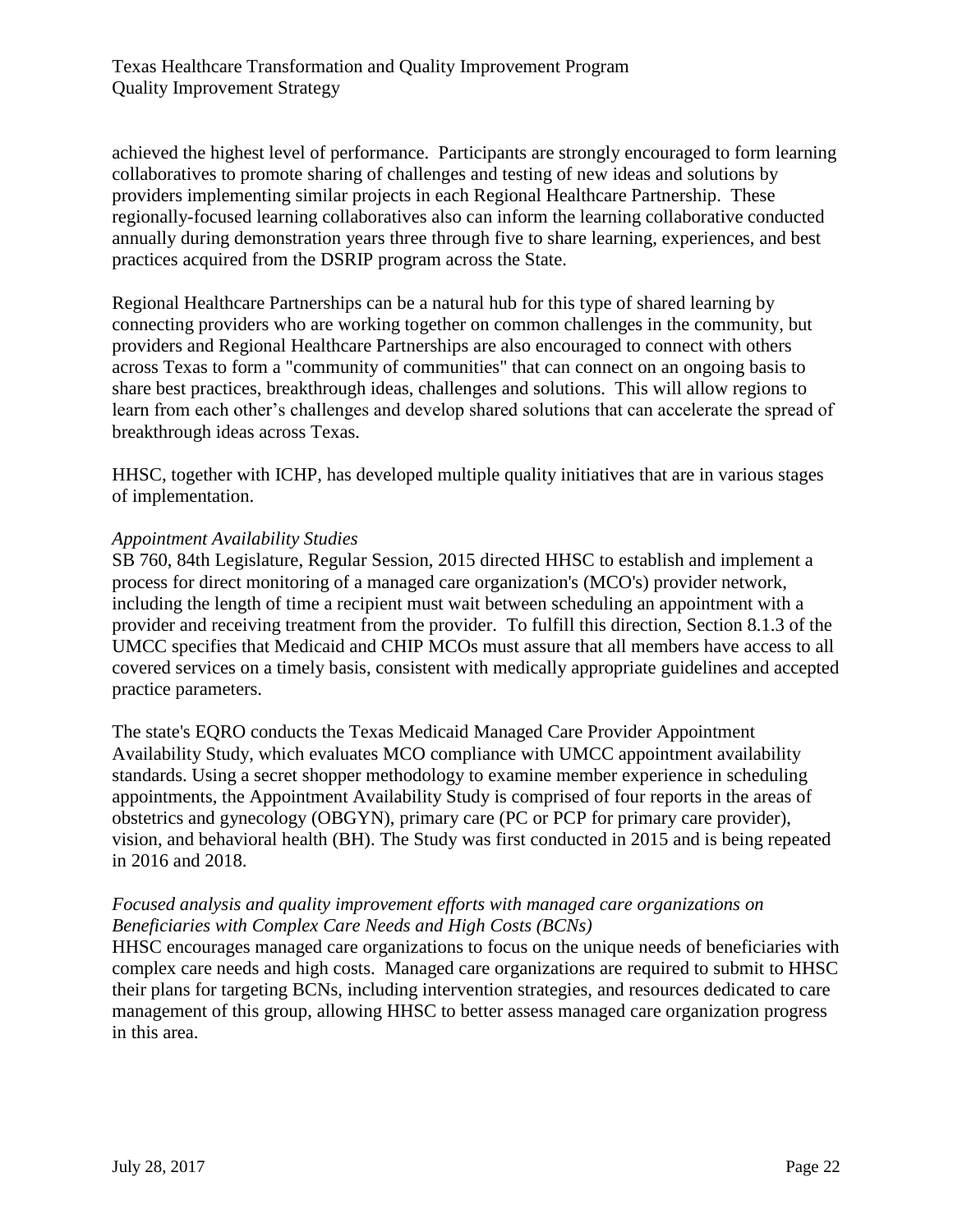achieved the highest level of performance. Participants are strongly encouraged to form learning collaboratives to promote sharing of challenges and testing of new ideas and solutions by providers implementing similar projects in each Regional Healthcare Partnership. These regionally-focused learning collaboratives also can inform the learning collaborative conducted annually during demonstration years three through five to share learning, experiences, and best practices acquired from the DSRIP program across the State.

Regional Healthcare Partnerships can be a natural hub for this type of shared learning by connecting providers who are working together on common challenges in the community, but providers and Regional Healthcare Partnerships are also encouraged to connect with others across Texas to form a "community of communities" that can connect on an ongoing basis to share best practices, breakthrough ideas, challenges and solutions. This will allow regions to learn from each other's challenges and develop shared solutions that can accelerate the spread of breakthrough ideas across Texas.

HHSC, together with ICHP, has developed multiple quality initiatives that are in various stages of implementation.

*Appointment Availability Studies*

SB 760, 84th Legislature, Regular Session, 2015 directed HHSC to establish and implement a process for direct monitoring of a managed care organization's (MCO's) provider network, including the length of time a recipient must wait between scheduling an appointment with a provider and receiving treatment from the provider. To fulfill this direction, Section 8.1.3 of the UMCC specifies that Medicaid and CHIP MCOs must assure that all members have access to all covered services on a timely basis, consistent with medically appropriate guidelines and accepted practice parameters.

The state's EQRO conducts the Texas Medicaid Managed Care Provider Appointment Availability Study, which evaluates MCO compliance with UMCC appointment availability standards. Using a secret shopper methodology to examine member experience in scheduling appointments, the Appointment Availability Study is comprised of four reports in the areas of obstetrics and gynecology (OBGYN), primary care (PC or PCP for primary care provider), vision, and behavioral health (BH). The Study was first conducted in 2015 and is being repeated in 2016 and 2018.

*Focused analysis and quality improvement efforts with managed care organizations on Beneficiaries with Complex Care Needs and High Costs (BCNs)*

HHSC encourages managed care organizations to focus on the unique needs of beneficiaries with complex care needs and high costs. Managed care organizations are required to submit to HHSC their plans for targeting BCNs, including intervention strategies, and resources dedicated to care management of this group, allowing HHSC to better assess managed care organization progress in this area.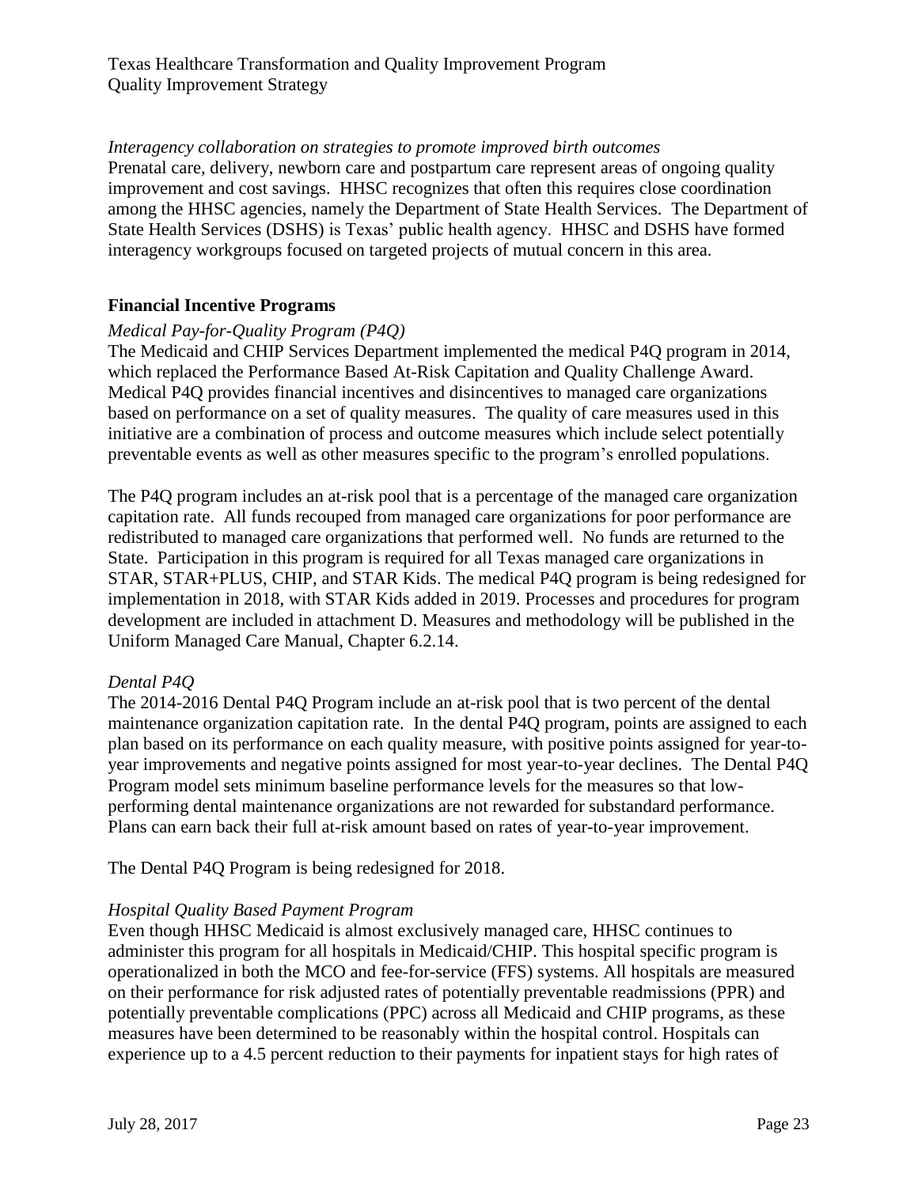*Interagency collaboration on strategies to promote improved birth outcomes*

Prenatal care, delivery, newborn care and postpartum care represent areas of ongoing quality improvement and cost savings. HHSC recognizes that often this requires close coordination among the HHSC agencies, namely the Department of State Health Services. The Department of State Health Services (DSHS) is Texas' public health agency. HHSC and DSHS have formed interagency workgroups focused on targeted projects of mutual concern in this area.

## Financial Incentive Programs

*Medical Pay-for-Quality Program (P4Q)*

The Medicaid and CHIP Services Department implemented the medical P4Q program in 2014, which replaced the Performance Based At-Risk Capitation and Quality Challenge Award. Medical P4Q provides financial incentives and disincentives to managed care organizations based on performance on a set of quality measures. The quality of care measures used in this initiative are a combination of process and outcome measures which include select potentially preventable events as well as other measures specific to the program's enrolled populations.

The P4Q program includes an at-risk pool that is a percentage of the managed care organization capitation rate. All funds recouped from managed care organizations for poor performance are redistributed to managed care organizations that performed well. No funds are returned to the State. Participation in this program is required for all Texas managed care organizations in STAR, STAR+PLUS, CHIP, and STAR Kids. The medical P4Q program is being redesigned for implementation in 2018, with STAR Kids added in 2019. Processes and procedures for program development are included in attachment D. Measures and methodology will be published in the Uniform Managed Care Manual, Chapter 6.2.14.

*Dental P4Q*

The 2014-2016 Dental P4Q Program include an at-risk pool that is two percent of the dental maintenance organization capitation rate. In the dental P4Q program, points are assigned to each plan based on its performance on each quality measure, with positive points assigned for year-to-year improvements and negative points assigned for most year-to-year declines. The Dental P4Q Program model sets minimum baseline performance levels for the measures so that low-performing dental maintenance organizations are not rewarded for substandard performance. Plans can earn back their full at-risk amount based on rates of year-to-year improvement.

The Dental P4Q Program is being redesigned for 2018.

*Hospital Quality Based Payment Program*

Even though HHSC Medicaid is almost exclusively managed care, HHSC continues to administer this program for all hospitals in Medicaid/CHIP. This hospital specific program is operationalized in both the MCO and fee-for-service (FFS) systems. All hospitals are measured on their performance for risk adjusted rates of potentially preventable readmissions (PPR) and potentially preventable complications (PPC) across all Medicaid and CHIP programs, as these measures have been determined to be reasonably within the hospital control. Hospitals can experience up to a 4.5 percent reduction to their payments for inpatient stays for high rates of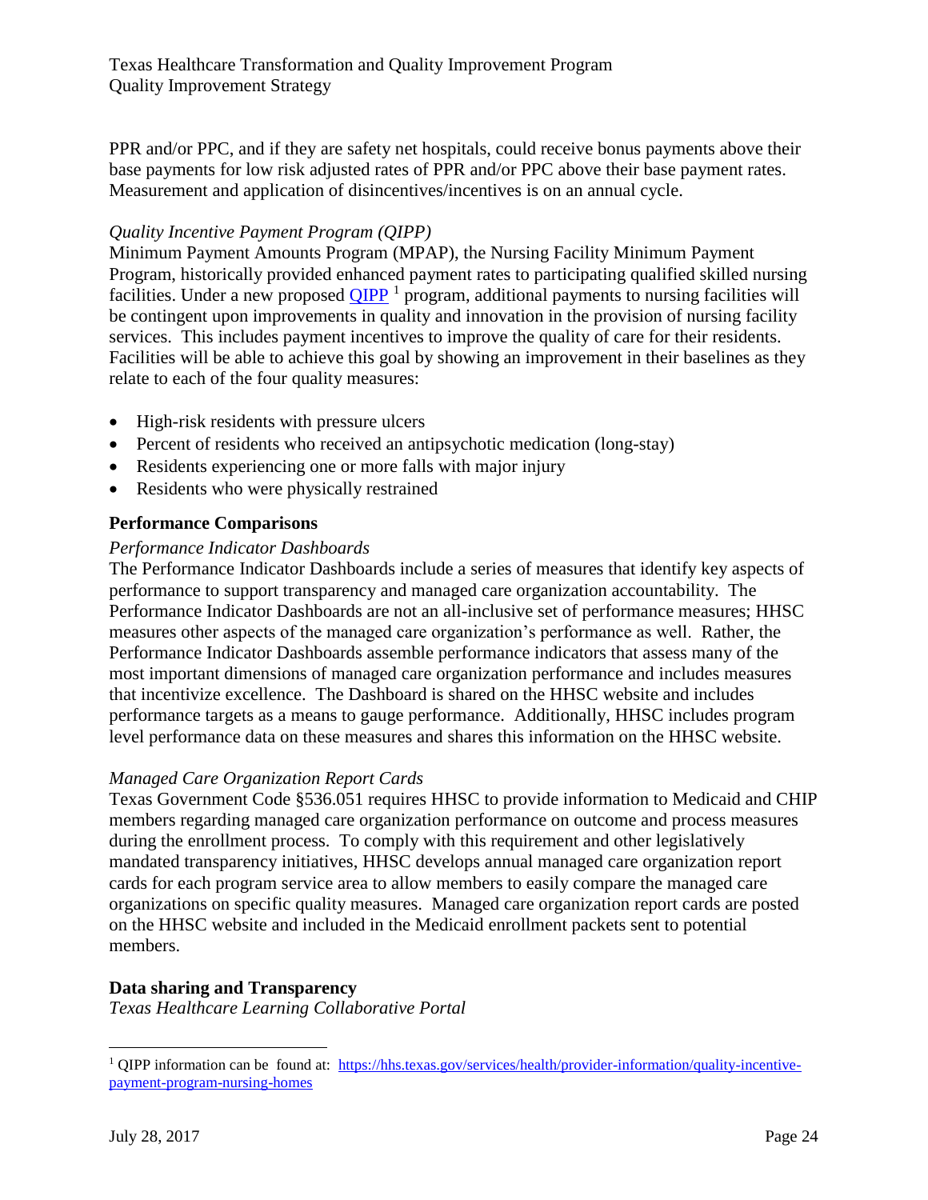PPR and/or PPC, and if they are safety net hospitals, could receive bonus payments above their base payments for low risk adjusted rates of PPR and/or PPC above their base payment rates. Measurement and application of disincentives/incentives is on an annual cycle.

*Quality Incentive Payment Program (QIPP)*

Minimum Payment Amounts Program (MPAP), the Nursing Facility Minimum Payment Program, historically provided enhanced payment rates to participating qualified skilled nursing facilities. Under a new proposed [QIPP](https://hhs.texas.gov/services/health/provider-information/quality-incentive-payment-program-nursing-homes) [1] program, additional payments to nursing facilities will be contingent upon improvements in quality and innovation in the provision of nursing facility services. This includes payment incentives to improve the quality of care for their residents. Facilities will be able to achieve this goal by showing an improvement in their baselines as they relate to each of the four quality measures:

- High-risk residents with pressure ulcers
- Percent of residents who received an antipsychotic medication (long-stay)
- Residents experiencing one or more falls with major injury
- Residents who were physically restrained

**Performance Comparisons**

*Performance Indicator Dashboards*

The Performance Indicator Dashboards include a series of measures that identify key aspects of performance to support transparency and managed care organization accountability. The Performance Indicator Dashboards are not an all-inclusive set of performance measures; HHSC measures other aspects of the managed care organization's performance as well. Rather, the Performance Indicator Dashboards assemble performance indicators that assess many of the most important dimensions of managed care organization performance and includes measures that incentivize excellence. The Dashboard is shared on the HHSC website and includes performance targets as a means to gauge performance. Additionally, HHSC includes program level performance data on these measures and shares this information on the HHSC website.

*Managed Care Organization Report Cards*

Texas Government Code §536.051 requires HHSC to provide information to Medicaid and CHIP members regarding managed care organization performance on outcome and process measures during the enrollment process. To comply with this requirement and other legislatively mandated transparency initiatives, HHSC develops annual managed care organization report cards for each program service area to allow members to easily compare the managed care organizations on specific quality measures. Managed care organization report cards are posted on the HHSC website and included in the Medicaid enrollment packets sent to potential members.

**Data sharing and Transparency**

*Texas Healthcare Learning Collaborative Portal*

[1] QIPP information can be found at: [https://hhs.texas.gov/services/health/provider-information/quality-incentive-payment-program-nursing-homes](https://hhs.texas.gov/services/health/provider-information/quality-incentive-payment-program-nursing-homes)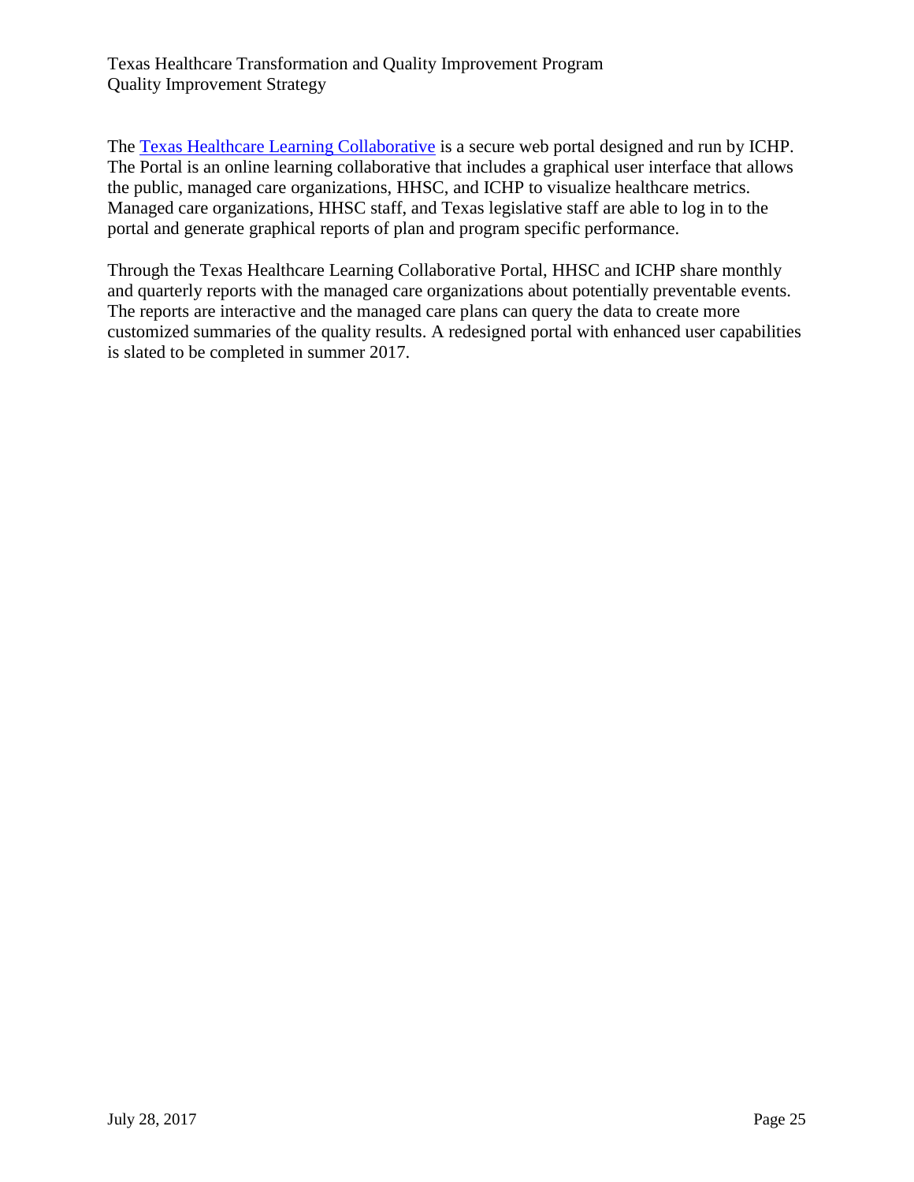The Texas Healthcare Learning Collaborative is a secure web portal designed and run by ICHP. The Portal is an online learning collaborative that includes a graphical user interface that allows the public, managed care organizations, HHSC, and ICHP to visualize healthcare metrics. Managed care organizations, HHSC staff, and Texas legislative staff are able to log in to the portal and generate graphical reports of plan and program specific performance.

Through the Texas Healthcare Learning Collaborative Portal, HHSC and ICHP share monthly and quarterly reports with the managed care organizations about potentially preventable events. The reports are interactive and the managed care plans can query the data to create more customized summaries of the quality results. A redesigned portal with enhanced user capabilities is slated to be completed in summer 2017.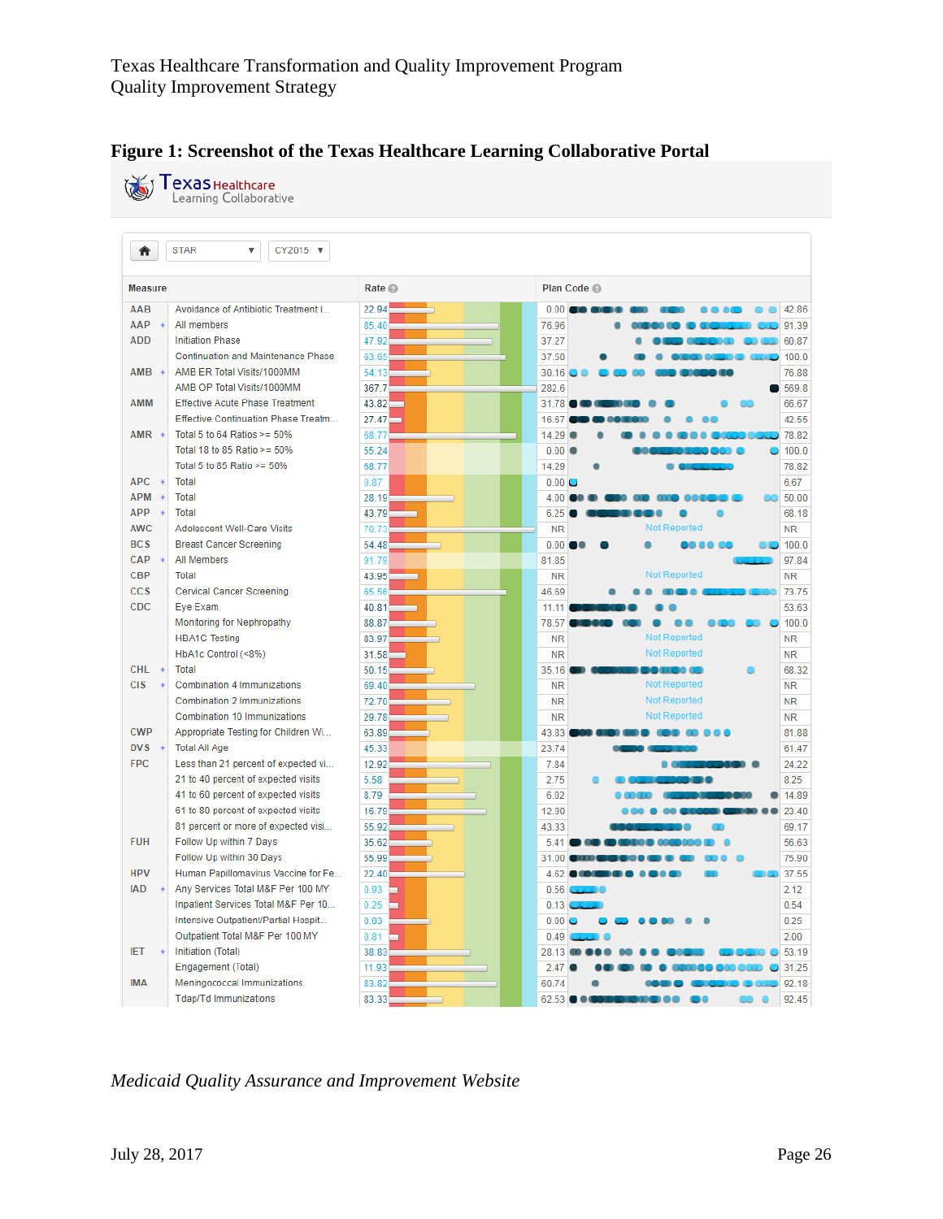**Figure 1: Screenshot of the Texas Healthcare Learning Collaborative Portal**

Texas Healthcare Learning Collaborative

STAR | CY2015

| Measure | | Rate | Plan Code (min) | Plan Code (max) |
|---|---|---|---|---|
| AAB | Avoidance of Antibiotic Treatment i... | 22.94 | 0.00 | 42.86 |
| AAP | All members | 85.40 | 76.96 | 91.39 |
| ADD | Initiation Phase | 47.92 | 37.27 | 60.87 |
| | Continuation and Maintenance Phase | 63.65 | 37.50 | 100.0 |
| AMB | AMB ER Total Visits/1000MM | 54.13 | 30.16 | 76.88 |
| | AMB OP Total Visits/1000MM | 367.7 | 282.6 | 569.8 |
| AMM | Effective Acute Phase Treatment | 43.82 | 31.78 | 66.67 |
| | Effective Continuation Phase Treatm... | 27.47 | 16.67 | 42.55 |
| AMR | Total 5 to 64 Ratios >= 50% | 68.77 | 14.29 | 78.82 |
| | Total 18 to 85 Ratio >= 50% | 55.24 | 0.00 | 100.0 |
| | Total 5 to 85 Ratio >= 50% | 68.77 | 14.29 | 78.82 |
| APC | Total | 0.87 | 0.00 | 6.67 |
| APM | Total | 28.19 | 4.00 | 50.00 |
| APP | Total | 43.79 | 6.25 | 68.18 |
| AWC | Adolescent Well-Care Visits | 70.73 | NR | NR |
| BCS | Breast Cancer Screening | 54.48 | 0.00 | 100.0 |
| CAP | All Members | 91.79 | 81.85 | 97.84 |
| CBP | Total | 43.95 | NR | NR |
| CCS | Cervical Cancer Screening | 65.56 | 46.69 | 73.75 |
| CDC | Eye Exam | 40.81 | 11.11 | 53.63 |
| | Monitoring for Nephropathy | 88.87 | 78.57 | 100.0 |
| | HBA1C Testing | 83.97 | NR | NR |
| | HbA1c Control (<8%) | 31.58 | NR | NR |
| CHL | Total | 50.15 | 35.16 | 68.32 |
| CIS | Combination 4 Immunizations | 69.40 | NR | NR |
| | Combination 2 Immunizations | 72.70 | NR | NR |
| | Combination 10 Immunizations | 29.78 | NR | NR |
| CWP | Appropriate Testing for Children Wi... | 63.89 | 43.83 | 81.88 |
| DVS | Total All Age | 45.33 | 23.74 | 61.47 |
| FPC | Less than 21 percent of expected vi... | 12.92 | 7.84 | 24.22 |
| | 21 to 40 percent of expected visits | 5.58 | 2.75 | 8.25 |
| | 41 to 60 percent of expected visits | 8.79 | 6.02 | 14.89 |
| | 61 to 80 percent of expected visits | 16.79 | 12.90 | 23.40 |
| | 81 percent or more of expected visi... | 55.92 | 43.33 | 69.17 |
| FUH | Follow Up within 7 Days | 35.62 | 5.41 | 56.63 |
| | Follow Up within 30 Days | 55.99 | 31.00 | 75.90 |
| HPV | Human Papillomavirus Vaccine for Fe... | 22.40 | 4.62 | 37.55 |
| IAD | Any Services Total M&F Per 100 MY | 0.93 | 0.56 | 2.12 |
| | Inpatient Services Total M&F Per 10... | 0.25 | 0.13 | 0.54 |
| | Intensive Outpatient/Partial Hospit... | 0.03 | 0.00 | 0.25 |
| | Outpatient Total M&F Per 100 MY | 0.81 | 0.49 | 2.00 |
| IET | Initiation (Total) | 38.83 | 28.13 | 53.19 |
| | Engagement (Total) | 11.93 | 2.47 | 31.25 |
| IMA | Meningococcal Immunizations | 83.82 | 60.74 | 92.18 |
| | Tdap/Td Immunizations | 83.33 | 62.53 | 92.45 |

*Medicaid Quality Assurance and Improvement Website*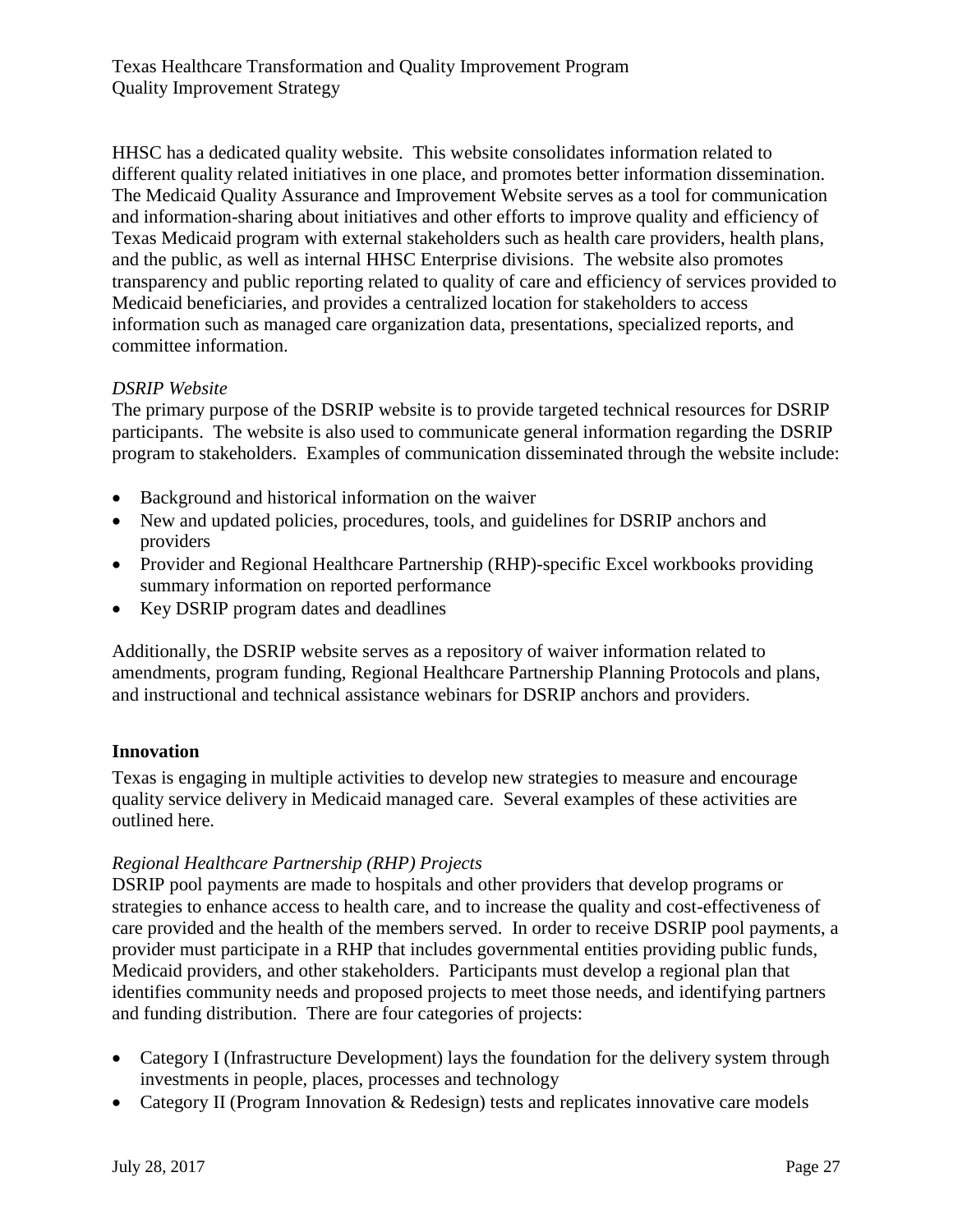HHSC has a dedicated quality website. This website consolidates information related to different quality related initiatives in one place, and promotes better information dissemination. The Medicaid Quality Assurance and Improvement Website serves as a tool for communication and information-sharing about initiatives and other efforts to improve quality and efficiency of Texas Medicaid program with external stakeholders such as health care providers, health plans, and the public, as well as internal HHSC Enterprise divisions. The website also promotes transparency and public reporting related to quality of care and efficiency of services provided to Medicaid beneficiaries, and provides a centralized location for stakeholders to access information such as managed care organization data, presentations, specialized reports, and committee information.

*DSRIP Website*

The primary purpose of the DSRIP website is to provide targeted technical resources for DSRIP participants. The website is also used to communicate general information regarding the DSRIP program to stakeholders. Examples of communication disseminated through the website include:

- Background and historical information on the waiver
- New and updated policies, procedures, tools, and guidelines for DSRIP anchors and providers
- Provider and Regional Healthcare Partnership (RHP)-specific Excel workbooks providing summary information on reported performance
- Key DSRIP program dates and deadlines

Additionally, the DSRIP website serves as a repository of waiver information related to amendments, program funding, Regional Healthcare Partnership Planning Protocols and plans, and instructional and technical assistance webinars for DSRIP anchors and providers.

**Innovation**

Texas is engaging in multiple activities to develop new strategies to measure and encourage quality service delivery in Medicaid managed care. Several examples of these activities are outlined here.

*Regional Healthcare Partnership (RHP) Projects*

DSRIP pool payments are made to hospitals and other providers that develop programs or strategies to enhance access to health care, and to increase the quality and cost-effectiveness of care provided and the health of the members served. In order to receive DSRIP pool payments, a provider must participate in a RHP that includes governmental entities providing public funds, Medicaid providers, and other stakeholders. Participants must develop a regional plan that identifies community needs and proposed projects to meet those needs, and identifying partners and funding distribution. There are four categories of projects:

- Category I (Infrastructure Development) lays the foundation for the delivery system through investments in people, places, processes and technology
- Category II (Program Innovation & Redesign) tests and replicates innovative care models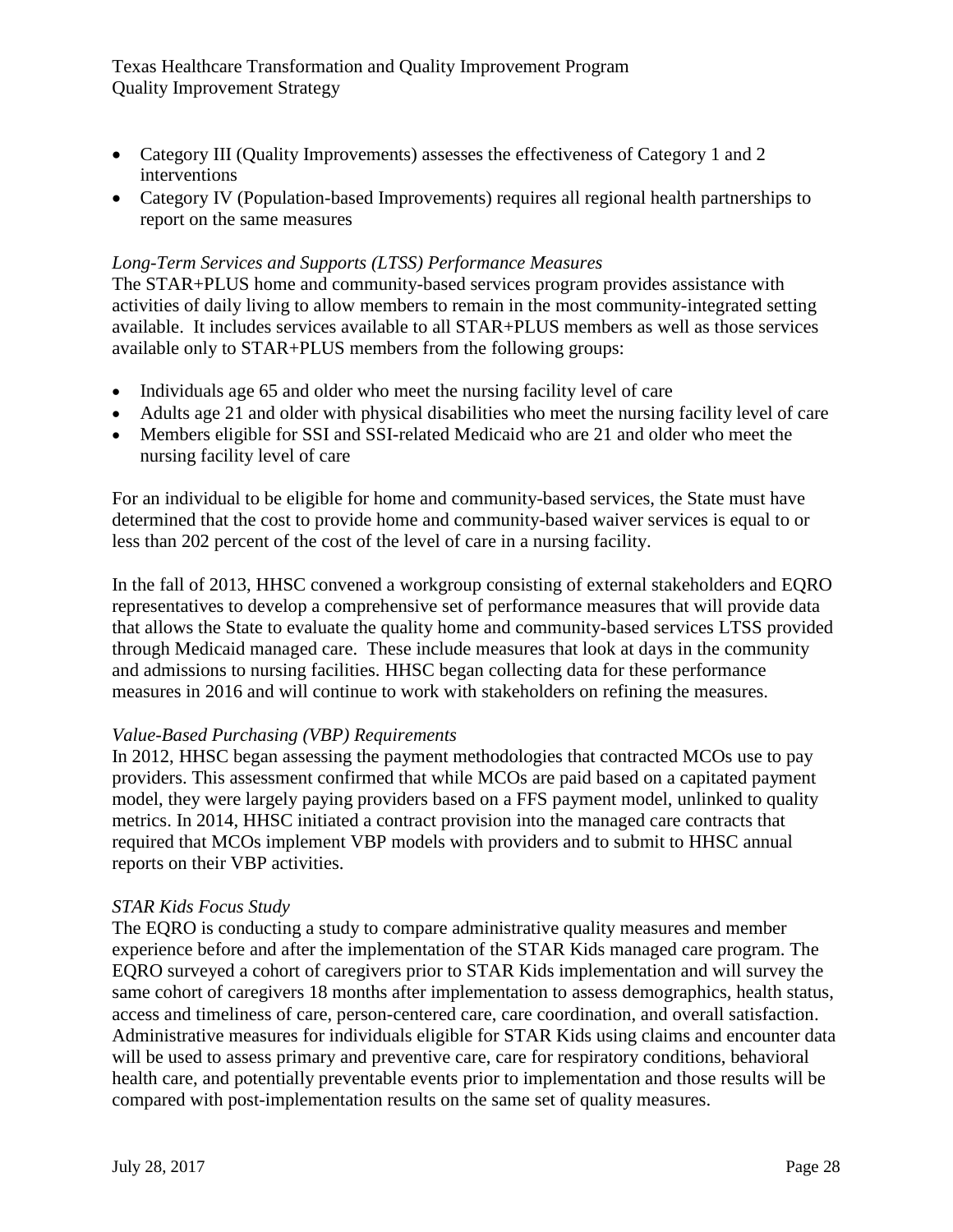- Category III (Quality Improvements) assesses the effectiveness of Category 1 and 2 interventions
- Category IV (Population-based Improvements) requires all regional health partnerships to report on the same measures

*Long-Term Services and Supports (LTSS) Performance Measures*

The STAR+PLUS home and community-based services program provides assistance with activities of daily living to allow members to remain in the most community-integrated setting available. It includes services available to all STAR+PLUS members as well as those services available only to STAR+PLUS members from the following groups:

- Individuals age 65 and older who meet the nursing facility level of care
- Adults age 21 and older with physical disabilities who meet the nursing facility level of care
- Members eligible for SSI and SSI-related Medicaid who are 21 and older who meet the nursing facility level of care

For an individual to be eligible for home and community-based services, the State must have determined that the cost to provide home and community-based waiver services is equal to or less than 202 percent of the cost of the level of care in a nursing facility.

In the fall of 2013, HHSC convened a workgroup consisting of external stakeholders and EQRO representatives to develop a comprehensive set of performance measures that will provide data that allows the State to evaluate the quality home and community-based services LTSS provided through Medicaid managed care. These include measures that look at days in the community and admissions to nursing facilities. HHSC began collecting data for these performance measures in 2016 and will continue to work with stakeholders on refining the measures.

*Value-Based Purchasing (VBP) Requirements*

In 2012, HHSC began assessing the payment methodologies that contracted MCOs use to pay providers. This assessment confirmed that while MCOs are paid based on a capitated payment model, they were largely paying providers based on a FFS payment model, unlinked to quality metrics. In 2014, HHSC initiated a contract provision into the managed care contracts that required that MCOs implement VBP models with providers and to submit to HHSC annual reports on their VBP activities.

*STAR Kids Focus Study*

The EQRO is conducting a study to compare administrative quality measures and member experience before and after the implementation of the STAR Kids managed care program. The EQRO surveyed a cohort of caregivers prior to STAR Kids implementation and will survey the same cohort of caregivers 18 months after implementation to assess demographics, health status, access and timeliness of care, person-centered care, care coordination, and overall satisfaction. Administrative measures for individuals eligible for STAR Kids using claims and encounter data will be used to assess primary and preventive care, care for respiratory conditions, behavioral health care, and potentially preventable events prior to implementation and those results will be compared with post-implementation results on the same set of quality measures.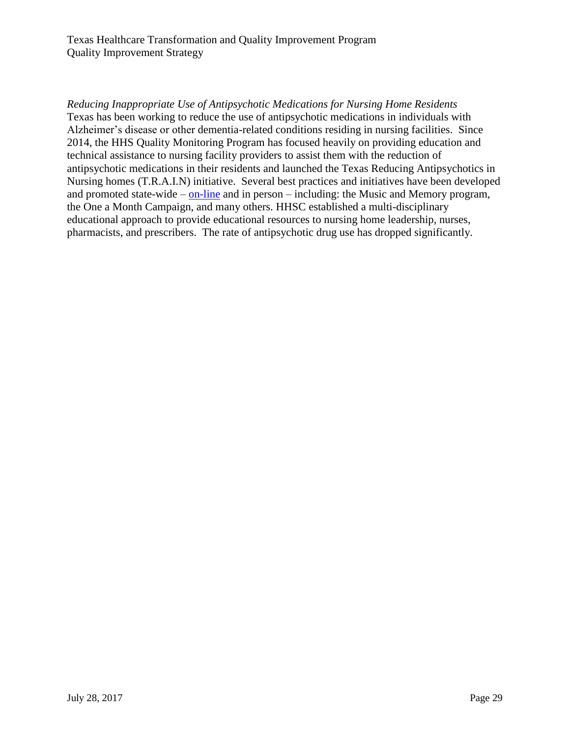*Reducing Inappropriate Use of Antipsychotic Medications for Nursing Home Residents*

Texas has been working to reduce the use of antipsychotic medications in individuals with Alzheimer's disease or other dementia-related conditions residing in nursing facilities. Since 2014, the HHS Quality Monitoring Program has focused heavily on providing education and technical assistance to nursing facility providers to assist them with the reduction of antipsychotic medications in their residents and launched the Texas Reducing Antipsychotics in Nursing homes (T.R.A.I.N) initiative. Several best practices and initiatives have been developed and promoted state-wide – on-line and in person – including: the Music and Memory program, the One a Month Campaign, and many others. HHSC established a multi-disciplinary educational approach to provide educational resources to nursing home leadership, nurses, pharmacists, and prescribers. The rate of antipsychotic drug use has dropped significantly.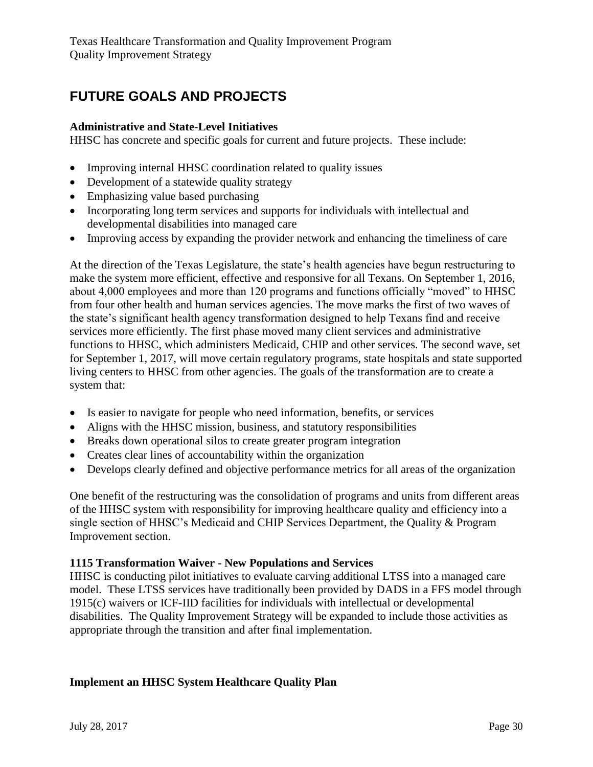# FUTURE GOALS AND PROJECTS

**Administrative and State-Level Initiatives**

HHSC has concrete and specific goals for current and future projects. These include:

- Improving internal HHSC coordination related to quality issues
- Development of a statewide quality strategy
- Emphasizing value based purchasing
- Incorporating long term services and supports for individuals with intellectual and developmental disabilities into managed care
- Improving access by expanding the provider network and enhancing the timeliness of care

At the direction of the Texas Legislature, the state's health agencies have begun restructuring to make the system more efficient, effective and responsive for all Texans. On September 1, 2016, about 4,000 employees and more than 120 programs and functions officially "moved" to HHSC from four other health and human services agencies. The move marks the first of two waves of the state's significant health agency transformation designed to help Texans find and receive services more efficiently. The first phase moved many client services and administrative functions to HHSC, which administers Medicaid, CHIP and other services. The second wave, set for September 1, 2017, will move certain regulatory programs, state hospitals and state supported living centers to HHSC from other agencies. The goals of the transformation are to create a system that:

- Is easier to navigate for people who need information, benefits, or services
- Aligns with the HHSC mission, business, and statutory responsibilities
- Breaks down operational silos to create greater program integration
- Creates clear lines of accountability within the organization
- Develops clearly defined and objective performance metrics for all areas of the organization

One benefit of the restructuring was the consolidation of programs and units from different areas of the HHSC system with responsibility for improving healthcare quality and efficiency into a single section of HHSC's Medicaid and CHIP Services Department, the Quality & Program Improvement section.

**1115 Transformation Waiver - New Populations and Services**

HHSC is conducting pilot initiatives to evaluate carving additional LTSS into a managed care model. These LTSS services have traditionally been provided by DADS in a FFS model through 1915(c) waivers or ICF-IID facilities for individuals with intellectual or developmental disabilities. The Quality Improvement Strategy will be expanded to include those activities as appropriate through the transition and after final implementation.

**Implement an HHSC System Healthcare Quality Plan**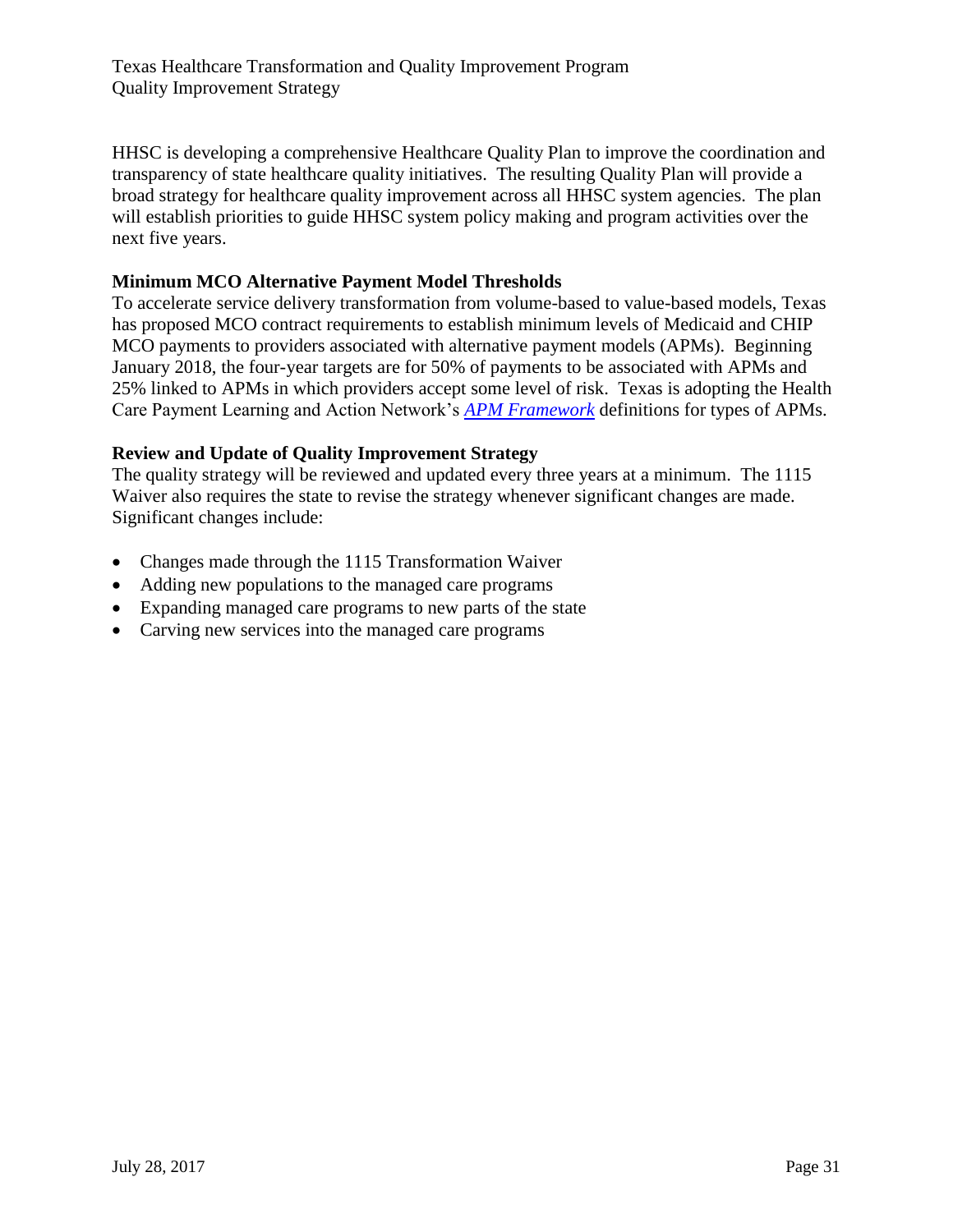HHSC is developing a comprehensive Healthcare Quality Plan to improve the coordination and transparency of state healthcare quality initiatives. The resulting Quality Plan will provide a broad strategy for healthcare quality improvement across all HHSC system agencies. The plan will establish priorities to guide HHSC system policy making and program activities over the next five years.

**Minimum MCO Alternative Payment Model Thresholds**

To accelerate service delivery transformation from volume-based to value-based models, Texas has proposed MCO contract requirements to establish minimum levels of Medicaid and CHIP MCO payments to providers associated with alternative payment models (APMs). Beginning January 2018, the four-year targets are for 50% of payments to be associated with APMs and 25% linked to APMs in which providers accept some level of risk. Texas is adopting the Health Care Payment Learning and Action Network's *APM Framework* definitions for types of APMs.

**Review and Update of Quality Improvement Strategy**

The quality strategy will be reviewed and updated every three years at a minimum. The 1115 Waiver also requires the state to revise the strategy whenever significant changes are made. Significant changes include:

- Changes made through the 1115 Transformation Waiver
- Adding new populations to the managed care programs
- Expanding managed care programs to new parts of the state
- Carving new services into the managed care programs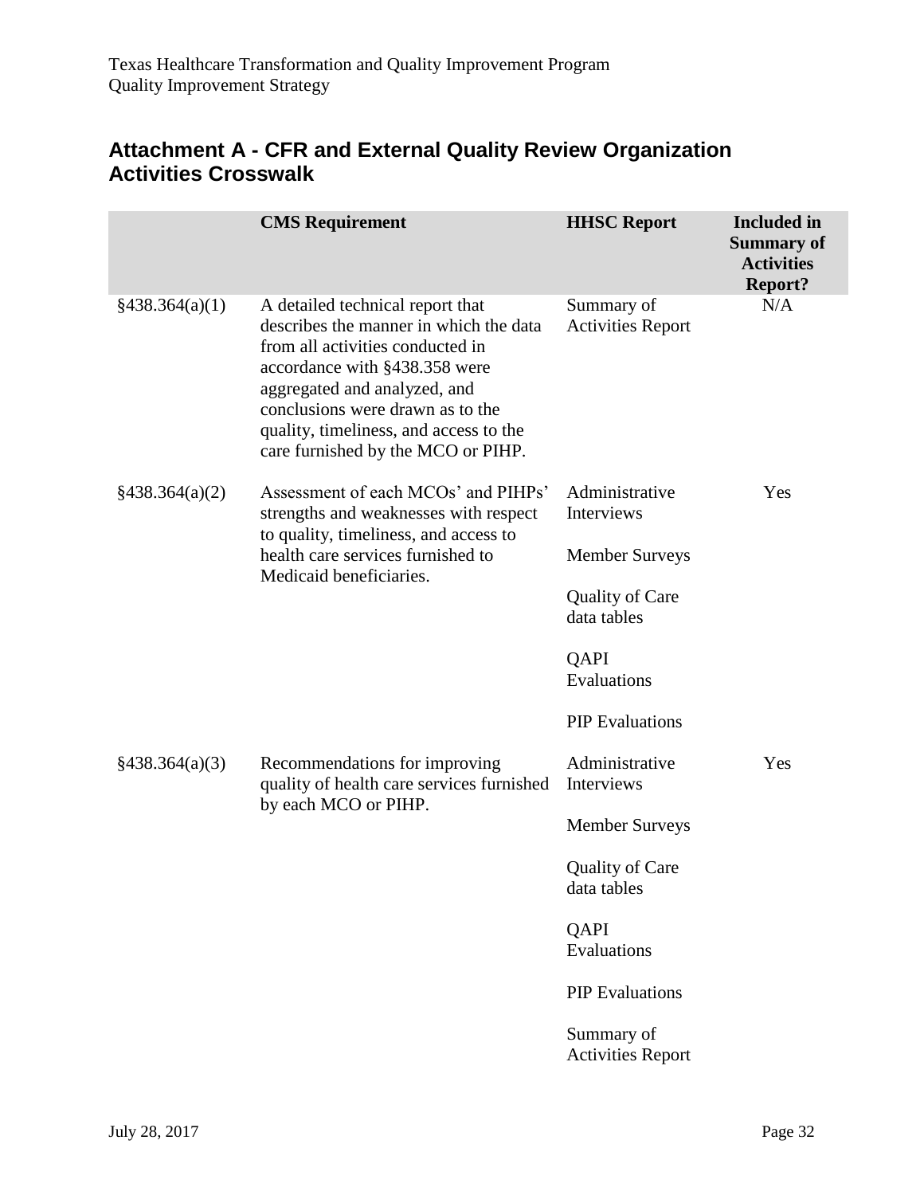## Attachment A - CFR and External Quality Review Organization Activities Crosswalk

| | CMS Requirement | HHSC Report | Included in Summary of Activities Report? |
|---|---|---|---|
| §438.364(a)(1) | A detailed technical report that describes the manner in which the data from all activities conducted in accordance with §438.358 were aggregated and analyzed, and conclusions were drawn as to the quality, timeliness, and access to the care furnished by the MCO or PIHP. | Summary of Activities Report | N/A |
| §438.364(a)(2) | Assessment of each MCOs' and PIHPs' strengths and weaknesses with respect to quality, timeliness, and access to health care services furnished to Medicaid beneficiaries. | Administrative Interviews<br><br>Member Surveys<br><br>Quality of Care data tables<br><br>QAPI Evaluations<br><br>PIP Evaluations | Yes |
| §438.364(a)(3) | Recommendations for improving quality of health care services furnished by each MCO or PIHP. | Administrative Interviews<br><br>Member Surveys<br><br>Quality of Care data tables<br><br>QAPI Evaluations<br><br>PIP Evaluations<br><br>Summary of Activities Report | Yes |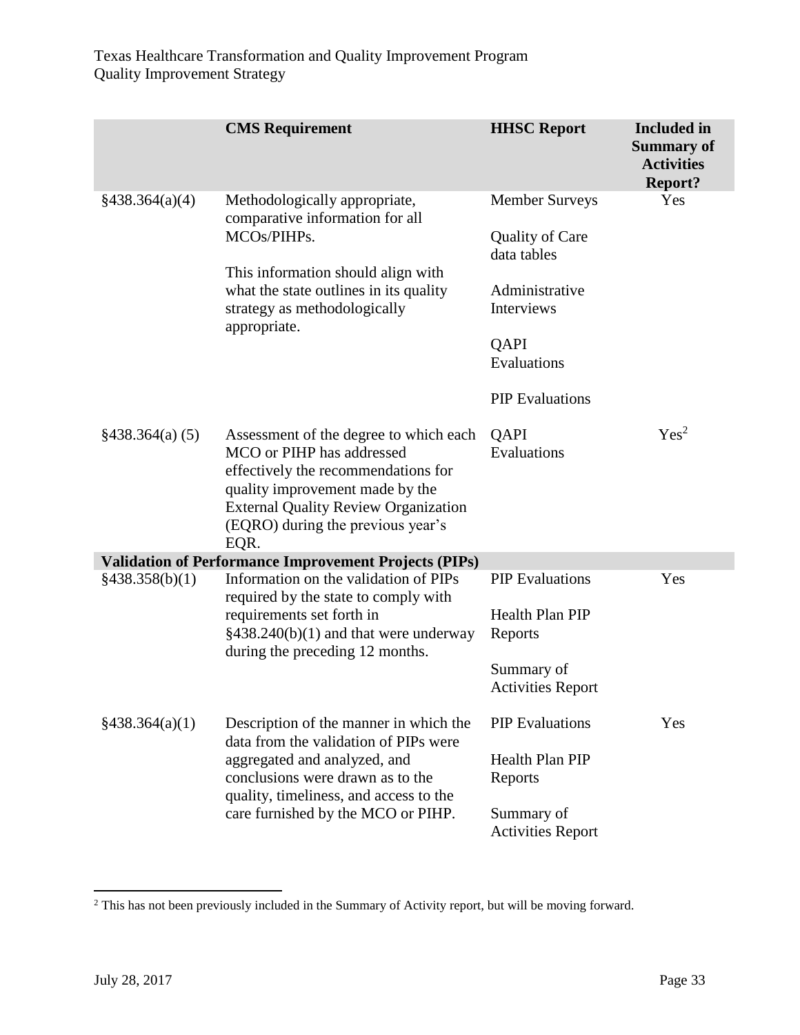| | CMS Requirement | HHSC Report | Included in Summary of Activities Report? |
|---|---|---|---|
| §438.364(a)(4) | Methodologically appropriate, comparative information for all MCOs/PIHPs.<br><br>This information should align with what the state outlines in its quality strategy as methodologically appropriate. | Member Surveys<br><br>Quality of Care data tables<br><br>Administrative Interviews<br><br>QAPI Evaluations<br><br>PIP Evaluations | Yes |
| §438.364(a) (5) | Assessment of the degree to which each MCO or PIHP has addressed effectively the recommendations for quality improvement made by the External Quality Review Organization (EQRO) during the previous year's EQR. | QAPI Evaluations | Yes[2] |
| **Validation of Performance Improvement Projects (PIPs)** | | | |
| §438.358(b)(1) | Information on the validation of PIPs required by the state to comply with requirements set forth in §438.240(b)(1) and that were underway during the preceding 12 months. | PIP Evaluations<br><br>Health Plan PIP Reports<br><br>Summary of Activities Report | Yes |
| §438.364(a)(1) | Description of the manner in which the data from the validation of PIPs were aggregated and analyzed, and conclusions were drawn as to the quality, timeliness, and access to the care furnished by the MCO or PIHP. | PIP Evaluations<br><br>Health Plan PIP Reports<br><br>Summary of Activities Report | Yes |

[2] This has not been previously included in the Summary of Activity report, but will be moving forward.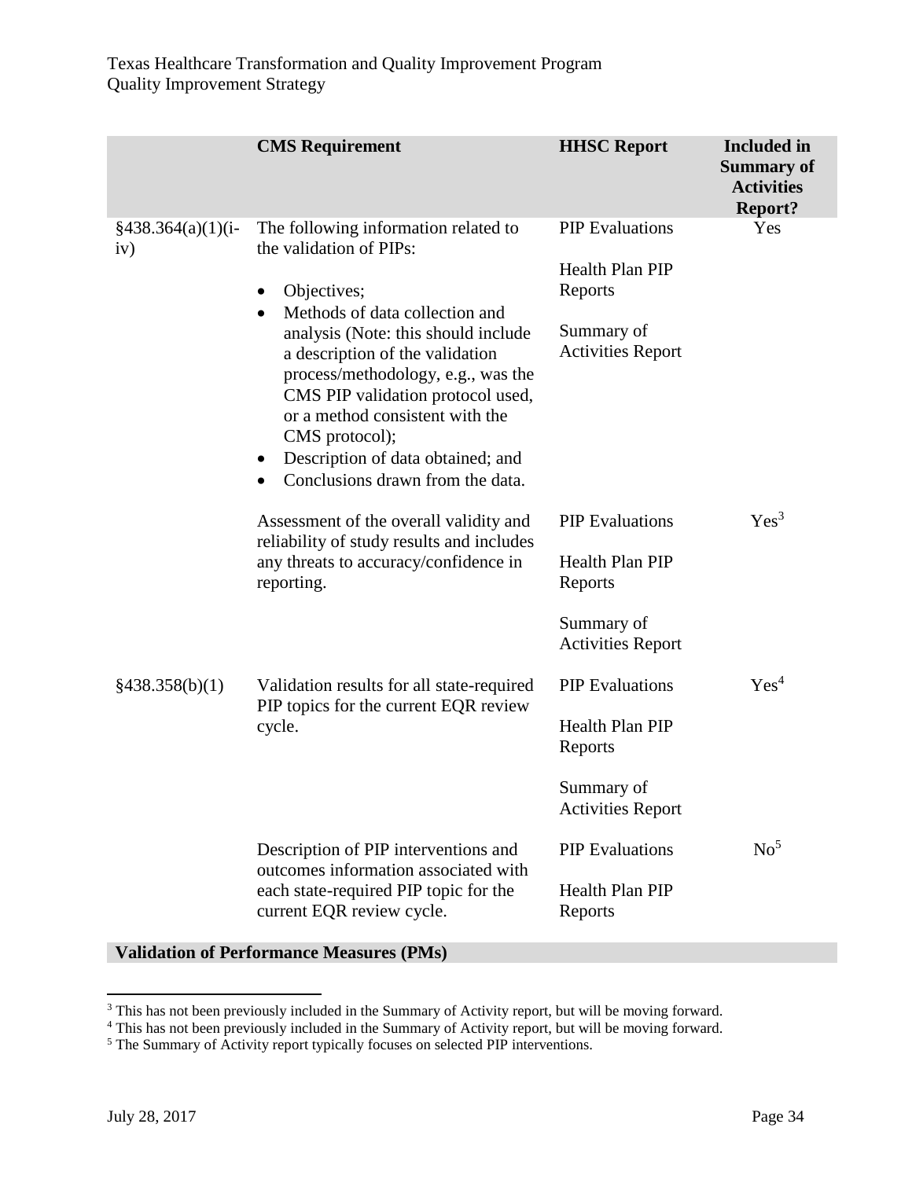| | CMS Requirement | HHSC Report | Included in Summary of Activities Report? |
|---|---|---|---|
| §438.364(a)(1)(i-iv) | The following information related to the validation of PIPs:<br>• Objectives;<br>• Methods of data collection and analysis (Note: this should include a description of the validation process/methodology, e.g., was the CMS PIP validation protocol used, or a method consistent with the CMS protocol);<br>• Description of data obtained; and<br>• Conclusions drawn from the data. | PIP Evaluations<br><br>Health Plan PIP Reports<br><br>Summary of Activities Report | Yes |
| | Assessment of the overall validity and reliability of study results and includes any threats to accuracy/confidence in reporting. | PIP Evaluations<br><br>Health Plan PIP Reports<br><br>Summary of Activities Report | Yes[3] |
| §438.358(b)(1) | Validation results for all state-required PIP topics for the current EQR review cycle. | PIP Evaluations<br><br>Health Plan PIP Reports<br><br>Summary of Activities Report | Yes[4] |
| | Description of PIP interventions and outcomes information associated with each state-required PIP topic for the current EQR review cycle. | PIP Evaluations<br><br>Health Plan PIP Reports | No[5] |
| **Validation of Performance Measures (PMs)** | | | |

[3] This has not been previously included in the Summary of Activity report, but will be moving forward.

[4] This has not been previously included in the Summary of Activity report, but will be moving forward.

[5] The Summary of Activity report typically focuses on selected PIP interventions.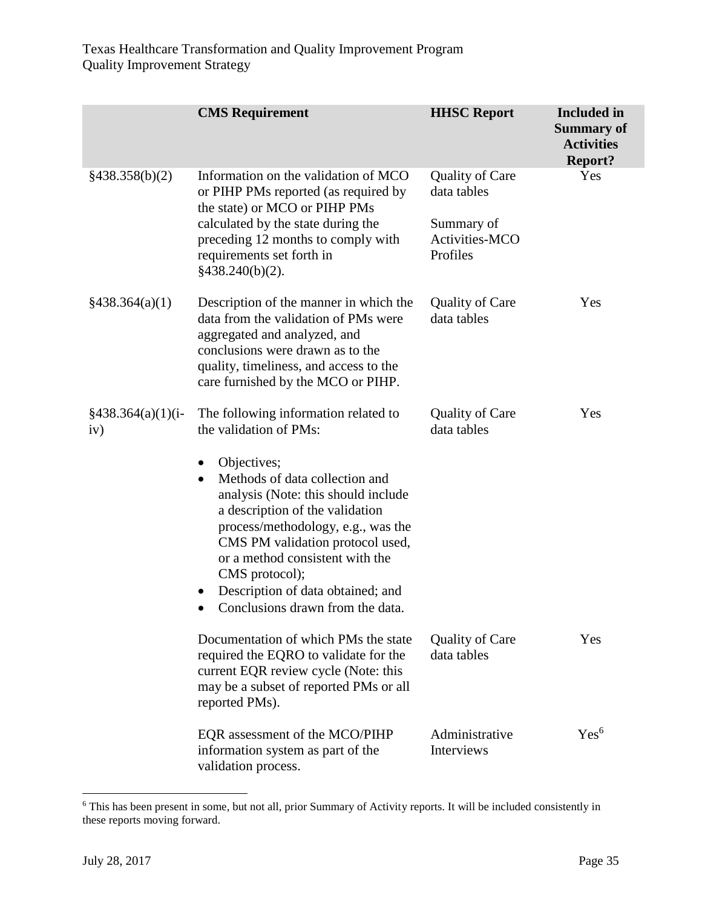| | CMS Requirement | HHSC Report | Included in Summary of Activities Report? |
|---|---|---|---|
| §438.358(b)(2) | Information on the validation of MCO or PIHP PMs reported (as required by the state) or MCO or PIHP PMs calculated by the state during the preceding 12 months to comply with requirements set forth in §438.240(b)(2). | Quality of Care data tables<br><br>Summary of Activities-MCO Profiles | Yes |
| §438.364(a)(1) | Description of the manner in which the data from the validation of PMs were aggregated and analyzed, and conclusions were drawn as to the quality, timeliness, and access to the care furnished by the MCO or PIHP. | Quality of Care data tables | Yes |
| §438.364(a)(1)(i-iv) | The following information related to the validation of PMs:<br><br>• Objectives;<br>• Methods of data collection and analysis (Note: this should include a description of the validation process/methodology, e.g., was the CMS PM validation protocol used, or a method consistent with the CMS protocol);<br>• Description of data obtained; and<br>• Conclusions drawn from the data. | Quality of Care data tables | Yes |
| | Documentation of which PMs the state required the EQRO to validate for the current EQR review cycle (Note: this may be a subset of reported PMs or all reported PMs). | Quality of Care data tables | Yes |
| | EQR assessment of the MCO/PIHP information system as part of the validation process. | Administrative Interviews | Yes[6] |

[6] This has been present in some, but not all, prior Summary of Activity reports. It will be included consistently in these reports moving forward.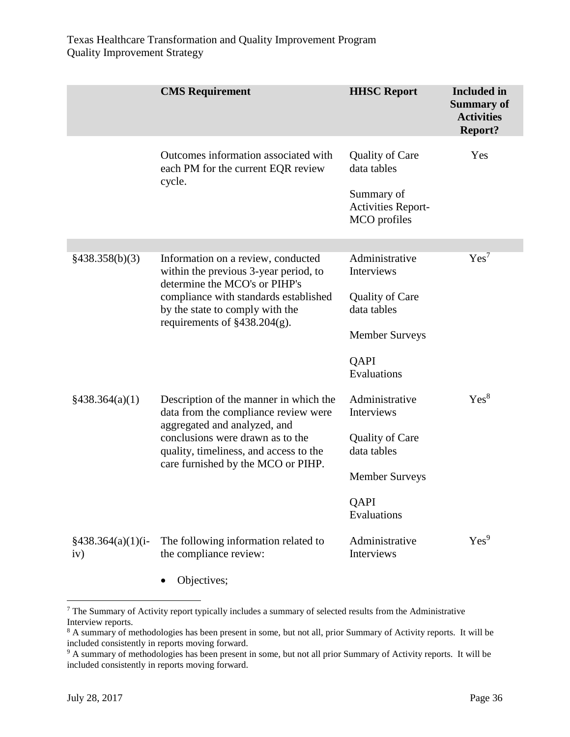| | CMS Requirement | HHSC Report | Included in Summary of Activities Report? |
|---|---|---|---|
| | Outcomes information associated with each PM for the current EQR review cycle. | Quality of Care data tables<br><br>Summary of Activities Report-MCO profiles | Yes |
| | | | |
| §438.358(b)(3) | Information on a review, conducted within the previous 3-year period, to determine the MCO's or PIHP's compliance with standards established by the state to comply with the requirements of §438.204(g). | Administrative Interviews<br><br>Quality of Care data tables<br><br>Member Surveys<br><br>QAPI Evaluations | Yes[7] |
| §438.364(a)(1) | Description of the manner in which the data from the compliance review were aggregated and analyzed, and conclusions were drawn as to the quality, timeliness, and access to the care furnished by the MCO or PIHP. | Administrative Interviews<br><br>Quality of Care data tables<br><br>Member Surveys<br><br>QAPI Evaluations | Yes[8] |
| §438.364(a)(1)(i-iv) | The following information related to the compliance review:<br><br>• Objectives; | Administrative Interviews | Yes[9] |

[7] The Summary of Activity report typically includes a summary of selected results from the Administrative Interview reports.

[8] A summary of methodologies has been present in some, but not all, prior Summary of Activity reports. It will be included consistently in reports moving forward.

[9] A summary of methodologies has been present in some, but not all prior Summary of Activity reports. It will be included consistently in reports moving forward.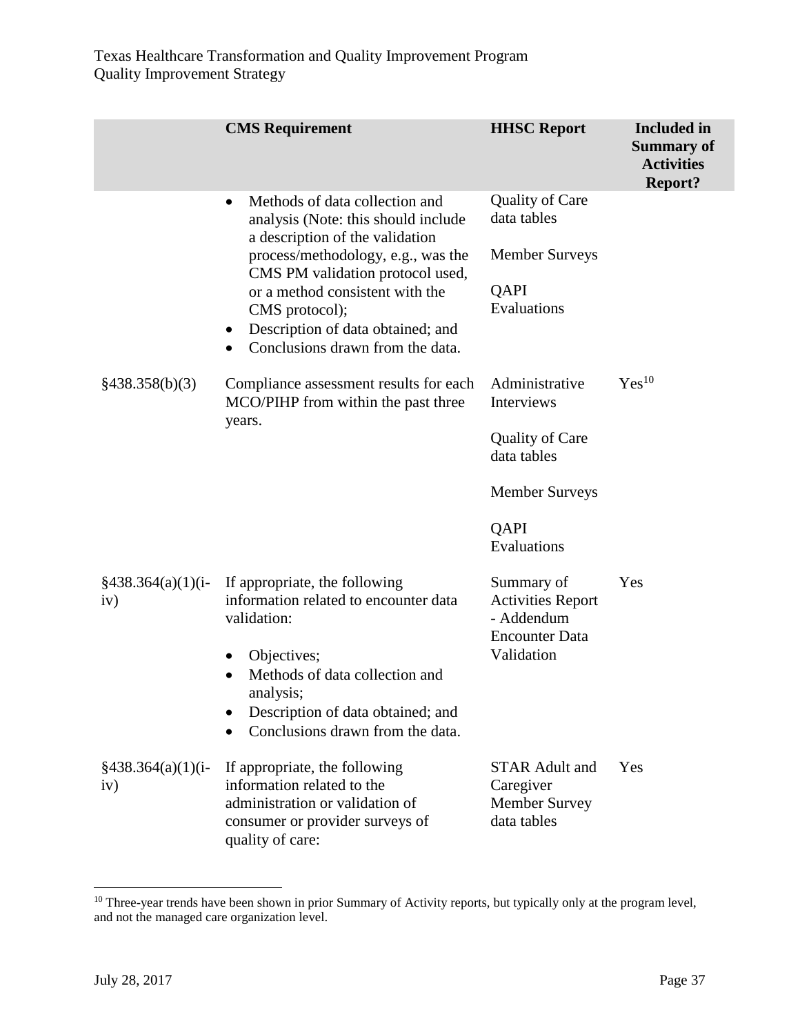| | CMS Requirement | HHSC Report | Included in Summary of Activities Report? |
|---|---|---|---|
| | • Methods of data collection and analysis (Note: this should include a description of the validation process/methodology, e.g., was the CMS PM validation protocol used, or a method consistent with the CMS protocol);<br>• Description of data obtained; and<br>• Conclusions drawn from the data. | Quality of Care data tables<br><br>Member Surveys<br><br>QAPI Evaluations | |
| §438.358(b)(3) | Compliance assessment results for each MCO/PIHP from within the past three years. | Administrative Interviews<br><br>Quality of Care data tables<br><br>Member Surveys<br><br>QAPI Evaluations | Yes[10] |
| §438.364(a)(1)(i-iv) | If appropriate, the following information related to encounter data validation:<br><br>• Objectives;<br>• Methods of data collection and analysis;<br>• Description of data obtained; and<br>• Conclusions drawn from the data. | Summary of Activities Report - Addendum Encounter Data Validation | Yes |
| §438.364(a)(1)(i-iv) | If appropriate, the following information related to the administration or validation of consumer or provider surveys of quality of care: | STAR Adult and Caregiver Member Survey data tables | Yes |

[10] Three-year trends have been shown in prior Summary of Activity reports, but typically only at the program level, and not the managed care organization level.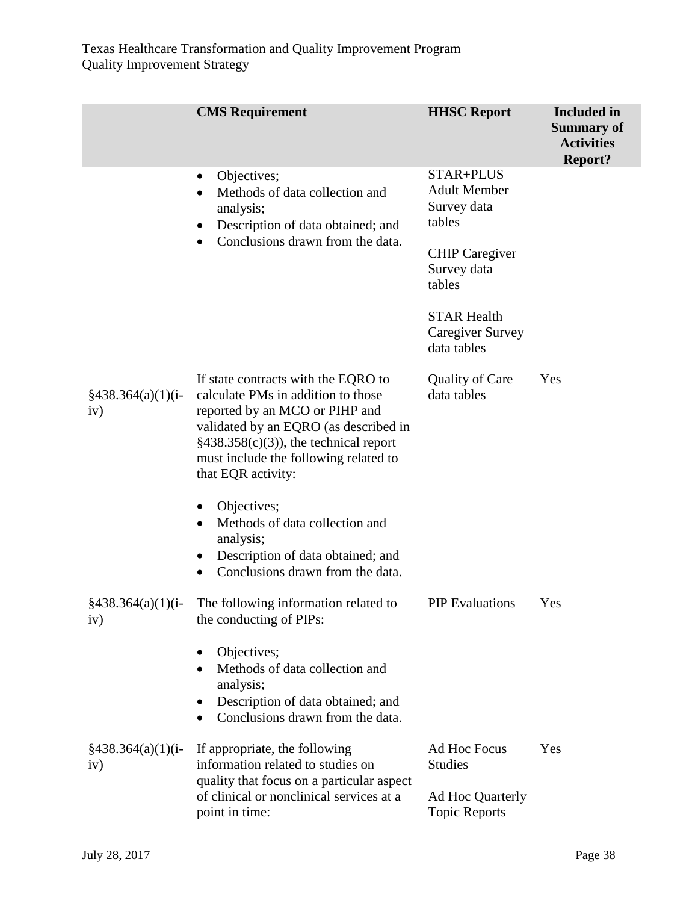| | CMS Requirement | HHSC Report | Included in Summary of Activities Report? |
|---|---|---|---|
| | • Objectives;<br>• Methods of data collection and analysis;<br>• Description of data obtained; and<br>• Conclusions drawn from the data. | STAR+PLUS Adult Member Survey data tables<br><br>CHIP Caregiver Survey data tables<br><br>STAR Health Caregiver Survey data tables | |
| §438.364(a)(1)(i-iv) | If state contracts with the EQRO to calculate PMs in addition to those reported by an MCO or PIHP and validated by an EQRO (as described in §438.358(c)(3)), the technical report must include the following related to that EQR activity:<br><br>• Objectives;<br>• Methods of data collection and analysis;<br>• Description of data obtained; and<br>• Conclusions drawn from the data. | Quality of Care data tables | Yes |
| §438.364(a)(1)(i-iv) | The following information related to the conducting of PIPs:<br><br>• Objectives;<br>• Methods of data collection and analysis;<br>• Description of data obtained; and<br>• Conclusions drawn from the data. | PIP Evaluations | Yes |
| §438.364(a)(1)(i-iv) | If appropriate, the following information related to studies on quality that focus on a particular aspect of clinical or nonclinical services at a point in time: | Ad Hoc Focus Studies<br><br>Ad Hoc Quarterly Topic Reports | Yes |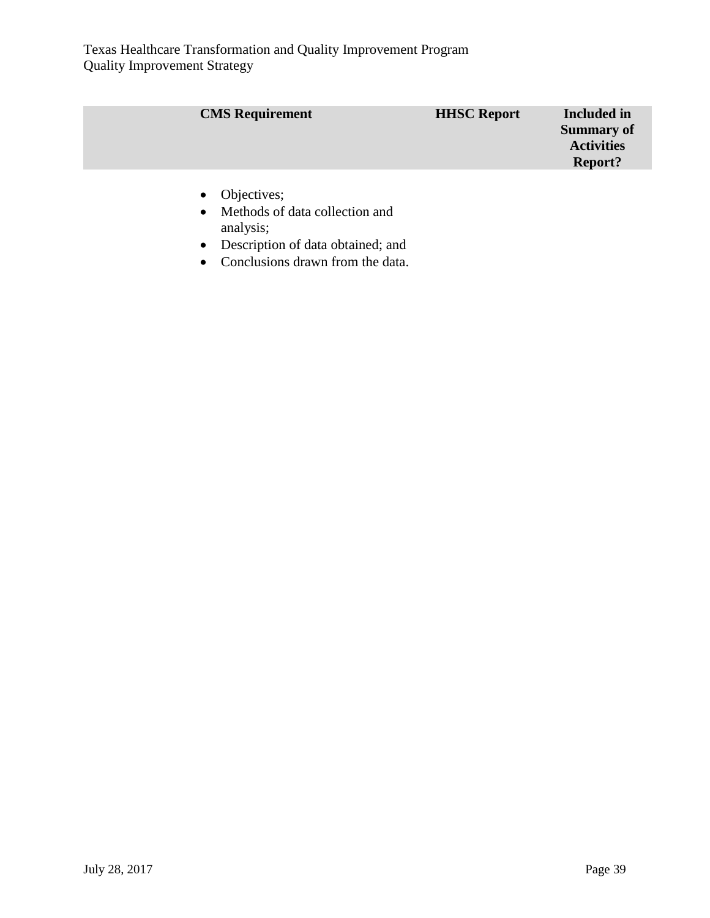| CMS Requirement | HHSC Report | Included in Summary of Activities Report? |
|---|---|---|
| • Objectives;<br>• Methods of data collection and analysis;<br>• Description of data obtained; and<br>• Conclusions drawn from the data. | | |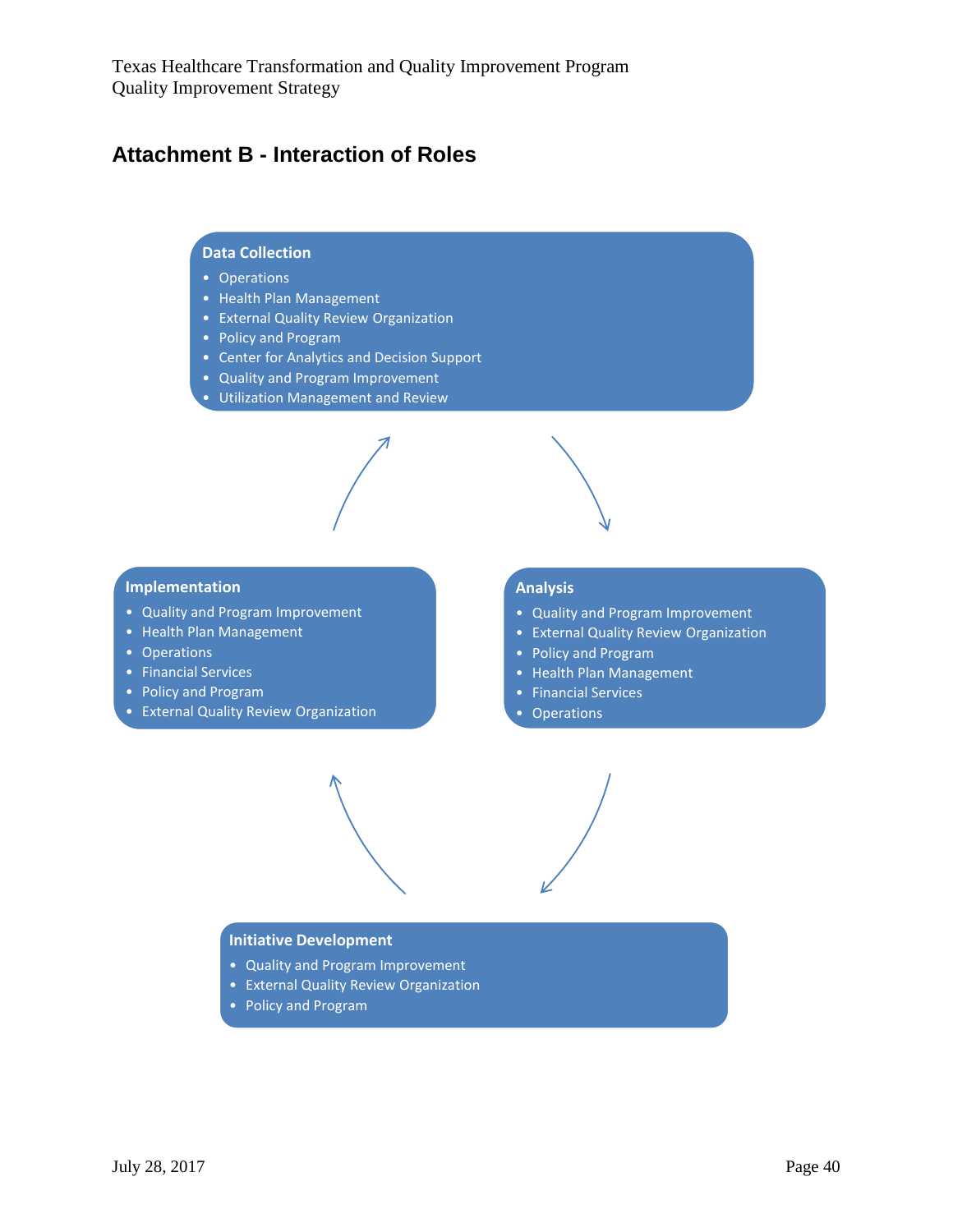## Attachment B - Interaction of Roles

**Data Collection**
- Operations
- Health Plan Management
- External Quality Review Organization
- Policy and Program
- Center for Analytics and Decision Support
- Quality and Program Improvement
- Utilization Management and Review

**Analysis**
- Quality and Program Improvement
- External Quality Review Organization
- Policy and Program
- Health Plan Management
- Financial Services
- Operations

**Initiative Development**
- Quality and Program Improvement
- External Quality Review Organization
- Policy and Program

**Implementation**
- Quality and Program Improvement
- Health Plan Management
- Operations
- Financial Services
- Policy and Program
- External Quality Review Organization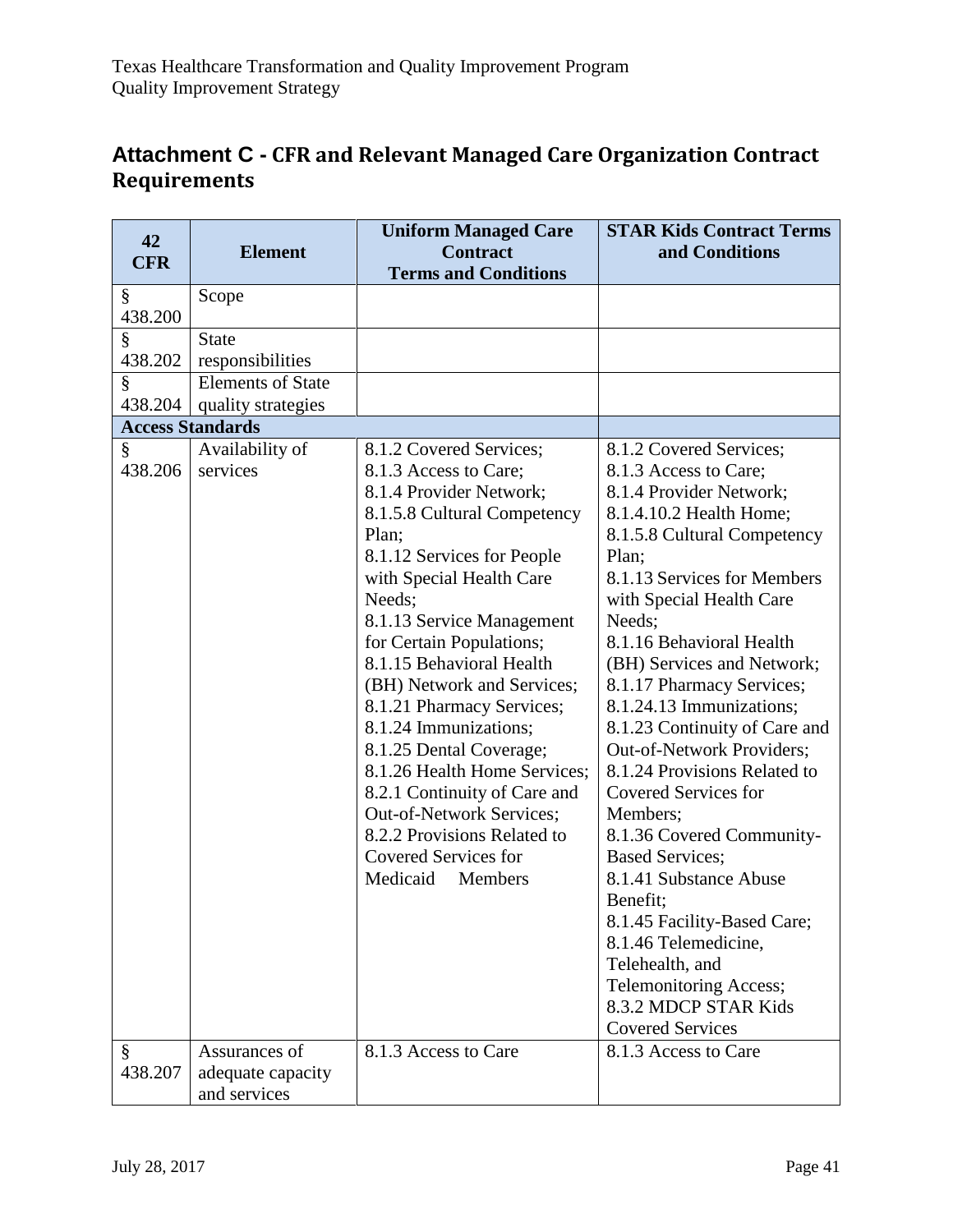## Attachment C - CFR and Relevant Managed Care Organization Contract Requirements

| 42 CFR | Element | Uniform Managed Care Contract Terms and Conditions | STAR Kids Contract Terms and Conditions |
|---|---|---|---|
| § 438.200 | Scope | | |
| § 438.202 | State responsibilities | | |
| § 438.204 | Elements of State quality strategies | | |
| **Access Standards** | | | |
| § 438.206 | Availability of services | 8.1.2 Covered Services; 8.1.3 Access to Care; 8.1.4 Provider Network; 8.1.5.8 Cultural Competency Plan; 8.1.12 Services for People with Special Health Care Needs; 8.1.13 Service Management for Certain Populations; 8.1.15 Behavioral Health (BH) Network and Services; 8.1.21 Pharmacy Services; 8.1.24 Immunizations; 8.1.25 Dental Coverage; 8.1.26 Health Home Services; 8.2.1 Continuity of Care and Out-of-Network Services; 8.2.2 Provisions Related to Covered Services for Medicaid Members | 8.1.2 Covered Services; 8.1.3 Access to Care; 8.1.4 Provider Network; 8.1.4.10.2 Health Home; 8.1.5.8 Cultural Competency Plan; 8.1.13 Services for Members with Special Health Care Needs; 8.1.16 Behavioral Health (BH) Services and Network; 8.1.17 Pharmacy Services; 8.1.24.13 Immunizations; 8.1.23 Continuity of Care and Out-of-Network Providers; 8.1.24 Provisions Related to Covered Services for Members; 8.1.36 Covered Community-Based Services; 8.1.41 Substance Abuse Benefit; 8.1.45 Facility-Based Care; 8.1.46 Telemedicine, Telehealth, and Telemonitoring Access; 8.3.2 MDCP STAR Kids Covered Services |
| § 438.207 | Assurances of adequate capacity and services | 8.1.3 Access to Care | 8.1.3 Access to Care |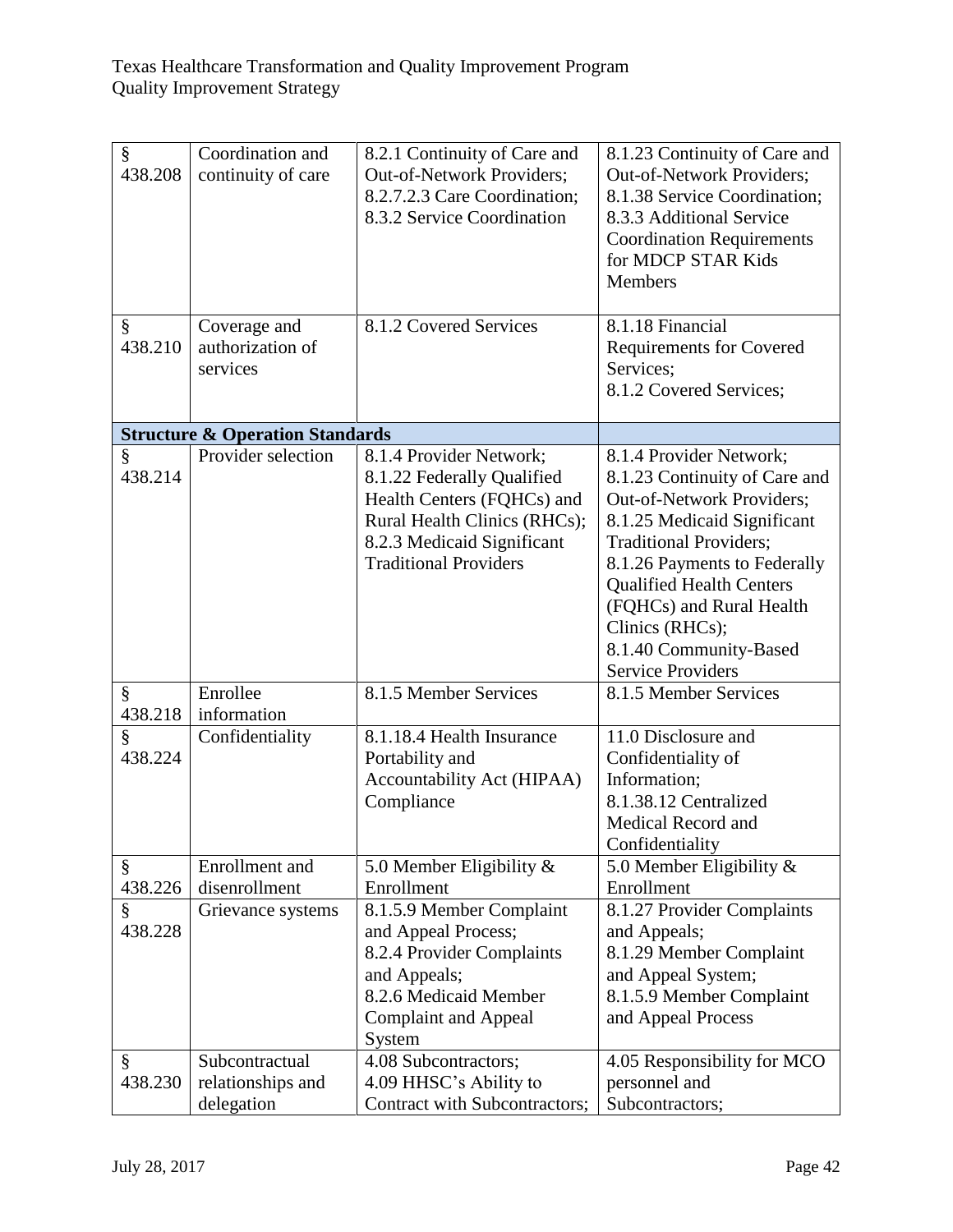| | | | |
|---|---|---|---|
| § 438.208 | Coordination and continuity of care | 8.2.1 Continuity of Care and Out-of-Network Providers; 8.2.7.2.3 Care Coordination; 8.3.2 Service Coordination | 8.1.23 Continuity of Care and Out-of-Network Providers; 8.1.38 Service Coordination; 8.3.3 Additional Service Coordination Requirements for MDCP STAR Kids Members |
| § 438.210 | Coverage and authorization of services | 8.1.2 Covered Services | 8.1.18 Financial Requirements for Covered Services; 8.1.2 Covered Services; |
| **Structure & Operation Standards** | | | |
| § 438.214 | Provider selection | 8.1.4 Provider Network; 8.1.22 Federally Qualified Health Centers (FQHCs) and Rural Health Clinics (RHCs); 8.2.3 Medicaid Significant Traditional Providers | 8.1.4 Provider Network; 8.1.23 Continuity of Care and Out-of-Network Providers; 8.1.25 Medicaid Significant Traditional Providers; 8.1.26 Payments to Federally Qualified Health Centers (FQHCs) and Rural Health Clinics (RHCs); 8.1.40 Community-Based Service Providers |
| § 438.218 | Enrollee information | 8.1.5 Member Services | 8.1.5 Member Services |
| § 438.224 | Confidentiality | 8.1.18.4 Health Insurance Portability and Accountability Act (HIPAA) Compliance | 11.0 Disclosure and Confidentiality of Information; 8.1.38.12 Centralized Medical Record and Confidentiality |
| § 438.226 | Enrollment and disenrollment | 5.0 Member Eligibility & Enrollment | 5.0 Member Eligibility & Enrollment |
| § 438.228 | Grievance systems | 8.1.5.9 Member Complaint and Appeal Process; 8.2.4 Provider Complaints and Appeals; 8.2.6 Medicaid Member Complaint and Appeal System | 8.1.27 Provider Complaints and Appeals; 8.1.29 Member Complaint and Appeal System; 8.1.5.9 Member Complaint and Appeal Process |
| § 438.230 | Subcontractual relationships and delegation | 4.08 Subcontractors; 4.09 HHSC's Ability to Contract with Subcontractors; | 4.05 Responsibility for MCO personnel and Subcontractors; |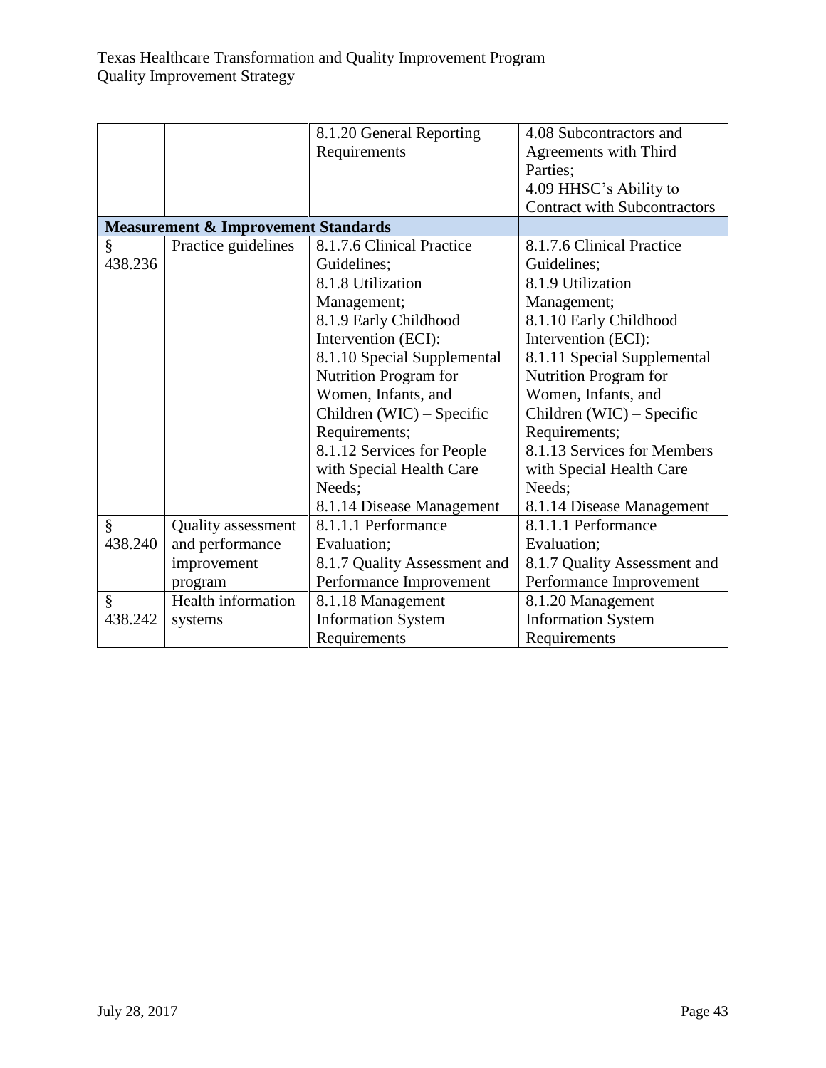| | | | |
|---|---|---|---|
| | | 8.1.20 General Reporting Requirements | 4.08 Subcontractors and Agreements with Third Parties; 4.09 HHSC's Ability to Contract with Subcontractors |
| **Measurement & Improvement Standards** | | | |
| § 438.236 | Practice guidelines | 8.1.7.6 Clinical Practice Guidelines; 8.1.8 Utilization Management; 8.1.9 Early Childhood Intervention (ECI): 8.1.10 Special Supplemental Nutrition Program for Women, Infants, and Children (WIC) – Specific Requirements; 8.1.12 Services for People with Special Health Care Needs; 8.1.14 Disease Management | 8.1.7.6 Clinical Practice Guidelines; 8.1.9 Utilization Management; 8.1.10 Early Childhood Intervention (ECI): 8.1.11 Special Supplemental Nutrition Program for Women, Infants, and Children (WIC) – Specific Requirements; 8.1.13 Services for Members with Special Health Care Needs; 8.1.14 Disease Management |
| § 438.240 | Quality assessment and performance improvement program | 8.1.1.1 Performance Evaluation; 8.1.7 Quality Assessment and Performance Improvement | 8.1.1.1 Performance Evaluation; 8.1.7 Quality Assessment and Performance Improvement |
| § 438.242 | Health information systems | 8.1.18 Management Information System Requirements | 8.1.20 Management Information System Requirements |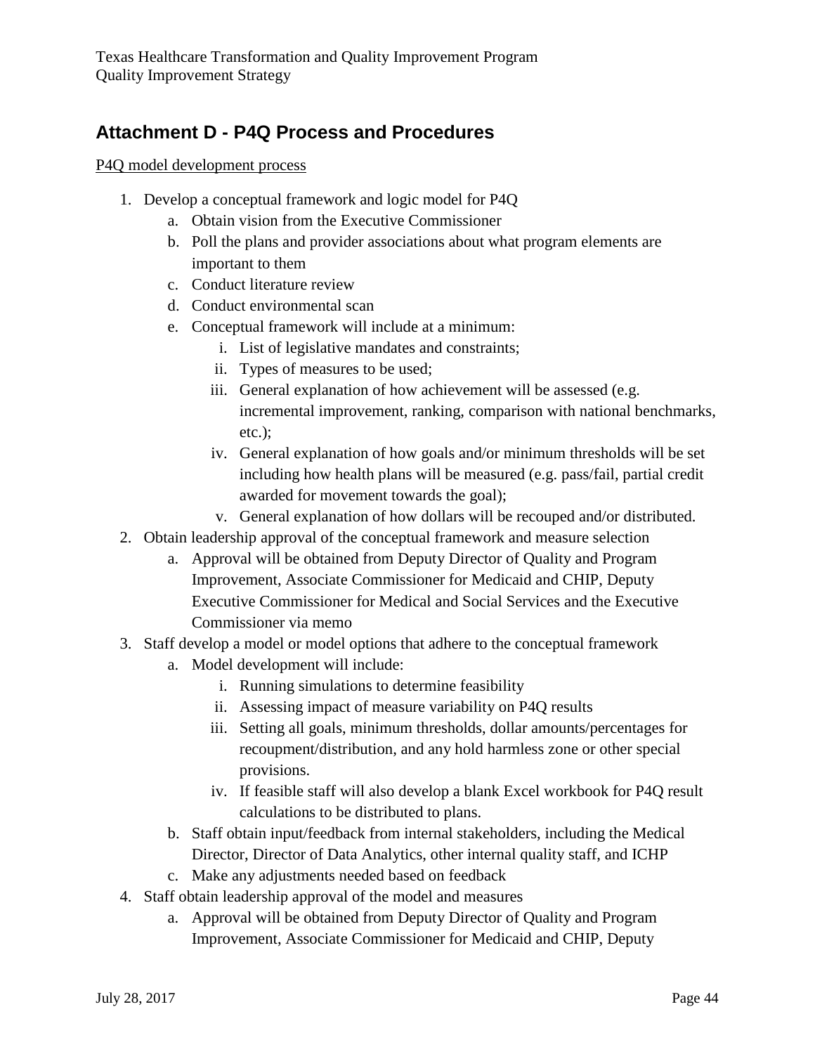## Attachment D - P4Q Process and Procedures

P4Q model development process

1. Develop a conceptual framework and logic model for P4Q
   a. Obtain vision from the Executive Commissioner
   b. Poll the plans and provider associations about what program elements are important to them
   c. Conduct literature review
   d. Conduct environmental scan
   e. Conceptual framework will include at a minimum:
      i. List of legislative mandates and constraints;
      ii. Types of measures to be used;
      iii. General explanation of how achievement will be assessed (e.g. incremental improvement, ranking, comparison with national benchmarks, etc.);
      iv. General explanation of how goals and/or minimum thresholds will be set including how health plans will be measured (e.g. pass/fail, partial credit awarded for movement towards the goal);
      v. General explanation of how dollars will be recouped and/or distributed.
2. Obtain leadership approval of the conceptual framework and measure selection
   a. Approval will be obtained from Deputy Director of Quality and Program Improvement, Associate Commissioner for Medicaid and CHIP, Deputy Executive Commissioner for Medical and Social Services and the Executive Commissioner via memo
3. Staff develop a model or model options that adhere to the conceptual framework
   a. Model development will include:
      i. Running simulations to determine feasibility
      ii. Assessing impact of measure variability on P4Q results
      iii. Setting all goals, minimum thresholds, dollar amounts/percentages for recoupment/distribution, and any hold harmless zone or other special provisions.
      iv. If feasible staff will also develop a blank Excel workbook for P4Q result calculations to be distributed to plans.
   b. Staff obtain input/feedback from internal stakeholders, including the Medical Director, Director of Data Analytics, other internal quality staff, and ICHP
   c. Make any adjustments needed based on feedback
4. Staff obtain leadership approval of the model and measures
   a. Approval will be obtained from Deputy Director of Quality and Program Improvement, Associate Commissioner for Medicaid and CHIP, Deputy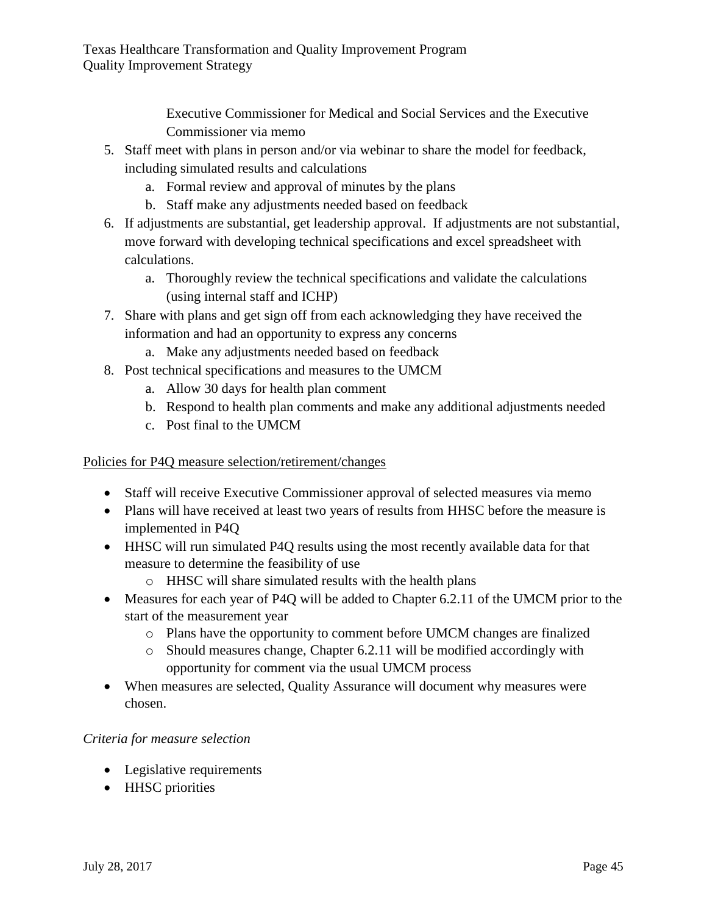Executive Commissioner for Medical and Social Services and the Executive Commissioner via memo

5. Staff meet with plans in person and/or via webinar to share the model for feedback, including simulated results and calculations
   a. Formal review and approval of minutes by the plans
   b. Staff make any adjustments needed based on feedback
6. If adjustments are substantial, get leadership approval. If adjustments are not substantial, move forward with developing technical specifications and excel spreadsheet with calculations.
   a. Thoroughly review the technical specifications and validate the calculations (using internal staff and ICHP)
7. Share with plans and get sign off from each acknowledging they have received the information and had an opportunity to express any concerns
   a. Make any adjustments needed based on feedback
8. Post technical specifications and measures to the UMCM
   a. Allow 30 days for health plan comment
   b. Respond to health plan comments and make any additional adjustments needed
   c. Post final to the UMCM

<u>Policies for P4Q measure selection/retirement/changes</u>

- Staff will receive Executive Commissioner approval of selected measures via memo
- Plans will have received at least two years of results from HHSC before the measure is implemented in P4Q
- HHSC will run simulated P4Q results using the most recently available data for that measure to determine the feasibility of use
  - HHSC will share simulated results with the health plans
- Measures for each year of P4Q will be added to Chapter 6.2.11 of the UMCM prior to the start of the measurement year
  - Plans have the opportunity to comment before UMCM changes are finalized
  - Should measures change, Chapter 6.2.11 will be modified accordingly with opportunity for comment via the usual UMCM process
- When measures are selected, Quality Assurance will document why measures were chosen.

*Criteria for measure selection*

- Legislative requirements
- HHSC priorities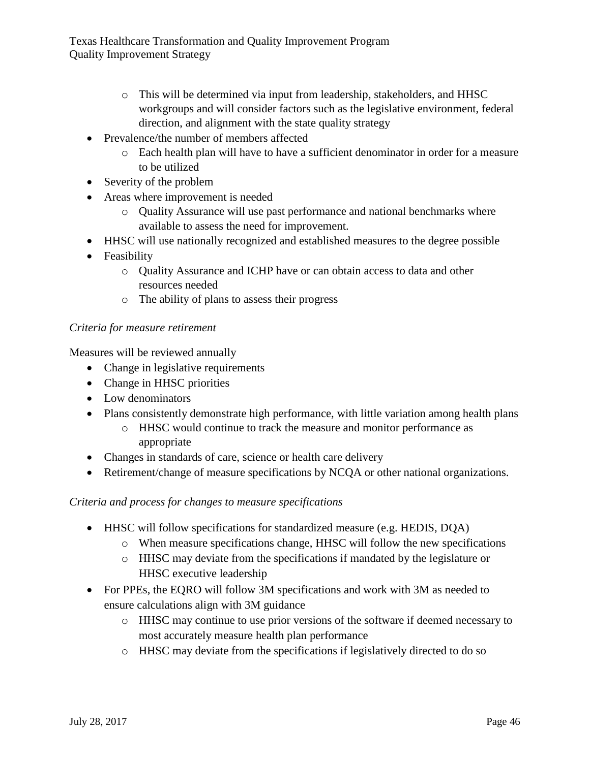- This will be determined via input from leadership, stakeholders, and HHSC workgroups and will consider factors such as the legislative environment, federal direction, and alignment with the state quality strategy
- Prevalence/the number of members affected
    - Each health plan will have to have a sufficient denominator in order for a measure to be utilized
- Severity of the problem
- Areas where improvement is needed
    - Quality Assurance will use past performance and national benchmarks where available to assess the need for improvement.
- HHSC will use nationally recognized and established measures to the degree possible
- Feasibility
    - Quality Assurance and ICHP have or can obtain access to data and other resources needed
    - The ability of plans to assess their progress

*Criteria for measure retirement*

Measures will be reviewed annually

- Change in legislative requirements
- Change in HHSC priorities
- Low denominators
- Plans consistently demonstrate high performance, with little variation among health plans
    - HHSC would continue to track the measure and monitor performance as appropriate
- Changes in standards of care, science or health care delivery
- Retirement/change of measure specifications by NCQA or other national organizations.

*Criteria and process for changes to measure specifications*

- HHSC will follow specifications for standardized measure (e.g. HEDIS, DQA)
    - When measure specifications change, HHSC will follow the new specifications
    - HHSC may deviate from the specifications if mandated by the legislature or HHSC executive leadership
- For PPEs, the EQRO will follow 3M specifications and work with 3M as needed to ensure calculations align with 3M guidance
    - HHSC may continue to use prior versions of the software if deemed necessary to most accurately measure health plan performance
    - HHSC may deviate from the specifications if legislatively directed to do so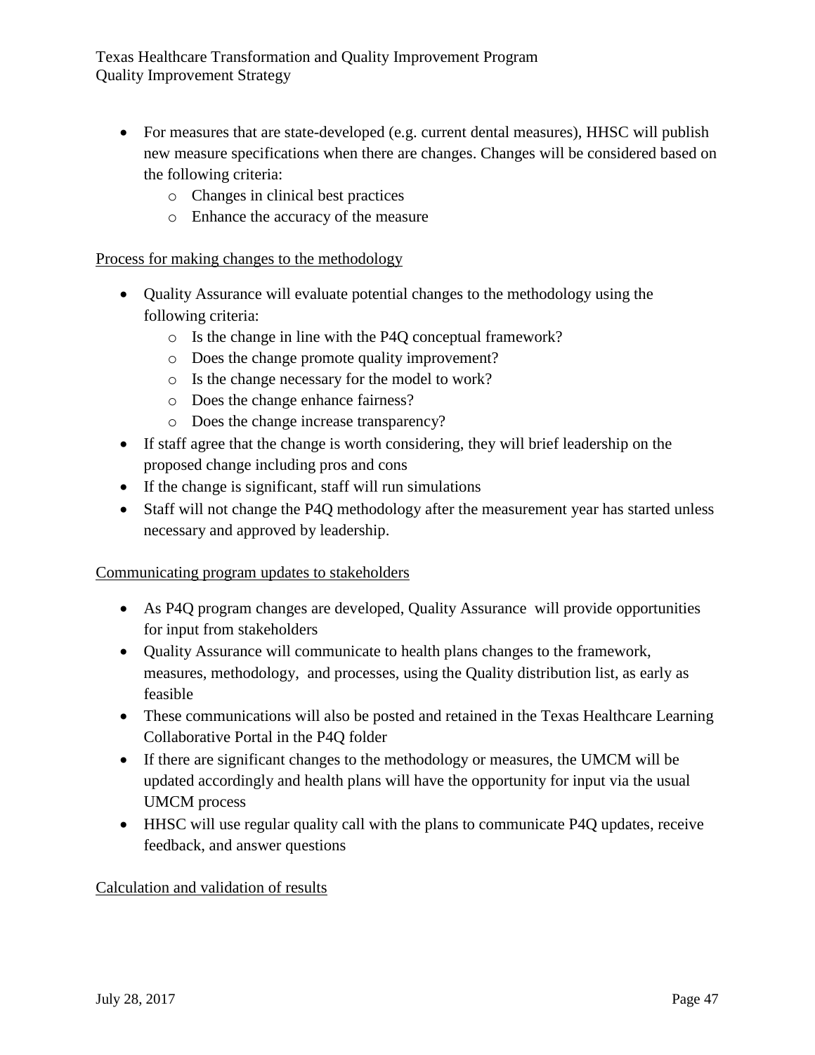- For measures that are state-developed (e.g. current dental measures), HHSC will publish new measure specifications when there are changes. Changes will be considered based on the following criteria:
  - Changes in clinical best practices
  - Enhance the accuracy of the measure

Process for making changes to the methodology

- Quality Assurance will evaluate potential changes to the methodology using the following criteria:
  - Is the change in line with the P4Q conceptual framework?
  - Does the change promote quality improvement?
  - Is the change necessary for the model to work?
  - Does the change enhance fairness?
  - Does the change increase transparency?
- If staff agree that the change is worth considering, they will brief leadership on the proposed change including pros and cons
- If the change is significant, staff will run simulations
- Staff will not change the P4Q methodology after the measurement year has started unless necessary and approved by leadership.

Communicating program updates to stakeholders

- As P4Q program changes are developed, Quality Assurance will provide opportunities for input from stakeholders
- Quality Assurance will communicate to health plans changes to the framework, measures, methodology, and processes, using the Quality distribution list, as early as feasible
- These communications will also be posted and retained in the Texas Healthcare Learning Collaborative Portal in the P4Q folder
- If there are significant changes to the methodology or measures, the UMCM will be updated accordingly and health plans will have the opportunity for input via the usual UMCM process
- HHSC will use regular quality call with the plans to communicate P4Q updates, receive feedback, and answer questions

Calculation and validation of results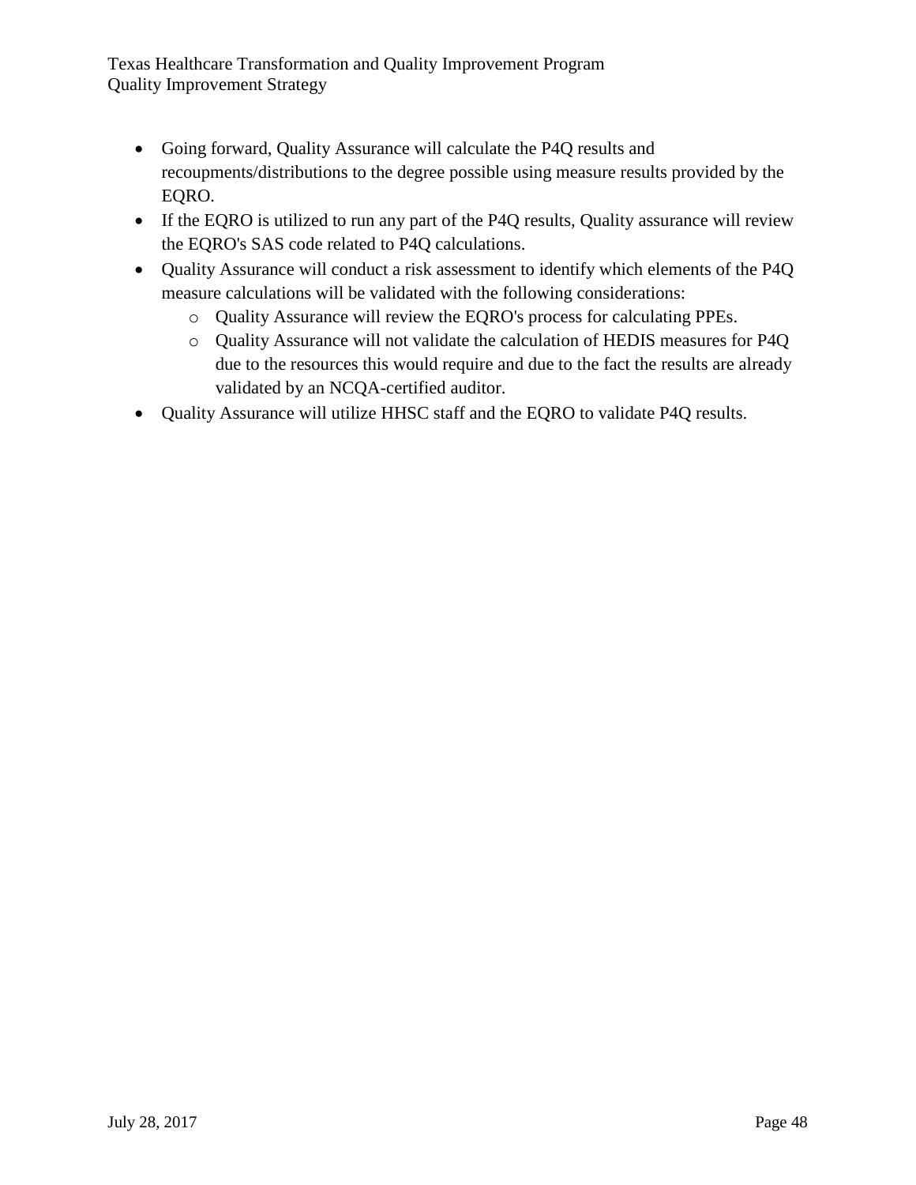- Going forward, Quality Assurance will calculate the P4Q results and recoupments/distributions to the degree possible using measure results provided by the EQRO.
- If the EQRO is utilized to run any part of the P4Q results, Quality assurance will review the EQRO's SAS code related to P4Q calculations.
- Quality Assurance will conduct a risk assessment to identify which elements of the P4Q measure calculations will be validated with the following considerations:
    - Quality Assurance will review the EQRO's process for calculating PPEs.
    - Quality Assurance will not validate the calculation of HEDIS measures for P4Q due to the resources this would require and due to the fact the results are already validated by an NCQA-certified auditor.
- Quality Assurance will utilize HHSC staff and the EQRO to validate P4Q results.